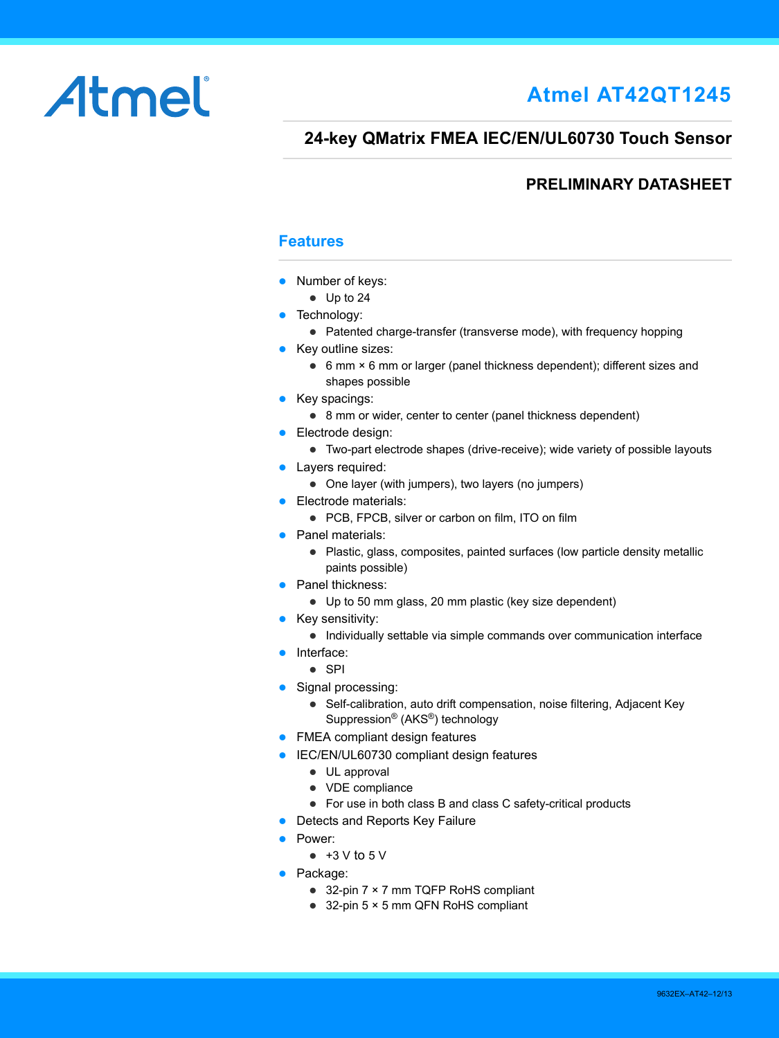Atmel

# Atmel AT42QT1245

## 24-key QMatrix FMEA IEC/EN/UL60730 Touch Sensor

### PRELIMINARY DATASHEET

## Features

- Number of keys:
  - Up to 24
- Technology:
  - Patented charge-transfer (transverse mode), with frequency hopping
- Key outline sizes:
  - 6 mm × 6 mm or larger (panel thickness dependent); different sizes and shapes possible
- Key spacings:
  - 8 mm or wider, center to center (panel thickness dependent)
- Electrode design:
  - Two-part electrode shapes (drive-receive); wide variety of possible layouts
- Layers required:
  - One layer (with jumpers), two layers (no jumpers)
- Electrode materials:
  - PCB, FPCB, silver or carbon on film, ITO on film
- Panel materials:
  - Plastic, glass, composites, painted surfaces (low particle density metallic paints possible)
- Panel thickness:
  - Up to 50 mm glass, 20 mm plastic (key size dependent)
- Key sensitivity:
  - Individually settable via simple commands over communication interface
- Interface:
  - SPI
- Signal processing:
  - Self-calibration, auto drift compensation, noise filtering, Adjacent Key Suppression® (AKS®) technology
- FMEA compliant design features
- IEC/EN/UL60730 compliant design features
  - UL approval
  - VDE compliance
  - For use in both class B and class C safety-critical products
- Detects and Reports Key Failure
- Power:
  - +3 V to 5 V
- Package:
  - 32-pin 7 × 7 mm TQFP RoHS compliant
  - 32-pin 5 × 5 mm QFN RoHS compliant

9632EX–AT42–12/13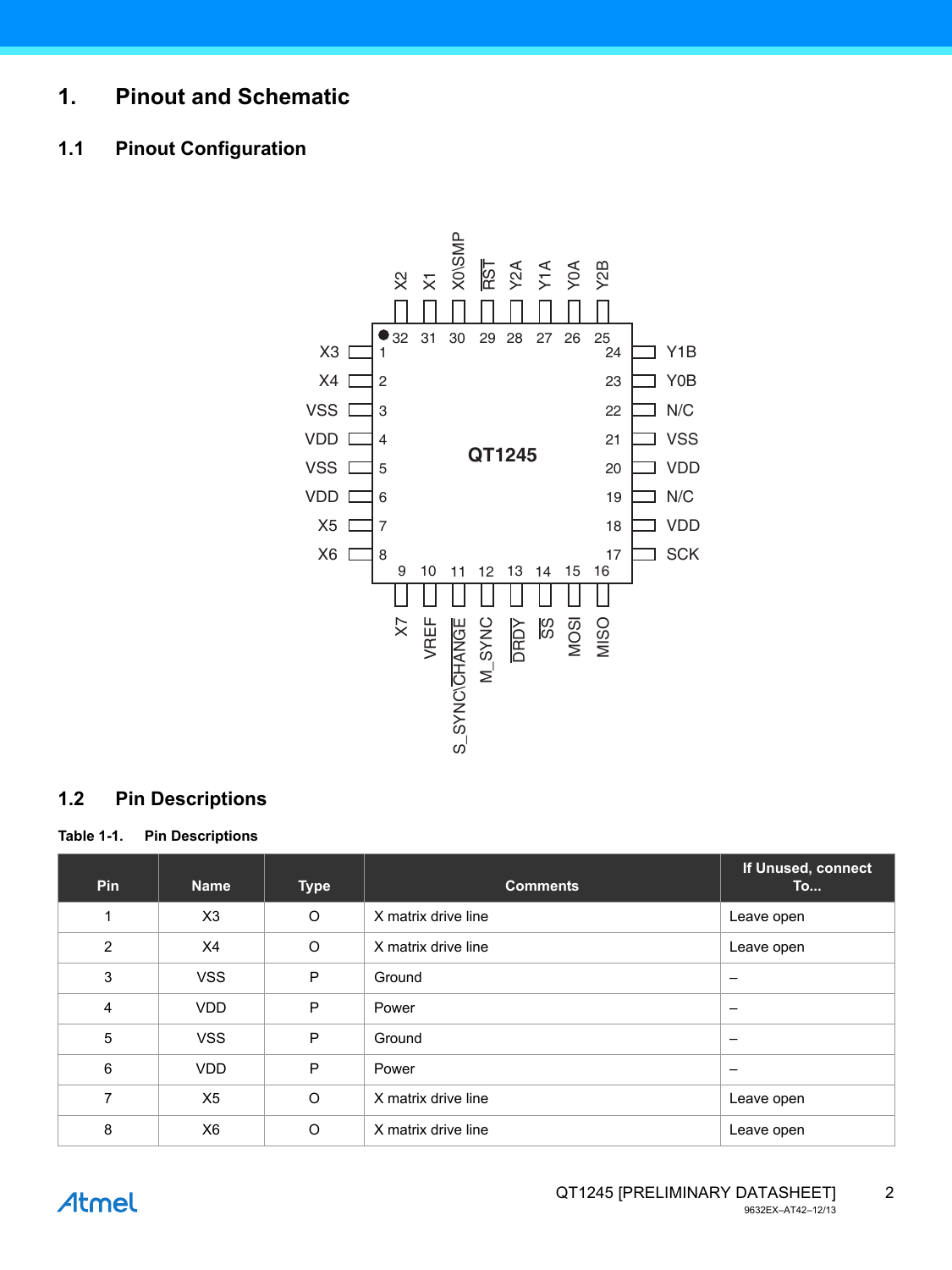# 1. Pinout and Schematic

## 1.1 Pinout Configuration

## 1.2 Pin Descriptions

**Table 1-1. Pin Descriptions**

| Pin | Name | Type | Comments | If Unused, connect To... |
|---|---|---|---|---|
| 1 | X3 | O | X matrix drive line | Leave open |
| 2 | X4 | O | X matrix drive line | Leave open |
| 3 | VSS | P | Ground | – |
| 4 | VDD | P | Power | – |
| 5 | VSS | P | Ground | – |
| 6 | VDD | P | Power | – |
| 7 | X5 | O | X matrix drive line | Leave open |
| 8 | X6 | O | X matrix drive line | Leave open |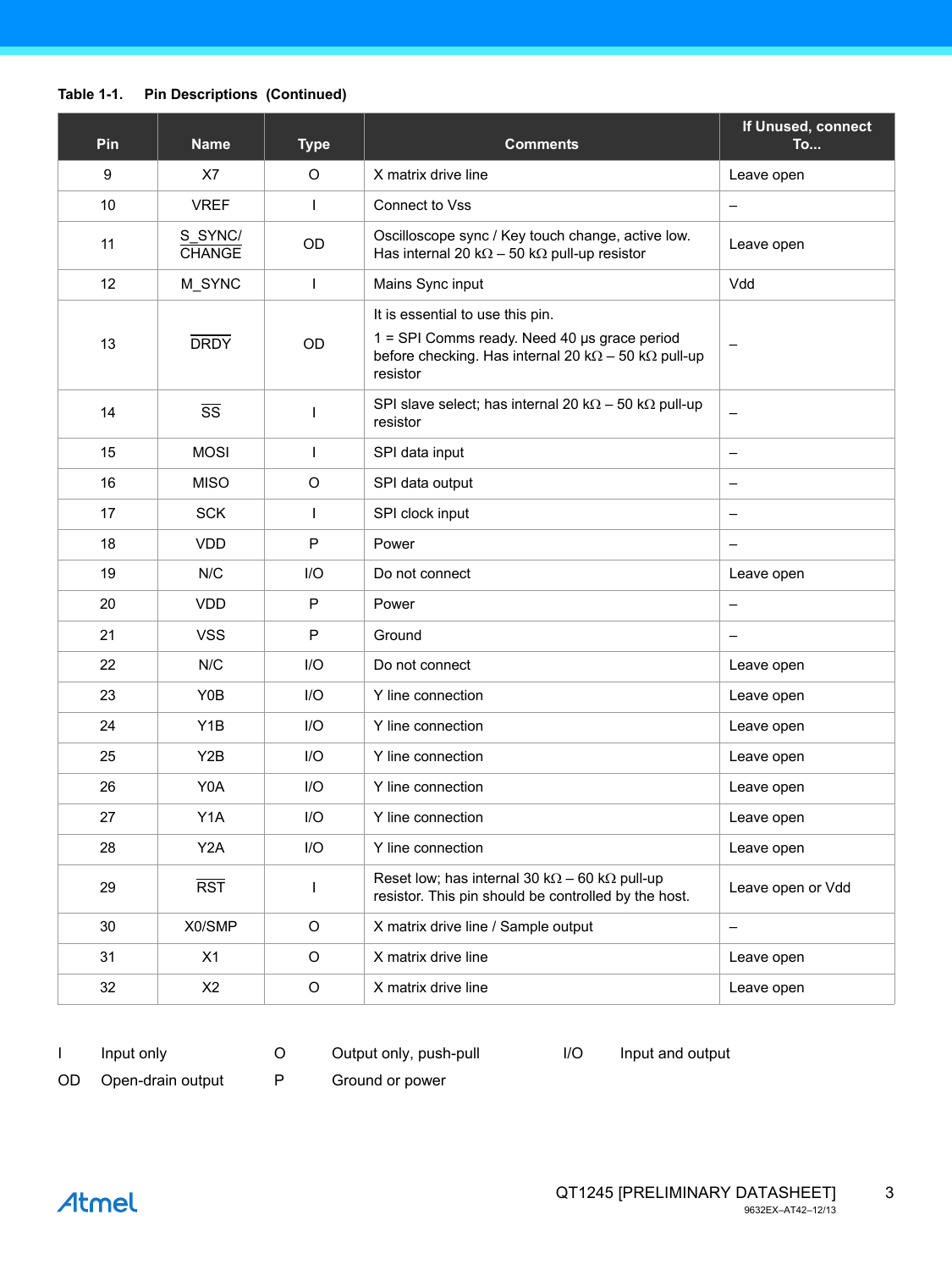**Table 1-1. Pin Descriptions (Continued)**

| Pin | Name | Type | Comments | If Unused, connect To... |
|---|---|---|---|---|
| 9 | X7 | O | X matrix drive line | Leave open |
| 10 | VREF | I | Connect to Vss | – |
| 11 | S_SYNC/ CHANGE | OD | Oscilloscope sync / Key touch change, active low. Has internal 20 kΩ – 50 kΩ pull-up resistor | Leave open |
| 12 | M_SYNC | I | Mains Sync input | Vdd |
| 13 | DRDY | OD | It is essential to use this pin. 1 = SPI Comms ready. Need 40 µs grace period before checking. Has internal 20 kΩ – 50 kΩ pull-up resistor | – |
| 14 | SS | I | SPI slave select; has internal 20 kΩ – 50 kΩ pull-up resistor | – |
| 15 | MOSI | I | SPI data input | – |
| 16 | MISO | O | SPI data output | – |
| 17 | SCK | I | SPI clock input | – |
| 18 | VDD | P | Power | – |
| 19 | N/C | I/O | Do not connect | Leave open |
| 20 | VDD | P | Power | – |
| 21 | VSS | P | Ground | – |
| 22 | N/C | I/O | Do not connect | Leave open |
| 23 | Y0B | I/O | Y line connection | Leave open |
| 24 | Y1B | I/O | Y line connection | Leave open |
| 25 | Y2B | I/O | Y line connection | Leave open |
| 26 | Y0A | I/O | Y line connection | Leave open |
| 27 | Y1A | I/O | Y line connection | Leave open |
| 28 | Y2A | I/O | Y line connection | Leave open |
| 29 | RST | I | Reset low; has internal 30 kΩ – 60 kΩ pull-up resistor. This pin should be controlled by the host. | Leave open or Vdd |
| 30 | X0/SMP | O | X matrix drive line / Sample output | – |
| 31 | X1 | O | X matrix drive line | Leave open |
| 32 | X2 | O | X matrix drive line | Leave open |

| | | | | | |
|---|---|---|---|---|---|
| I | Input only | O | Output only, push-pull | I/O | Input and output |
| OD | Open-drain output | P | Ground or power | | |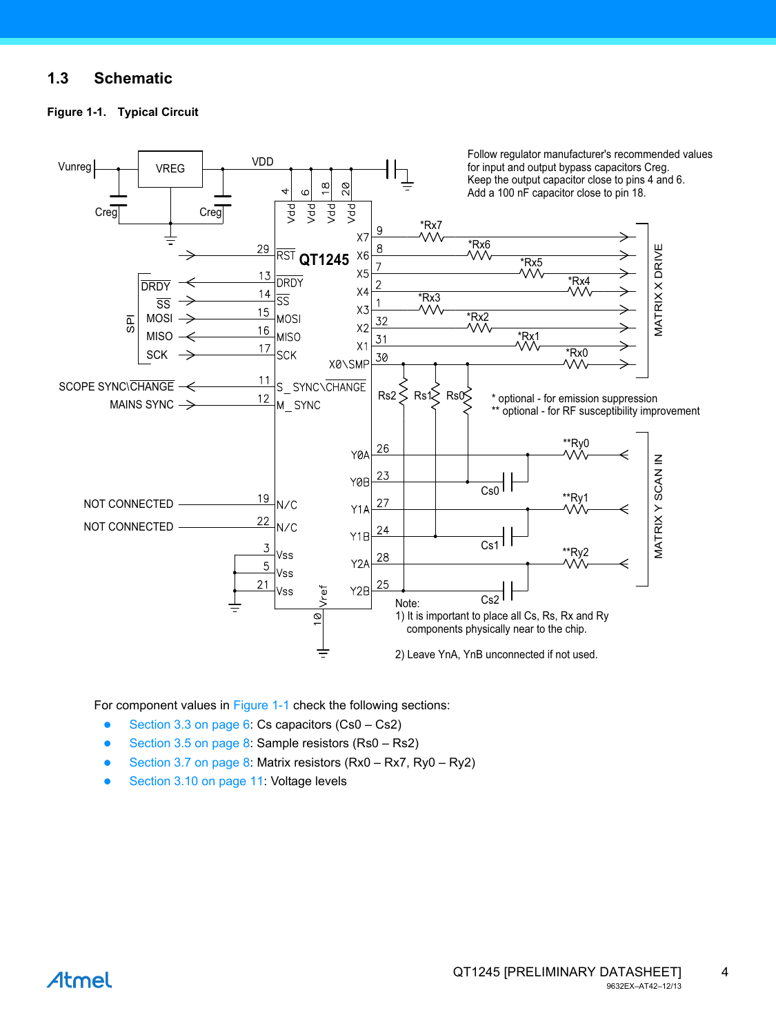## 1.3 Schematic

**Figure 1-1. Typical Circuit**

Follow regulator manufacturer's recommended values for input and output bypass capacitors Creg.
Keep the output capacitor close to pins 4 and 6.
Add a 100 nF capacitor close to pin 18.

* optional - for emission suppression
** optional - for RF susceptibility improvement

Note:
1) It is important to place all Cs, Rs, Rx and Ry components physically near to the chip.

2) Leave YnA, YnB unconnected if not used.

For component values in Figure 1-1 check the following sections:

- Section 3.3 on page 6: Cs capacitors (Cs0 – Cs2)
- Section 3.5 on page 8: Sample resistors (Rs0 – Rs2)
- Section 3.7 on page 8: Matrix resistors (Rx0 – Rx7, Ry0 – Ry2)
- Section 3.10 on page 11: Voltage levels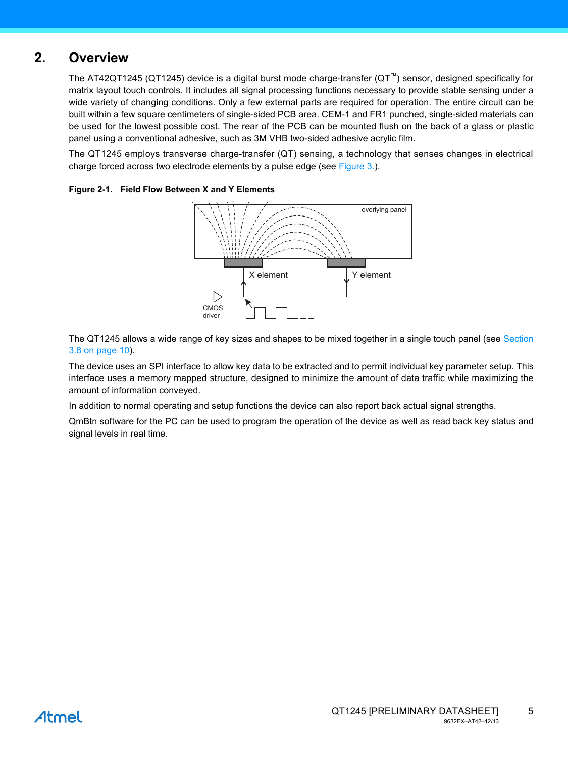# 2. Overview

The AT42QT1245 (QT1245) device is a digital burst mode charge-transfer (QT™) sensor, designed specifically for matrix layout touch controls. It includes all signal processing functions necessary to provide stable sensing under a wide variety of changing conditions. Only a few external parts are required for operation. The entire circuit can be built within a few square centimeters of single-sided PCB area. CEM-1 and FR1 punched, single-sided materials can be used for the lowest possible cost. The rear of the PCB can be mounted flush on the back of a glass or plastic panel using a conventional adhesive, such as 3M VHB two-sided adhesive acrylic film.

The QT1245 employs transverse charge-transfer (QT) sensing, a technology that senses changes in electrical charge forced across two electrode elements by a pulse edge (see Figure 3.).

**Figure 2-1. Field Flow Between X and Y Elements**

The QT1245 allows a wide range of key sizes and shapes to be mixed together in a single touch panel (see Section 3.8 on page 10).

The device uses an SPI interface to allow key data to be extracted and to permit individual key parameter setup. This interface uses a memory mapped structure, designed to minimize the amount of data traffic while maximizing the amount of information conveyed.

In addition to normal operating and setup functions the device can also report back actual signal strengths.

QmBtn software for the PC can be used to program the operation of the device as well as read back key status and signal levels in real time.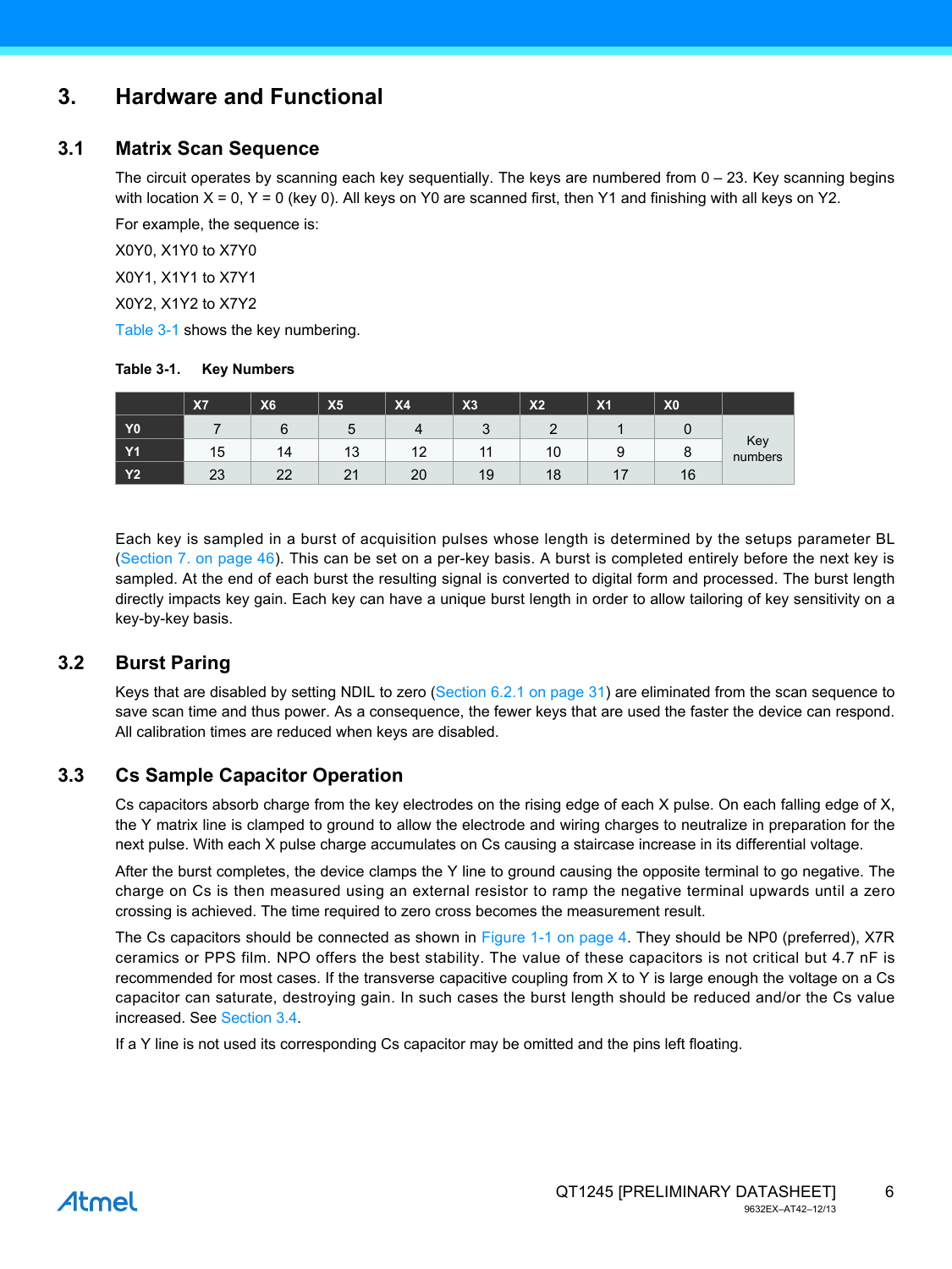# 3. Hardware and Functional

## 3.1 Matrix Scan Sequence

The circuit operates by scanning each key sequentially. The keys are numbered from 0 – 23. Key scanning begins with location X = 0, Y = 0 (key 0). All keys on Y0 are scanned first, then Y1 and finishing with all keys on Y2.

For example, the sequence is:

X0Y0, X1Y0 to X7Y0

X0Y1, X1Y1 to X7Y1

X0Y2, X1Y2 to X7Y2

Table 3-1 shows the key numbering.

**Table 3-1. Key Numbers**

| | X7 | X6 | X5 | X4 | X3 | X2 | X1 | X0 | |
|---|---|---|---|---|---|---|---|---|---|
| Y0 | 7 | 6 | 5 | 4 | 3 | 2 | 1 | 0 | Key numbers |
| Y1 | 15 | 14 | 13 | 12 | 11 | 10 | 9 | 8 | |
| Y2 | 23 | 22 | 21 | 20 | 19 | 18 | 17 | 16 | |

Each key is sampled in a burst of acquisition pulses whose length is determined by the setups parameter BL (Section 7. on page 46). This can be set on a per-key basis. A burst is completed entirely before the next key is sampled. At the end of each burst the resulting signal is converted to digital form and processed. The burst length directly impacts key gain. Each key can have a unique burst length in order to allow tailoring of key sensitivity on a key-by-key basis.

## 3.2 Burst Paring

Keys that are disabled by setting NDIL to zero (Section 6.2.1 on page 31) are eliminated from the scan sequence to save scan time and thus power. As a consequence, the fewer keys that are used the faster the device can respond. All calibration times are reduced when keys are disabled.

## 3.3 Cs Sample Capacitor Operation

Cs capacitors absorb charge from the key electrodes on the rising edge of each X pulse. On each falling edge of X, the Y matrix line is clamped to ground to allow the electrode and wiring charges to neutralize in preparation for the next pulse. With each X pulse charge accumulates on Cs causing a staircase increase in its differential voltage.

After the burst completes, the device clamps the Y line to ground causing the opposite terminal to go negative. The charge on Cs is then measured using an external resistor to ramp the negative terminal upwards until a zero crossing is achieved. The time required to zero cross becomes the measurement result.

The Cs capacitors should be connected as shown in Figure 1-1 on page 4. They should be NP0 (preferred), X7R ceramics or PPS film. NPO offers the best stability. The value of these capacitors is not critical but 4.7 nF is recommended for most cases. If the transverse capacitive coupling from X to Y is large enough the voltage on a Cs capacitor can saturate, destroying gain. In such cases the burst length should be reduced and/or the Cs value increased. See Section 3.4.

If a Y line is not used its corresponding Cs capacitor may be omitted and the pins left floating.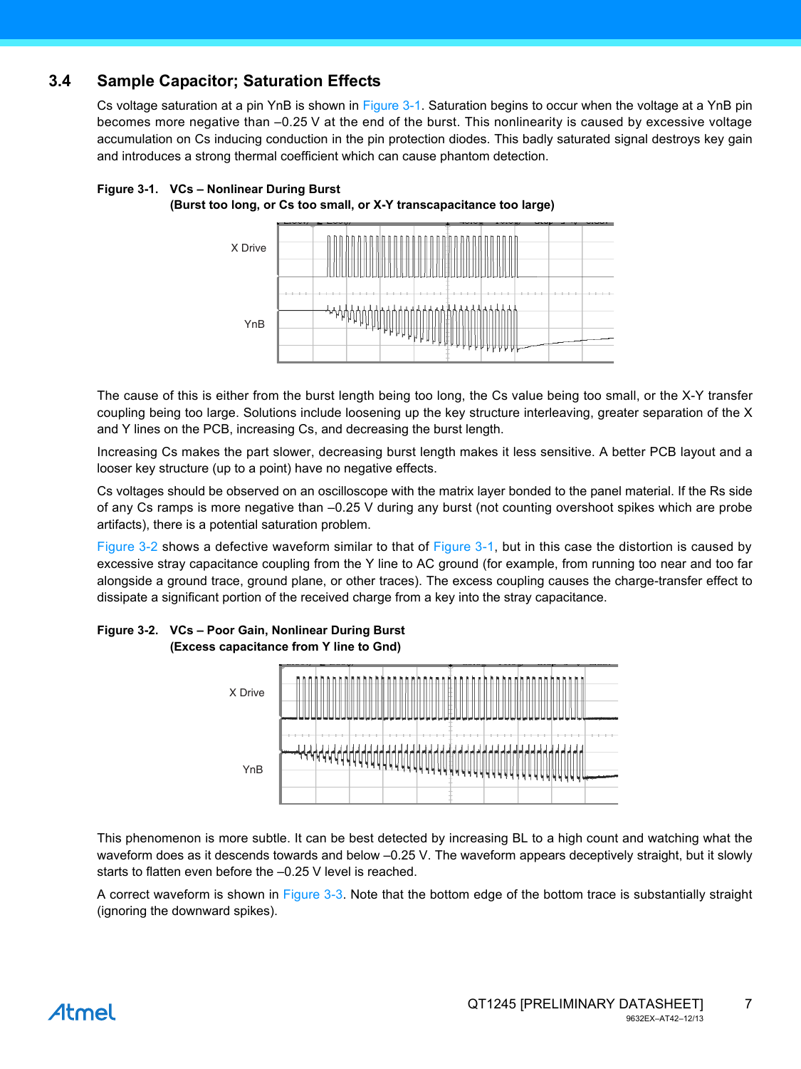## 3.4 Sample Capacitor; Saturation Effects

Cs voltage saturation at a pin YnB is shown in Figure 3-1. Saturation begins to occur when the voltage at a YnB pin becomes more negative than –0.25 V at the end of the burst. This nonlinearity is caused by excessive voltage accumulation on Cs inducing conduction in the pin protection diodes. This badly saturated signal destroys key gain and introduces a strong thermal coefficient which can cause phantom detection.

**Figure 3-1. VCs – Nonlinear During Burst (Burst too long, or Cs too small, or X-Y transcapacitance too large)**

The cause of this is either from the burst length being too long, the Cs value being too small, or the X-Y transfer coupling being too large. Solutions include loosening up the key structure interleaving, greater separation of the X and Y lines on the PCB, increasing Cs, and decreasing the burst length.

Increasing Cs makes the part slower, decreasing burst length makes it less sensitive. A better PCB layout and a looser key structure (up to a point) have no negative effects.

Cs voltages should be observed on an oscilloscope with the matrix layer bonded to the panel material. If the Rs side of any Cs ramps is more negative than –0.25 V during any burst (not counting overshoot spikes which are probe artifacts), there is a potential saturation problem.

Figure 3-2 shows a defective waveform similar to that of Figure 3-1, but in this case the distortion is caused by excessive stray capacitance coupling from the Y line to AC ground (for example, from running too near and too far alongside a ground trace, ground plane, or other traces). The excess coupling causes the charge-transfer effect to dissipate a significant portion of the received charge from a key into the stray capacitance.

**Figure 3-2. VCs – Poor Gain, Nonlinear During Burst (Excess capacitance from Y line to Gnd)**

This phenomenon is more subtle. It can be best detected by increasing BL to a high count and watching what the waveform does as it descends towards and below –0.25 V. The waveform appears deceptively straight, but it slowly starts to flatten even before the –0.25 V level is reached.

A correct waveform is shown in Figure 3-3. Note that the bottom edge of the bottom trace is substantially straight (ignoring the downward spikes).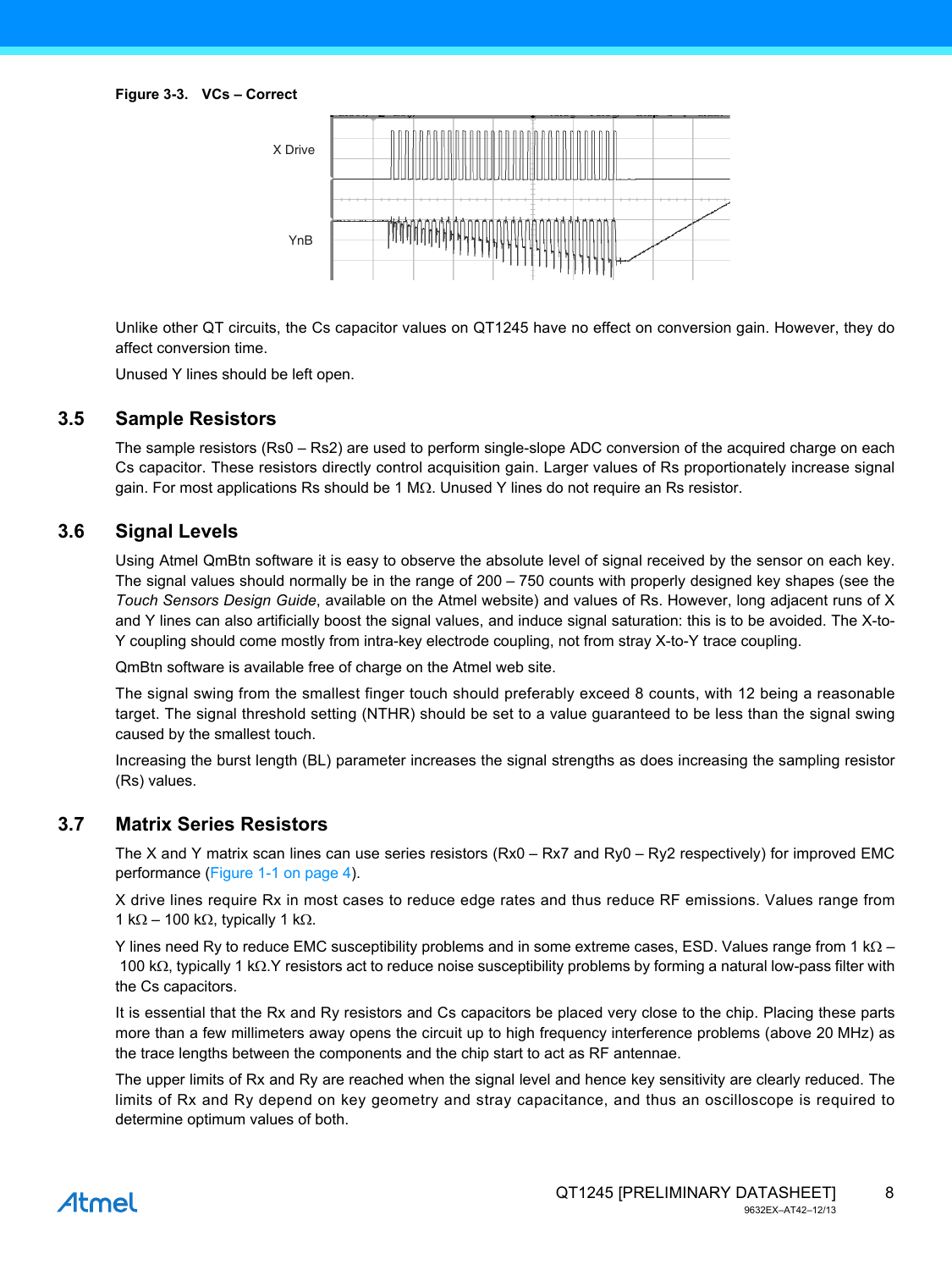**Figure 3-3. VCs – Correct**

Unlike other QT circuits, the Cs capacitor values on QT1245 have no effect on conversion gain. However, they do affect conversion time.

Unused Y lines should be left open.

## 3.5 Sample Resistors

The sample resistors (Rs0 – Rs2) are used to perform single-slope ADC conversion of the acquired charge on each Cs capacitor. These resistors directly control acquisition gain. Larger values of Rs proportionately increase signal gain. For most applications Rs should be 1 MΩ. Unused Y lines do not require an Rs resistor.

## 3.6 Signal Levels

Using Atmel QmBtn software it is easy to observe the absolute level of signal received by the sensor on each key. The signal values should normally be in the range of 200 – 750 counts with properly designed key shapes (see the *Touch Sensors Design Guide*, available on the Atmel website) and values of Rs. However, long adjacent runs of X and Y lines can also artificially boost the signal values, and induce signal saturation: this is to be avoided. The X-to-Y coupling should come mostly from intra-key electrode coupling, not from stray X-to-Y trace coupling.

QmBtn software is available free of charge on the Atmel web site.

The signal swing from the smallest finger touch should preferably exceed 8 counts, with 12 being a reasonable target. The signal threshold setting (NTHR) should be set to a value guaranteed to be less than the signal swing caused by the smallest touch.

Increasing the burst length (BL) parameter increases the signal strengths as does increasing the sampling resistor (Rs) values.

## 3.7 Matrix Series Resistors

The X and Y matrix scan lines can use series resistors (Rx0 – Rx7 and Ry0 – Ry2 respectively) for improved EMC performance (Figure 1-1 on page 4).

X drive lines require Rx in most cases to reduce edge rates and thus reduce RF emissions. Values range from 1 kΩ – 100 kΩ, typically 1 kΩ.

Y lines need Ry to reduce EMC susceptibility problems and in some extreme cases, ESD. Values range from 1 kΩ – 100 kΩ, typically 1 kΩ.Y resistors act to reduce noise susceptibility problems by forming a natural low-pass filter with the Cs capacitors.

It is essential that the Rx and Ry resistors and Cs capacitors be placed very close to the chip. Placing these parts more than a few millimeters away opens the circuit up to high frequency interference problems (above 20 MHz) as the trace lengths between the components and the chip start to act as RF antennae.

The upper limits of Rx and Ry are reached when the signal level and hence key sensitivity are clearly reduced. The limits of Rx and Ry depend on key geometry and stray capacitance, and thus an oscilloscope is required to determine optimum values of both.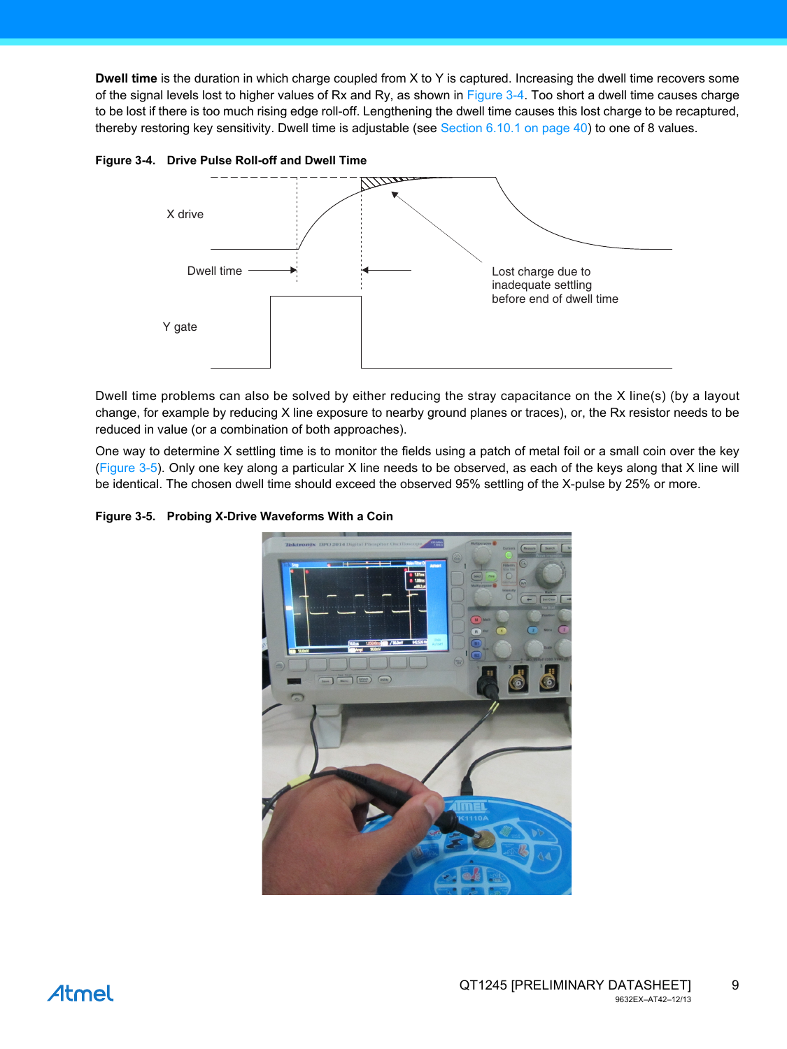**Dwell time** is the duration in which charge coupled from X to Y is captured. Increasing the dwell time recovers some of the signal levels lost to higher values of Rx and Ry, as shown in Figure 3-4. Too short a dwell time causes charge to be lost if there is too much rising edge roll-off. Lengthening the dwell time causes this lost charge to be recaptured, thereby restoring key sensitivity. Dwell time is adjustable (see Section 6.10.1 on page 40) to one of 8 values.

**Figure 3-4. Drive Pulse Roll-off and Dwell Time**

X drive

Dwell time

Lost charge due to inadequate settling before end of dwell time

Y gate

Dwell time problems can also be solved by either reducing the stray capacitance on the X line(s) (by a layout change, for example by reducing X line exposure to nearby ground planes or traces), or, the Rx resistor needs to be reduced in value (or a combination of both approaches).

One way to determine X settling time is to monitor the fields using a patch of metal foil or a small coin over the key (Figure 3-5). Only one key along a particular X line needs to be observed, as each of the keys along that X line will be identical. The chosen dwell time should exceed the observed 95% settling of the X-pulse by 25% or more.

**Figure 3-5. Probing X-Drive Waveforms With a Coin**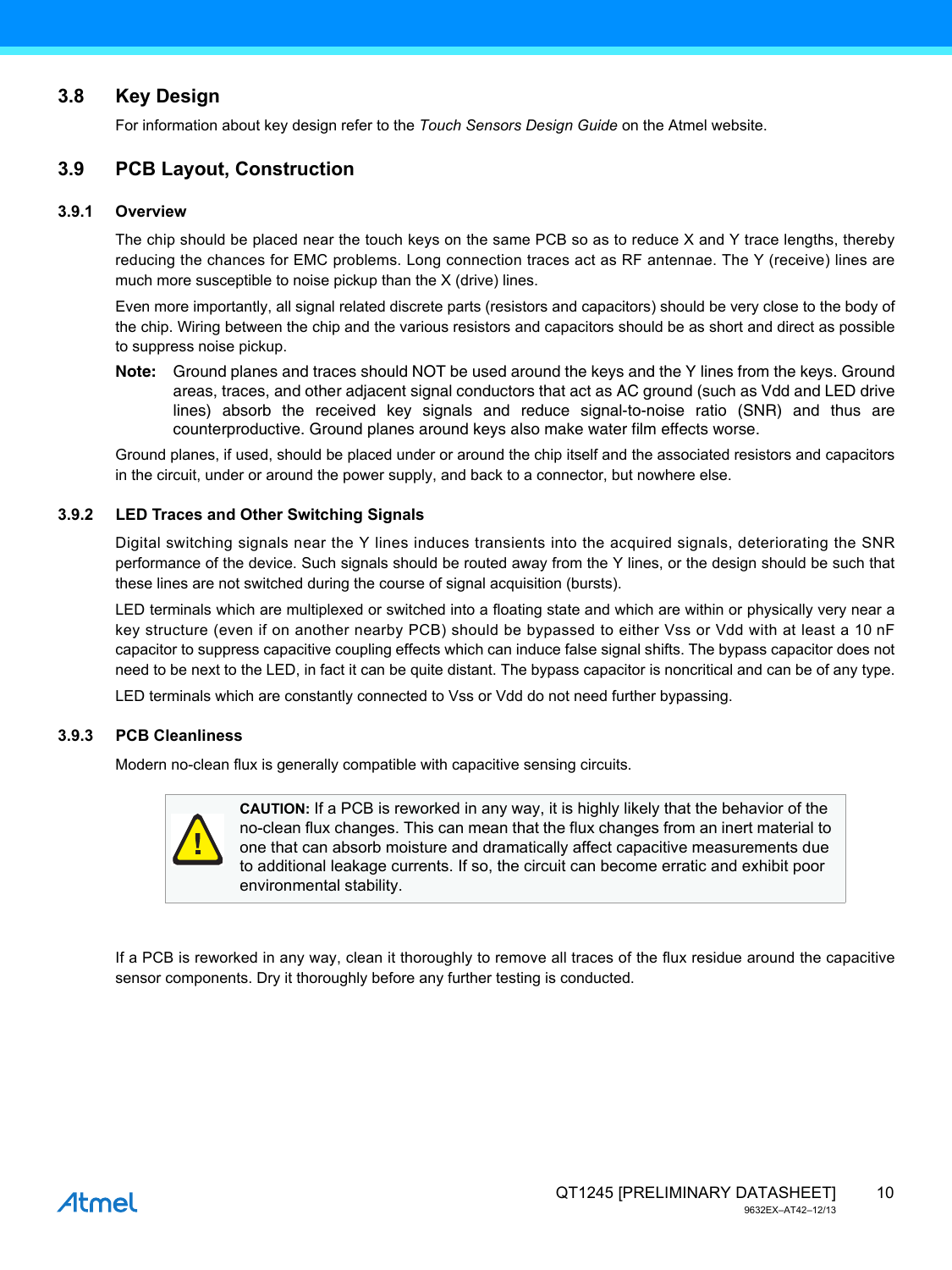## 3.8 Key Design

For information about key design refer to the *Touch Sensors Design Guide* on the Atmel website.

## 3.9 PCB Layout, Construction

### 3.9.1 Overview

The chip should be placed near the touch keys on the same PCB so as to reduce X and Y trace lengths, thereby reducing the chances for EMC problems. Long connection traces act as RF antennae. The Y (receive) lines are much more susceptible to noise pickup than the X (drive) lines.

Even more importantly, all signal related discrete parts (resistors and capacitors) should be very close to the body of the chip. Wiring between the chip and the various resistors and capacitors should be as short and direct as possible to suppress noise pickup.

**Note:** Ground planes and traces should NOT be used around the keys and the Y lines from the keys. Ground areas, traces, and other adjacent signal conductors that act as AC ground (such as Vdd and LED drive lines) absorb the received key signals and reduce signal-to-noise ratio (SNR) and thus are counterproductive. Ground planes around keys also make water film effects worse.

Ground planes, if used, should be placed under or around the chip itself and the associated resistors and capacitors in the circuit, under or around the power supply, and back to a connector, but nowhere else.

### 3.9.2 LED Traces and Other Switching Signals

Digital switching signals near the Y lines induces transients into the acquired signals, deteriorating the SNR performance of the device. Such signals should be routed away from the Y lines, or the design should be such that these lines are not switched during the course of signal acquisition (bursts).

LED terminals which are multiplexed or switched into a floating state and which are within or physically very near a key structure (even if on another nearby PCB) should be bypassed to either Vss or Vdd with at least a 10 nF capacitor to suppress capacitive coupling effects which can induce false signal shifts. The bypass capacitor does not need to be next to the LED, in fact it can be quite distant. The bypass capacitor is noncritical and can be of any type.

LED terminals which are constantly connected to Vss or Vdd do not need further bypassing.

### 3.9.3 PCB Cleanliness

Modern no-clean flux is generally compatible with capacitive sensing circuits.

> **CAUTION:** If a PCB is reworked in any way, it is highly likely that the behavior of the no-clean flux changes. This can mean that the flux changes from an inert material to one that can absorb moisture and dramatically affect capacitive measurements due to additional leakage currents. If so, the circuit can become erratic and exhibit poor environmental stability.

If a PCB is reworked in any way, clean it thoroughly to remove all traces of the flux residue around the capacitive sensor components. Dry it thoroughly before any further testing is conducted.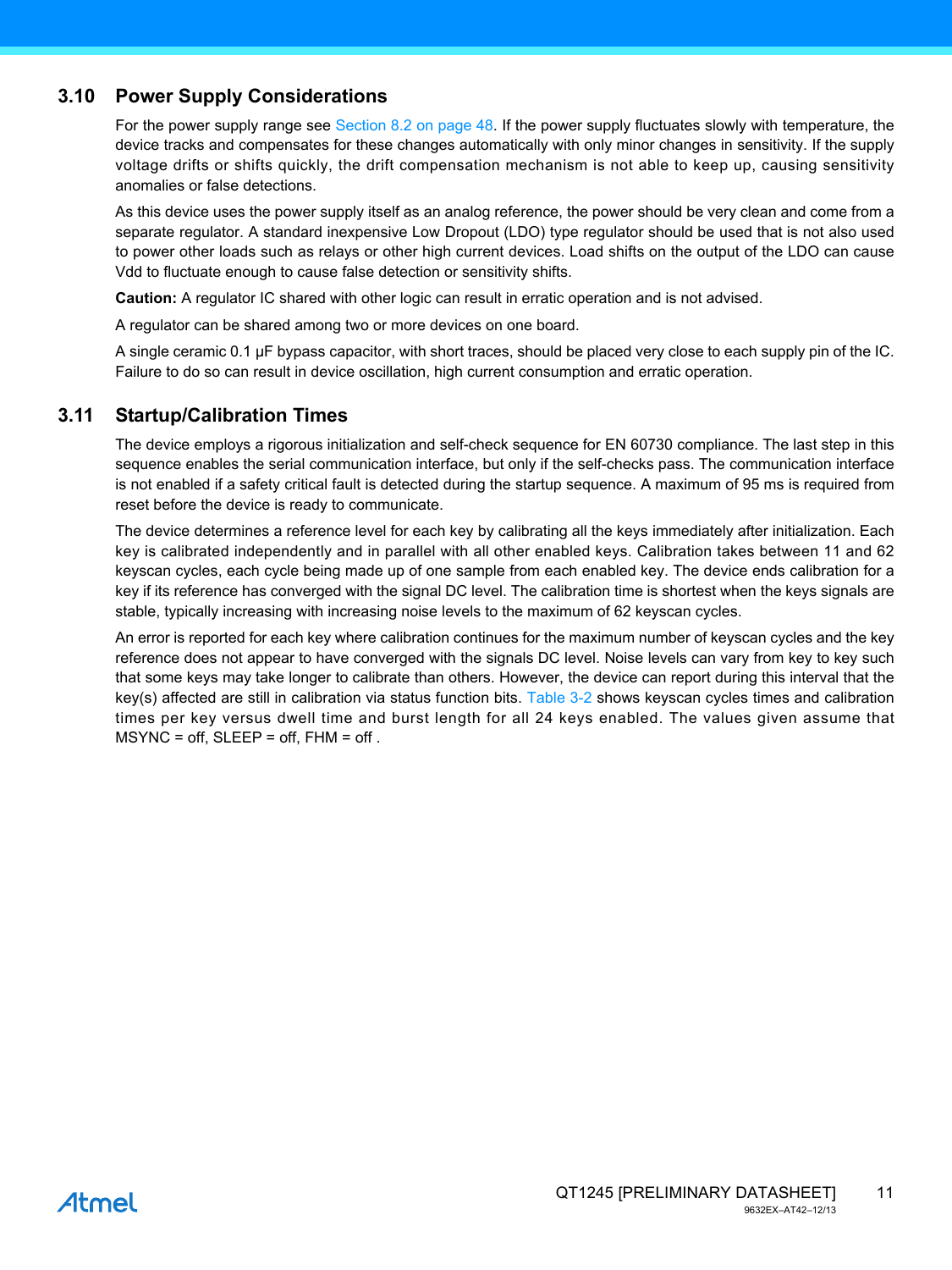## 3.10 Power Supply Considerations

For the power supply range see Section 8.2 on page 48. If the power supply fluctuates slowly with temperature, the device tracks and compensates for these changes automatically with only minor changes in sensitivity. If the supply voltage drifts or shifts quickly, the drift compensation mechanism is not able to keep up, causing sensitivity anomalies or false detections.

As this device uses the power supply itself as an analog reference, the power should be very clean and come from a separate regulator. A standard inexpensive Low Dropout (LDO) type regulator should be used that is not also used to power other loads such as relays or other high current devices. Load shifts on the output of the LDO can cause Vdd to fluctuate enough to cause false detection or sensitivity shifts.

**Caution:** A regulator IC shared with other logic can result in erratic operation and is not advised.

A regulator can be shared among two or more devices on one board.

A single ceramic 0.1 µF bypass capacitor, with short traces, should be placed very close to each supply pin of the IC. Failure to do so can result in device oscillation, high current consumption and erratic operation.

## 3.11 Startup/Calibration Times

The device employs a rigorous initialization and self-check sequence for EN 60730 compliance. The last step in this sequence enables the serial communication interface, but only if the self-checks pass. The communication interface is not enabled if a safety critical fault is detected during the startup sequence. A maximum of 95 ms is required from reset before the device is ready to communicate.

The device determines a reference level for each key by calibrating all the keys immediately after initialization. Each key is calibrated independently and in parallel with all other enabled keys. Calibration takes between 11 and 62 keyscan cycles, each cycle being made up of one sample from each enabled key. The device ends calibration for a key if its reference has converged with the signal DC level. The calibration time is shortest when the keys signals are stable, typically increasing with increasing noise levels to the maximum of 62 keyscan cycles.

An error is reported for each key where calibration continues for the maximum number of keyscan cycles and the key reference does not appear to have converged with the signals DC level. Noise levels can vary from key to key such that some keys may take longer to calibrate than others. However, the device can report during this interval that the key(s) affected are still in calibration via status function bits. Table 3-2 shows keyscan cycles times and calibration times per key versus dwell time and burst length for all 24 keys enabled. The values given assume that MSYNC = off, SLEEP = off, FHM = off .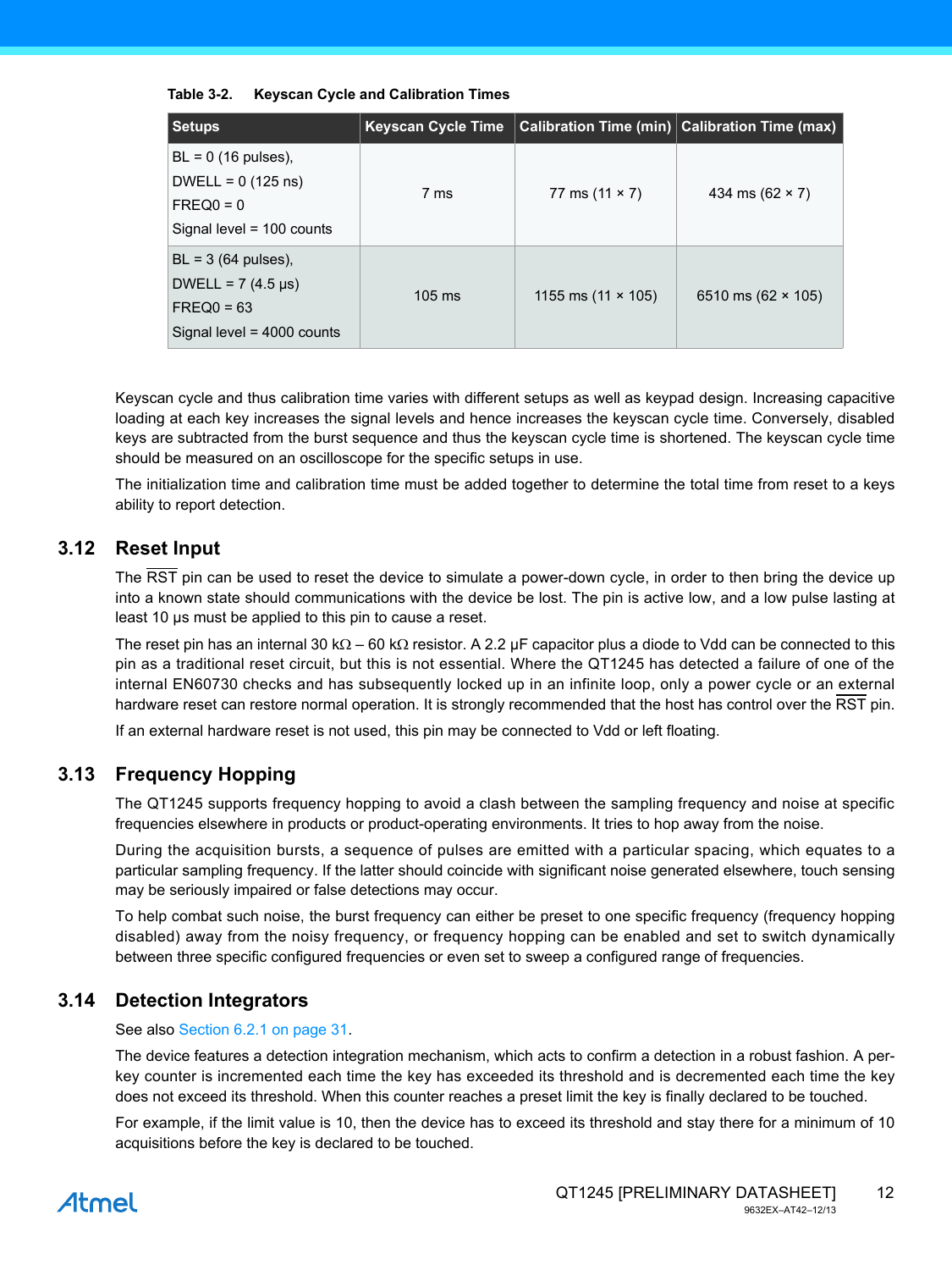**Table 3-2. Keyscan Cycle and Calibration Times**

| Setups | Keyscan Cycle Time | Calibration Time (min) | Calibration Time (max) |
|---|---|---|---|
| BL = 0 (16 pulses),<br>DWELL = 0 (125 ns)<br>FREQ0 = 0<br>Signal level = 100 counts | 7 ms | 77 ms (11 × 7) | 434 ms (62 × 7) |
| BL = 3 (64 pulses),<br>DWELL = 7 (4.5 µs)<br>FREQ0 = 63<br>Signal level = 4000 counts | 105 ms | 1155 ms (11 × 105) | 6510 ms (62 × 105) |

Keyscan cycle and thus calibration time varies with different setups as well as keypad design. Increasing capacitive loading at each key increases the signal levels and hence increases the keyscan cycle time. Conversely, disabled keys are subtracted from the burst sequence and thus the keyscan cycle time is shortened. The keyscan cycle time should be measured on an oscilloscope for the specific setups in use.

The initialization time and calibration time must be added together to determine the total time from reset to a keys ability to report detection.

## 3.12 Reset Input

The $\overline{RST}$ pin can be used to reset the device to simulate a power-down cycle, in order to then bring the device up into a known state should communications with the device be lost. The pin is active low, and a low pulse lasting at least 10 µs must be applied to this pin to cause a reset.

The reset pin has an internal 30 kΩ – 60 kΩ resistor. A 2.2 µF capacitor plus a diode to Vdd can be connected to this pin as a traditional reset circuit, but this is not essential. Where the QT1245 has detected a failure of one of the internal EN60730 checks and has subsequently locked up in an infinite loop, only a power cycle or an external hardware reset can restore normal operation. It is strongly recommended that the host has control over the $\overline{RST}$ pin.

If an external hardware reset is not used, this pin may be connected to Vdd or left floating.

## 3.13 Frequency Hopping

The QT1245 supports frequency hopping to avoid a clash between the sampling frequency and noise at specific frequencies elsewhere in products or product-operating environments. It tries to hop away from the noise.

During the acquisition bursts, a sequence of pulses are emitted with a particular spacing, which equates to a particular sampling frequency. If the latter should coincide with significant noise generated elsewhere, touch sensing may be seriously impaired or false detections may occur.

To help combat such noise, the burst frequency can either be preset to one specific frequency (frequency hopping disabled) away from the noisy frequency, or frequency hopping can be enabled and set to switch dynamically between three specific configured frequencies or even set to sweep a configured range of frequencies.

## 3.14 Detection Integrators

See also Section 6.2.1 on page 31.

The device features a detection integration mechanism, which acts to confirm a detection in a robust fashion. A per-key counter is incremented each time the key has exceeded its threshold and is decremented each time the key does not exceed its threshold. When this counter reaches a preset limit the key is finally declared to be touched.

For example, if the limit value is 10, then the device has to exceed its threshold and stay there for a minimum of 10 acquisitions before the key is declared to be touched.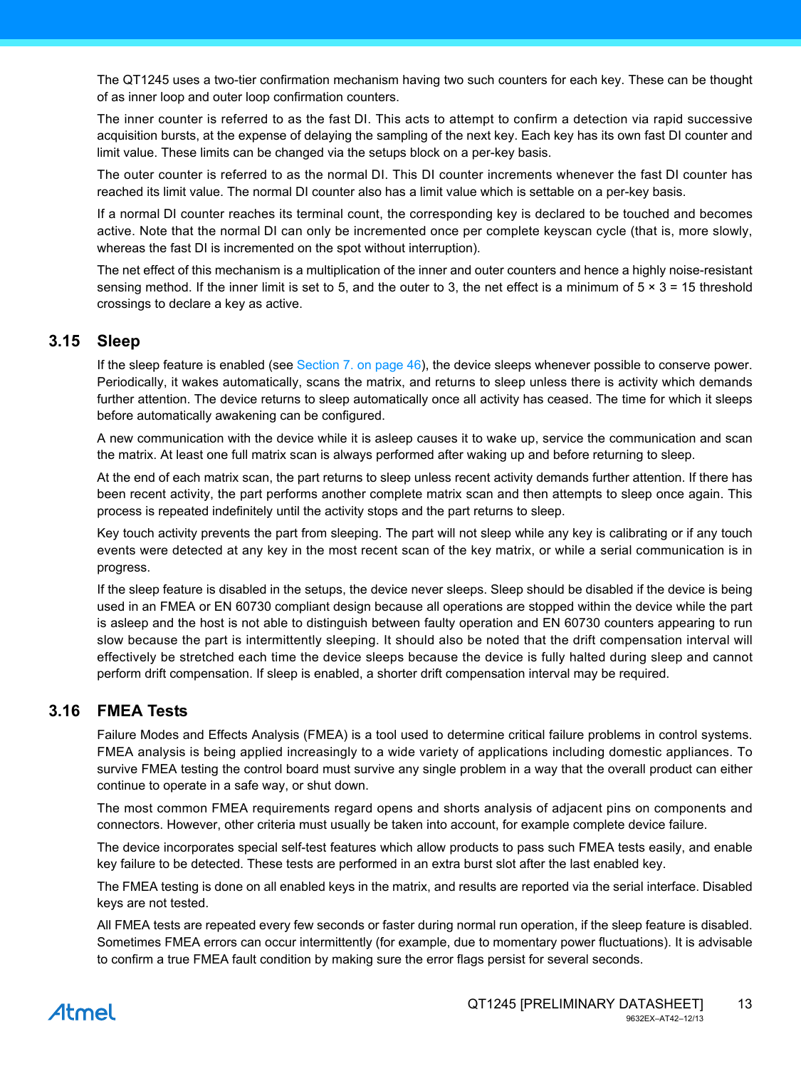The QT1245 uses a two-tier confirmation mechanism having two such counters for each key. These can be thought of as inner loop and outer loop confirmation counters.

The inner counter is referred to as the fast DI. This acts to attempt to confirm a detection via rapid successive acquisition bursts, at the expense of delaying the sampling of the next key. Each key has its own fast DI counter and limit value. These limits can be changed via the setups block on a per-key basis.

The outer counter is referred to as the normal DI. This DI counter increments whenever the fast DI counter has reached its limit value. The normal DI counter also has a limit value which is settable on a per-key basis.

If a normal DI counter reaches its terminal count, the corresponding key is declared to be touched and becomes active. Note that the normal DI can only be incremented once per complete keyscan cycle (that is, more slowly, whereas the fast DI is incremented on the spot without interruption).

The net effect of this mechanism is a multiplication of the inner and outer counters and hence a highly noise-resistant sensing method. If the inner limit is set to 5, and the outer to 3, the net effect is a minimum of $5 \times 3 = 15$ threshold crossings to declare a key as active.

## 3.15 Sleep

If the sleep feature is enabled (see Section 7. on page 46), the device sleeps whenever possible to conserve power. Periodically, it wakes automatically, scans the matrix, and returns to sleep unless there is activity which demands further attention. The device returns to sleep automatically once all activity has ceased. The time for which it sleeps before automatically awakening can be configured.

A new communication with the device while it is asleep causes it to wake up, service the communication and scan the matrix. At least one full matrix scan is always performed after waking up and before returning to sleep.

At the end of each matrix scan, the part returns to sleep unless recent activity demands further attention. If there has been recent activity, the part performs another complete matrix scan and then attempts to sleep once again. This process is repeated indefinitely until the activity stops and the part returns to sleep.

Key touch activity prevents the part from sleeping. The part will not sleep while any key is calibrating or if any touch events were detected at any key in the most recent scan of the key matrix, or while a serial communication is in progress.

If the sleep feature is disabled in the setups, the device never sleeps. Sleep should be disabled if the device is being used in an FMEA or EN 60730 compliant design because all operations are stopped within the device while the part is asleep and the host is not able to distinguish between faulty operation and EN 60730 counters appearing to run slow because the part is intermittently sleeping. It should also be noted that the drift compensation interval will effectively be stretched each time the device sleeps because the device is fully halted during sleep and cannot perform drift compensation. If sleep is enabled, a shorter drift compensation interval may be required.

## 3.16 FMEA Tests

Failure Modes and Effects Analysis (FMEA) is a tool used to determine critical failure problems in control systems. FMEA analysis is being applied increasingly to a wide variety of applications including domestic appliances. To survive FMEA testing the control board must survive any single problem in a way that the overall product can either continue to operate in a safe way, or shut down.

The most common FMEA requirements regard opens and shorts analysis of adjacent pins on components and connectors. However, other criteria must usually be taken into account, for example complete device failure.

The device incorporates special self-test features which allow products to pass such FMEA tests easily, and enable key failure to be detected. These tests are performed in an extra burst slot after the last enabled key.

The FMEA testing is done on all enabled keys in the matrix, and results are reported via the serial interface. Disabled keys are not tested.

All FMEA tests are repeated every few seconds or faster during normal run operation, if the sleep feature is disabled. Sometimes FMEA errors can occur intermittently (for example, due to momentary power fluctuations). It is advisable to confirm a true FMEA fault condition by making sure the error flags persist for several seconds.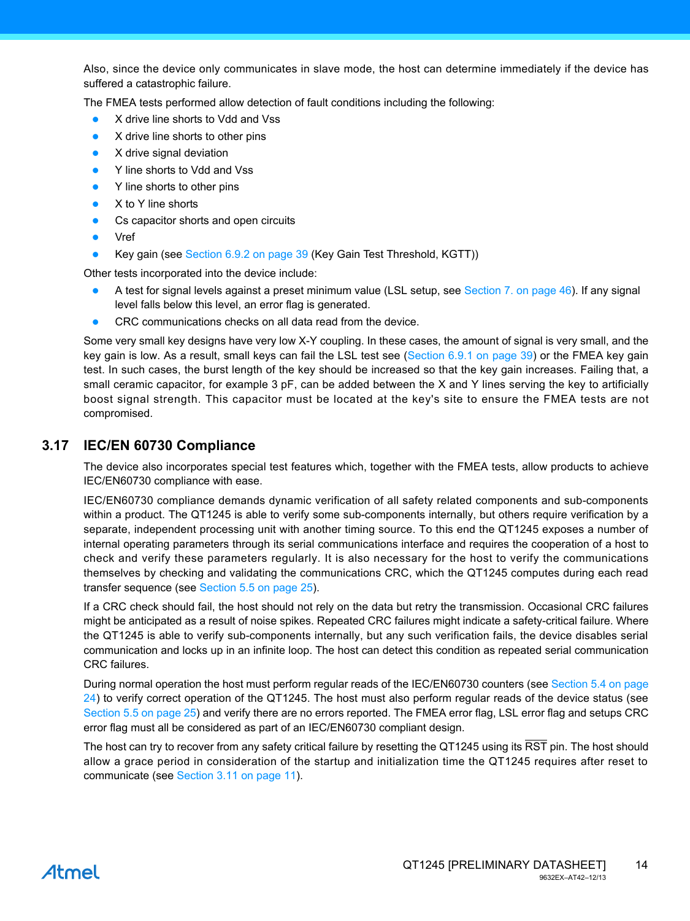Also, since the device only communicates in slave mode, the host can determine immediately if the device has suffered a catastrophic failure.

The FMEA tests performed allow detection of fault conditions including the following:

- X drive line shorts to Vdd and Vss
- X drive line shorts to other pins
- X drive signal deviation
- Y line shorts to Vdd and Vss
- Y line shorts to other pins
- X to Y line shorts
- Cs capacitor shorts and open circuits
- Vref
- Key gain (see Section 6.9.2 on page 39 (Key Gain Test Threshold, KGTT))

Other tests incorporated into the device include:

- A test for signal levels against a preset minimum value (LSL setup, see Section 7. on page 46). If any signal level falls below this level, an error flag is generated.
- CRC communications checks on all data read from the device.

Some very small key designs have very low X-Y coupling. In these cases, the amount of signal is very small, and the key gain is low. As a result, small keys can fail the LSL test see (Section 6.9.1 on page 39) or the FMEA key gain test. In such cases, the burst length of the key should be increased so that the key gain increases. Failing that, a small ceramic capacitor, for example 3 pF, can be added between the X and Y lines serving the key to artificially boost signal strength. This capacitor must be located at the key's site to ensure the FMEA tests are not compromised.

## 3.17 IEC/EN 60730 Compliance

The device also incorporates special test features which, together with the FMEA tests, allow products to achieve IEC/EN60730 compliance with ease.

IEC/EN60730 compliance demands dynamic verification of all safety related components and sub-components within a product. The QT1245 is able to verify some sub-components internally, but others require verification by a separate, independent processing unit with another timing source. To this end the QT1245 exposes a number of internal operating parameters through its serial communications interface and requires the cooperation of a host to check and verify these parameters regularly. It is also necessary for the host to verify the communications themselves by checking and validating the communications CRC, which the QT1245 computes during each read transfer sequence (see Section 5.5 on page 25).

If a CRC check should fail, the host should not rely on the data but retry the transmission. Occasional CRC failures might be anticipated as a result of noise spikes. Repeated CRC failures might indicate a safety-critical failure. Where the QT1245 is able to verify sub-components internally, but any such verification fails, the device disables serial communication and locks up in an infinite loop. The host can detect this condition as repeated serial communication CRC failures.

During normal operation the host must perform regular reads of the IEC/EN60730 counters (see Section 5.4 on page 24) to verify correct operation of the QT1245. The host must also perform regular reads of the device status (see Section 5.5 on page 25) and verify there are no errors reported. The FMEA error flag, LSL error flag and setups CRC error flag must all be considered as part of an IEC/EN60730 compliant design.

The host can try to recover from any safety critical failure by resetting the QT1245 using its $\overline{\text{RST}}$ pin. The host should allow a grace period in consideration of the startup and initialization time the QT1245 requires after reset to communicate (see Section 3.11 on page 11).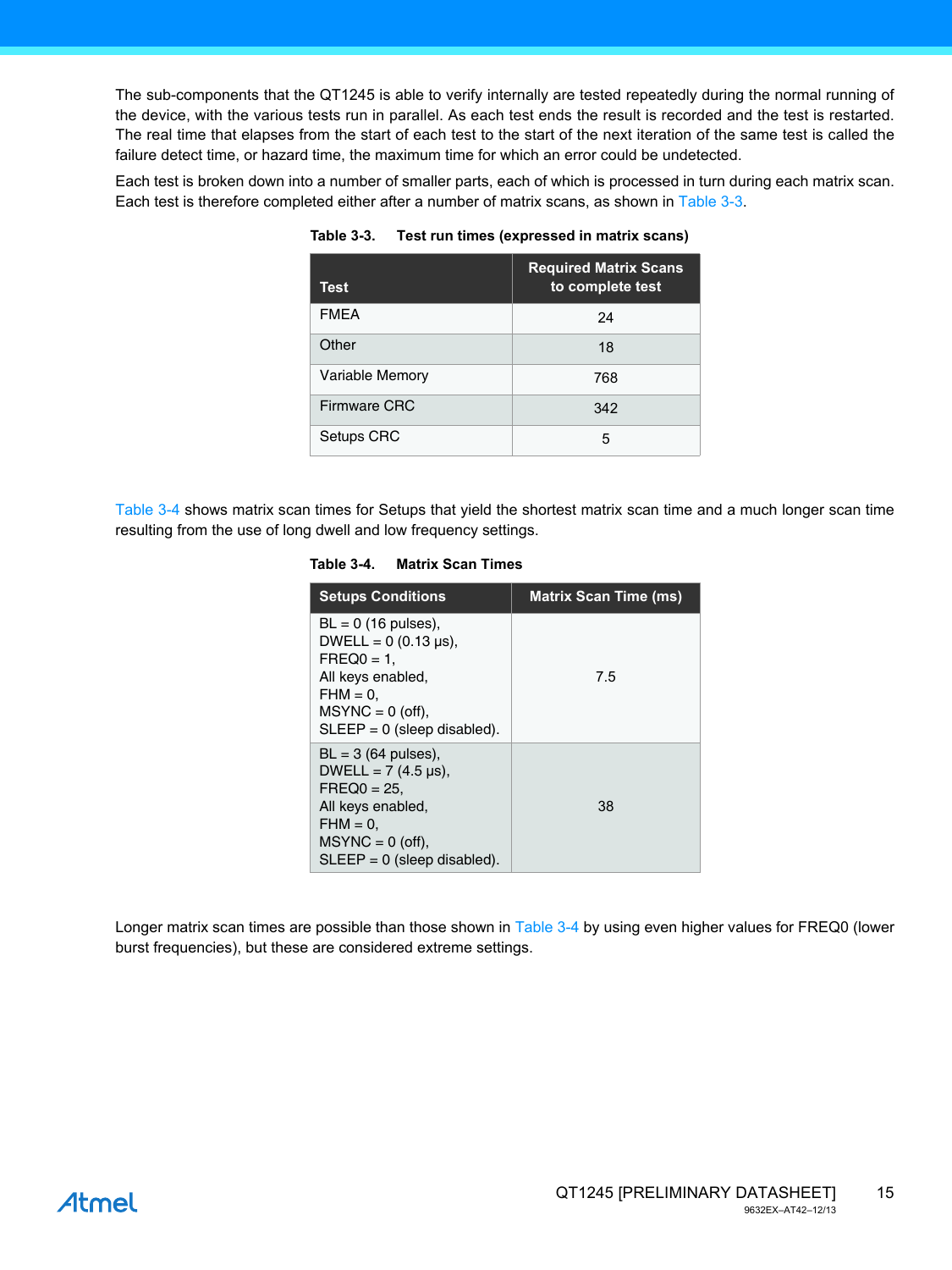The sub-components that the QT1245 is able to verify internally are tested repeatedly during the normal running of the device, with the various tests run in parallel. As each test ends the result is recorded and the test is restarted. The real time that elapses from the start of each test to the start of the next iteration of the same test is called the failure detect time, or hazard time, the maximum time for which an error could be undetected.

Each test is broken down into a number of smaller parts, each of which is processed in turn during each matrix scan. Each test is therefore completed either after a number of matrix scans, as shown in Table 3-3.

**Table 3-3. Test run times (expressed in matrix scans)**

| Test | Required Matrix Scans to complete test |
|---|---|
| FMEA | 24 |
| Other | 18 |
| Variable Memory | 768 |
| Firmware CRC | 342 |
| Setups CRC | 5 |

Table 3-4 shows matrix scan times for Setups that yield the shortest matrix scan time and a much longer scan time resulting from the use of long dwell and low frequency settings.

**Table 3-4. Matrix Scan Times**

| Setups Conditions | Matrix Scan Time (ms) |
|---|---|
| BL = 0 (16 pulses), DWELL = 0 (0.13 µs), FREQ0 = 1, All keys enabled, FHM = 0, MSYNC = 0 (off), SLEEP = 0 (sleep disabled). | 7.5 |
| BL = 3 (64 pulses), DWELL = 7 (4.5 µs), FREQ0 = 25, All keys enabled, FHM = 0, MSYNC = 0 (off), SLEEP = 0 (sleep disabled). | 38 |

Longer matrix scan times are possible than those shown in Table 3-4 by using even higher values for FREQ0 (lower burst frequencies), but these are considered extreme settings.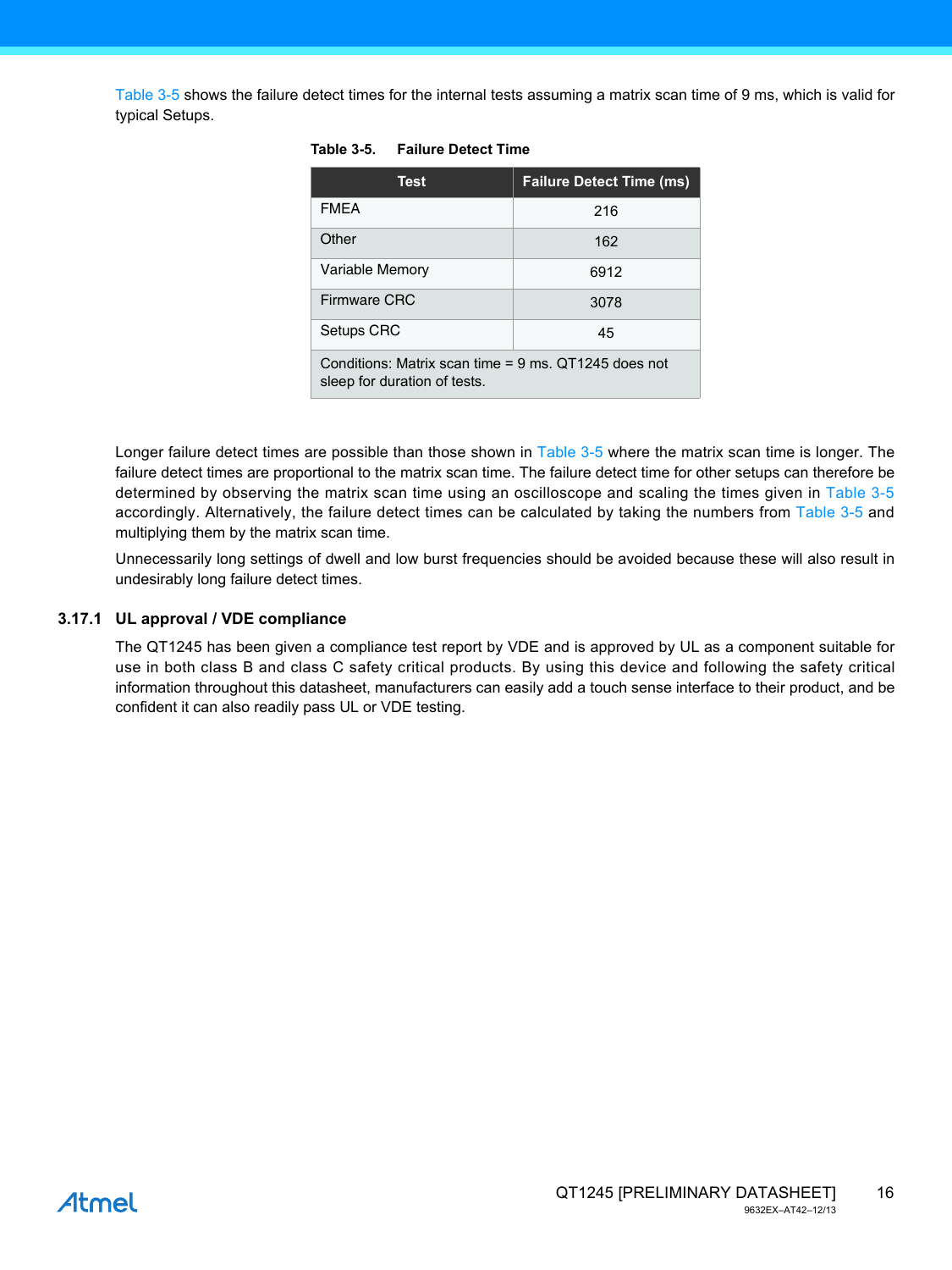Table 3-5 shows the failure detect times for the internal tests assuming a matrix scan time of 9 ms, which is valid for typical Setups.

**Table 3-5. Failure Detect Time**

| Test | Failure Detect Time (ms) |
| --- | --- |
| FMEA | 216 |
| Other | 162 |
| Variable Memory | 6912 |
| Firmware CRC | 3078 |
| Setups CRC | 45 |
| Conditions: Matrix scan time = 9 ms. QT1245 does not sleep for duration of tests. | |

Longer failure detect times are possible than those shown in Table 3-5 where the matrix scan time is longer. The failure detect times are proportional to the matrix scan time. The failure detect time for other setups can therefore be determined by observing the matrix scan time using an oscilloscope and scaling the times given in Table 3-5 accordingly. Alternatively, the failure detect times can be calculated by taking the numbers from Table 3-5 and multiplying them by the matrix scan time.

Unnecessarily long settings of dwell and low burst frequencies should be avoided because these will also result in undesirably long failure detect times.

### 3.17.1 UL approval / VDE compliance

The QT1245 has been given a compliance test report by VDE and is approved by UL as a component suitable for use in both class B and class C safety critical products. By using this device and following the safety critical information throughout this datasheet, manufacturers can easily add a touch sense interface to their product, and be confident it can also readily pass UL or VDE testing.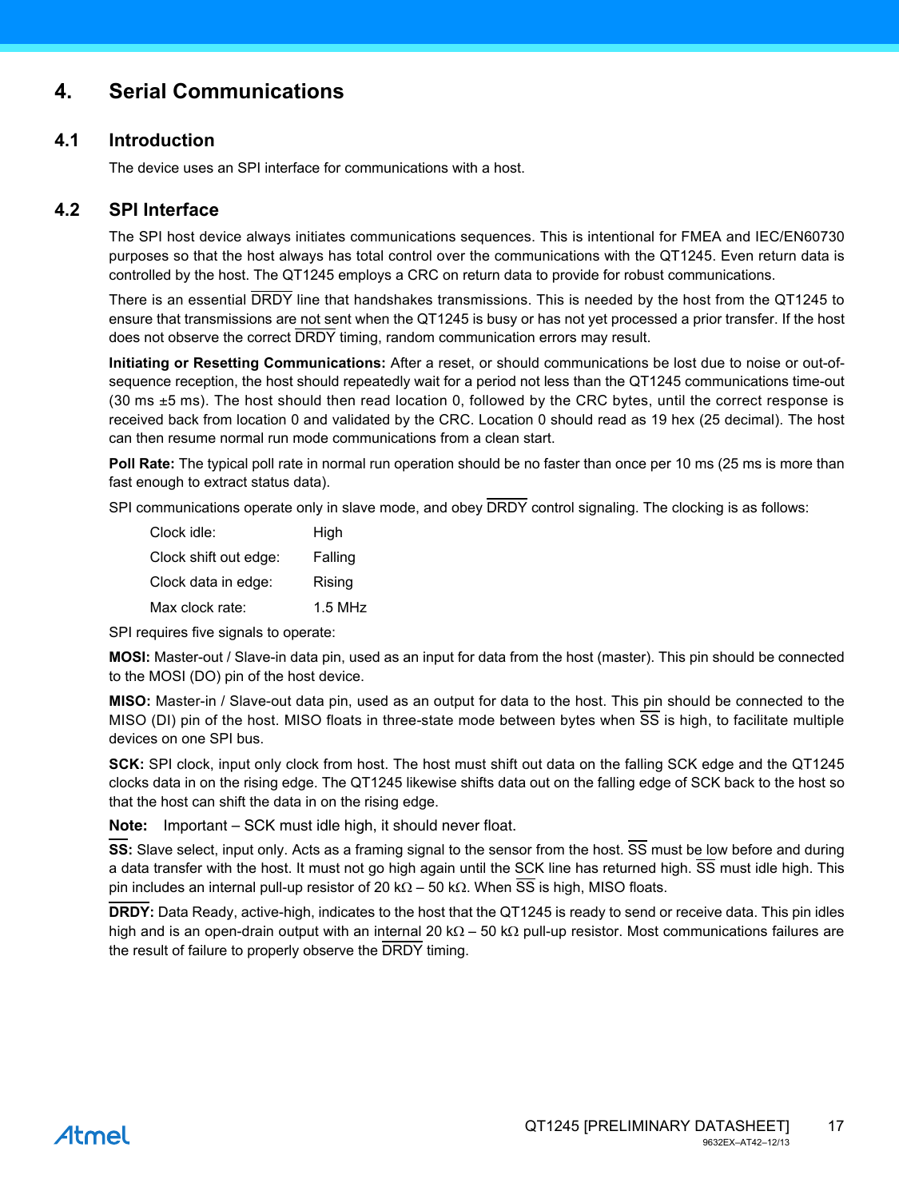# 4. Serial Communications

## 4.1 Introduction

The device uses an SPI interface for communications with a host.

## 4.2 SPI Interface

The SPI host device always initiates communications sequences. This is intentional for FMEA and IEC/EN60730 purposes so that the host always has total control over the communications with the QT1245. Even return data is controlled by the host. The QT1245 employs a CRC on return data to provide for robust communications.

There is an essential $\overline{\text{DRDY}}$ line that handshakes transmissions. This is needed by the host from the QT1245 to ensure that transmissions are not sent when the QT1245 is busy or has not yet processed a prior transfer. If the host does not observe the correct $\overline{\text{DRDY}}$ timing, random communication errors may result.

**Initiating or Resetting Communications:** After a reset, or should communications be lost due to noise or out-of-sequence reception, the host should repeatedly wait for a period not less than the QT1245 communications time-out (30 ms ±5 ms). The host should then read location 0, followed by the CRC bytes, until the correct response is received back from location 0 and validated by the CRC. Location 0 should read as 19 hex (25 decimal). The host can then resume normal run mode communications from a clean start.

**Poll Rate:** The typical poll rate in normal run operation should be no faster than once per 10 ms (25 ms is more than fast enough to extract status data).

SPI communications operate only in slave mode, and obey $\overline{\text{DRDY}}$ control signaling. The clocking is as follows:

| | |
|---|---|
| Clock idle: | High |
| Clock shift out edge: | Falling |
| Clock data in edge: | Rising |
| Max clock rate: | 1.5 MHz |

SPI requires five signals to operate:

**MOSI:** Master-out / Slave-in data pin, used as an input for data from the host (master). This pin should be connected to the MOSI (DO) pin of the host device.

**MISO:** Master-in / Slave-out data pin, used as an output for data to the host. This pin should be connected to the MISO (DI) pin of the host. MISO floats in three-state mode between bytes when $\overline{\text{SS}}$ is high, to facilitate multiple devices on one SPI bus.

**SCK:** SPI clock, input only clock from host. The host must shift out data on the falling SCK edge and the QT1245 clocks data in on the rising edge. The QT1245 likewise shifts data out on the falling edge of SCK back to the host so that the host can shift the data in on the rising edge.

**Note:** Important – SCK must idle high, it should never float.

**$\overline{\text{SS}}$:** Slave select, input only. Acts as a framing signal to the sensor from the host. $\overline{\text{SS}}$ must be low before and during a data transfer with the host. It must not go high again until the SCK line has returned high. $\overline{\text{SS}}$ must idle high. This pin includes an internal pull-up resistor of 20 kΩ – 50 kΩ. When $\overline{\text{SS}}$ is high, MISO floats.

**$\overline{\text{DRDY}}$:** Data Ready, active-high, indicates to the host that the QT1245 is ready to send or receive data. This pin idles high and is an open-drain output with an internal 20 kΩ – 50 kΩ pull-up resistor. Most communications failures are the result of failure to properly observe the $\overline{\text{DRDY}}$ timing.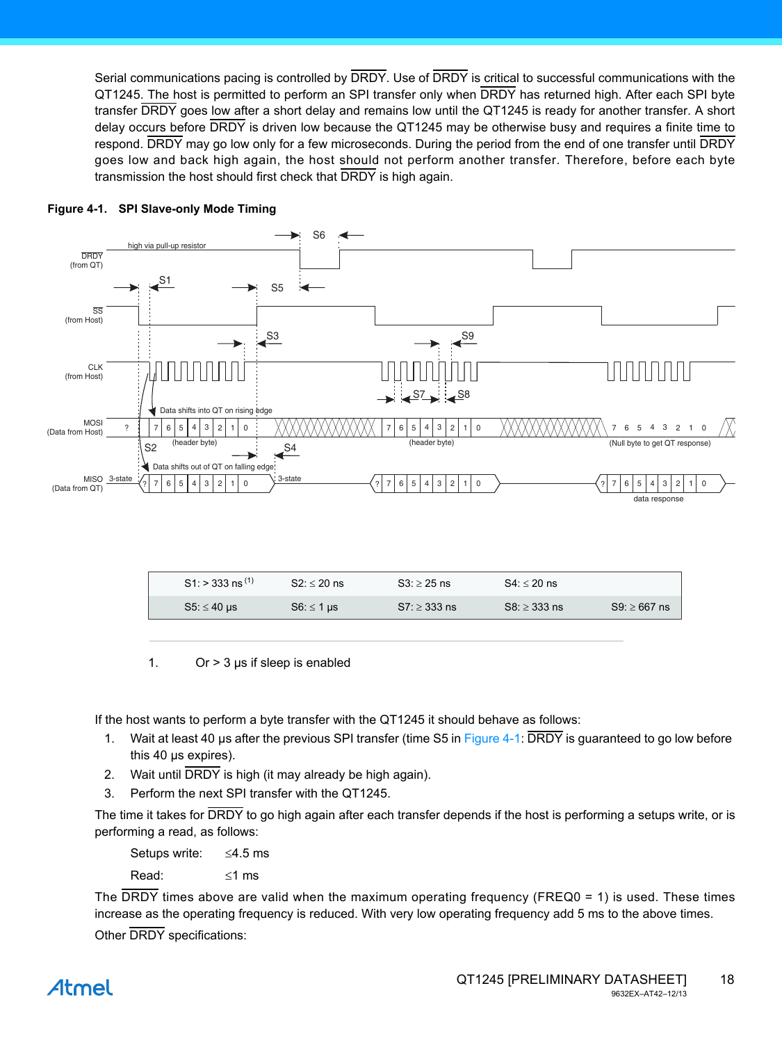Serial communications pacing is controlled by DRDY. Use of DRDY is critical to successful communications with the QT1245. The host is permitted to perform an SPI transfer only when DRDY has returned high. After each SPI byte transfer DRDY goes low after a short delay and remains low until the QT1245 is ready for another transfer. A short delay occurs before DRDY is driven low because the QT1245 may be otherwise busy and requires a finite time to respond. DRDY may go low only for a few microseconds. During the period from the end of one transfer until DRDY goes low and back high again, the host should not perform another transfer. Therefore, before each byte transmission the host should first check that DRDY is high again.

**Figure 4-1. SPI Slave-only Mode Timing**

| S1: > 333 ns [1] | S2: ≤ 20 ns | S3: ≥ 25 ns | S4: ≤ 20 ns | |
|---|---|---|---|---|
| S5: ≤ 40 µs | S6: ≤ 1 µs | S7: ≥ 333 ns | S8: ≥ 333 ns | S9: ≥ 667 ns |

1. Or > 3 µs if sleep is enabled

If the host wants to perform a byte transfer with the QT1245 it should behave as follows:

1. Wait at least 40 µs after the previous SPI transfer (time S5 in Figure 4-1: DRDY is guaranteed to go low before this 40 µs expires).
2. Wait until DRDY is high (it may already be high again).
3. Perform the next SPI transfer with the QT1245.

The time it takes for DRDY to go high again after each transfer depends if the host is performing a setups write, or is performing a read, as follows:

Setups write: ≤4.5 ms

Read: ≤1 ms

The DRDY times above are valid when the maximum operating frequency (FREQ0 = 1) is used. These times increase as the operating frequency is reduced. With very low operating frequency add 5 ms to the above times.

Other DRDY specifications: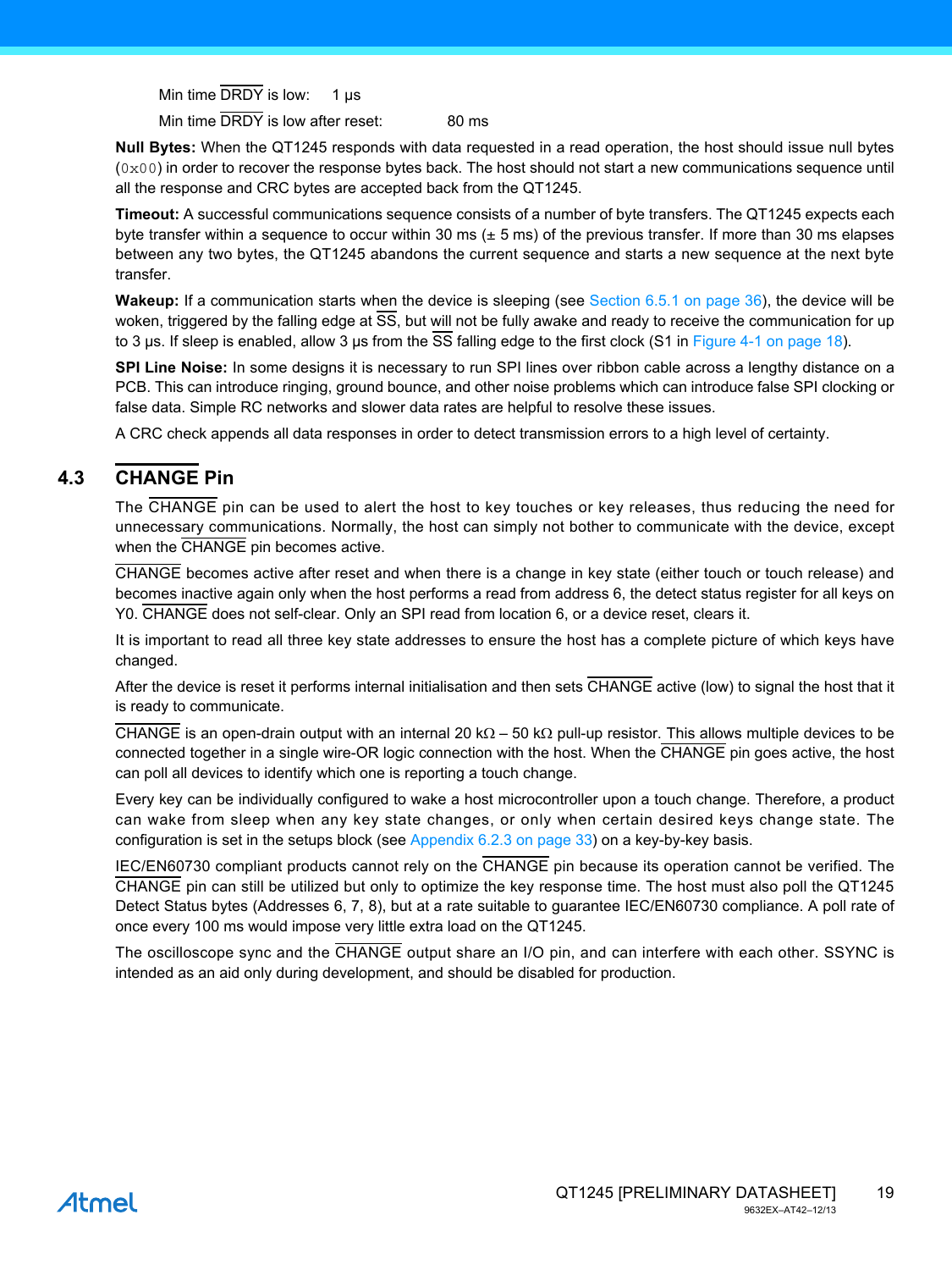Min time DRDY is low: 1 µs

Min time DRDY is low after reset: 80 ms

**Null Bytes:** When the QT1245 responds with data requested in a read operation, the host should issue null bytes (`0x00`) in order to recover the response bytes back. The host should not start a new communications sequence until all the response and CRC bytes are accepted back from the QT1245.

**Timeout:** A successful communications sequence consists of a number of byte transfers. The QT1245 expects each byte transfer within a sequence to occur within 30 ms (± 5 ms) of the previous transfer. If more than 30 ms elapses between any two bytes, the QT1245 abandons the current sequence and starts a new sequence at the next byte transfer.

**Wakeup:** If a communication starts when the device is sleeping (see Section 6.5.1 on page 36), the device will be woken, triggered by the falling edge at SS, but will not be fully awake and ready to receive the communication for up to 3 µs. If sleep is enabled, allow 3 µs from the SS falling edge to the first clock (S1 in Figure 4-1 on page 18).

**SPI Line Noise:** In some designs it is necessary to run SPI lines over ribbon cable across a lengthy distance on a PCB. This can introduce ringing, ground bounce, and other noise problems which can introduce false SPI clocking or false data. Simple RC networks and slower data rates are helpful to resolve these issues.

A CRC check appends all data responses in order to detect transmission errors to a high level of certainty.

## 4.3 CHANGE Pin

The CHANGE pin can be used to alert the host to key touches or key releases, thus reducing the need for unnecessary communications. Normally, the host can simply not bother to communicate with the device, except when the CHANGE pin becomes active.

CHANGE becomes active after reset and when there is a change in key state (either touch or touch release) and becomes inactive again only when the host performs a read from address 6, the detect status register for all keys on Y0. CHANGE does not self-clear. Only an SPI read from location 6, or a device reset, clears it.

It is important to read all three key state addresses to ensure the host has a complete picture of which keys have changed.

After the device is reset it performs internal initialisation and then sets CHANGE active (low) to signal the host that it is ready to communicate.

CHANGE is an open-drain output with an internal 20 kΩ – 50 kΩ pull-up resistor. This allows multiple devices to be connected together in a single wire-OR logic connection with the host. When the CHANGE pin goes active, the host can poll all devices to identify which one is reporting a touch change.

Every key can be individually configured to wake a host microcontroller upon a touch change. Therefore, a product can wake from sleep when any key state changes, or only when certain desired keys change state. The configuration is set in the setups block (see Appendix 6.2.3 on page 33) on a key-by-key basis.

IEC/EN60730 compliant products cannot rely on the CHANGE pin because its operation cannot be verified. The CHANGE pin can still be utilized but only to optimize the key response time. The host must also poll the QT1245 Detect Status bytes (Addresses 6, 7, 8), but at a rate suitable to guarantee IEC/EN60730 compliance. A poll rate of once every 100 ms would impose very little extra load on the QT1245.

The oscilloscope sync and the CHANGE output share an I/O pin, and can interfere with each other. SSYNC is intended as an aid only during development, and should be disabled for production.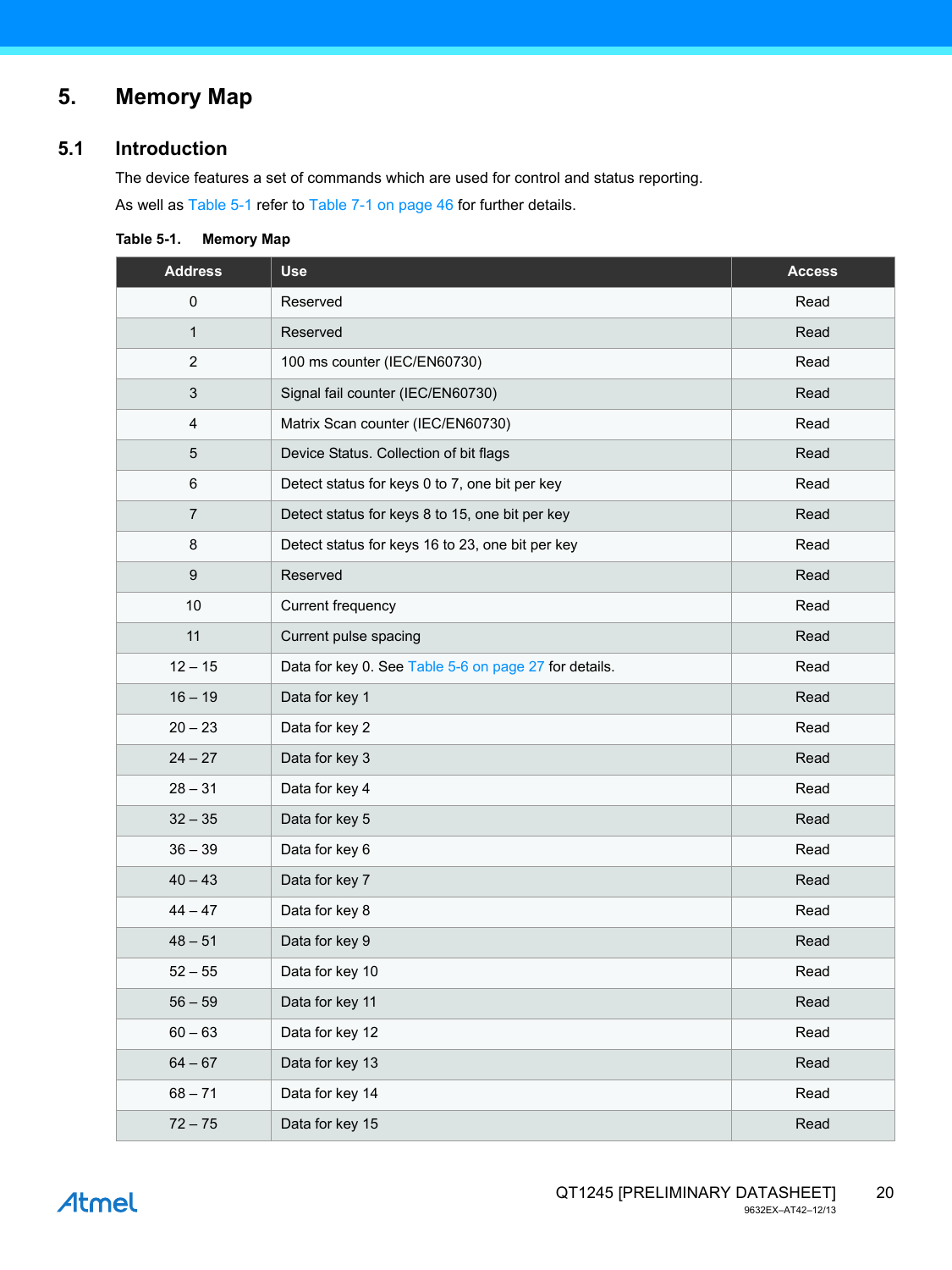# 5. Memory Map

## 5.1 Introduction

The device features a set of commands which are used for control and status reporting.

As well as Table 5-1 refer to Table 7-1 on page 46 for further details.

**Table 5-1. Memory Map**

| Address | Use | Access |
|---|---|---|
| 0 | Reserved | Read |
| 1 | Reserved | Read |
| 2 | 100 ms counter (IEC/EN60730) | Read |
| 3 | Signal fail counter (IEC/EN60730) | Read |
| 4 | Matrix Scan counter (IEC/EN60730) | Read |
| 5 | Device Status. Collection of bit flags | Read |
| 6 | Detect status for keys 0 to 7, one bit per key | Read |
| 7 | Detect status for keys 8 to 15, one bit per key | Read |
| 8 | Detect status for keys 16 to 23, one bit per key | Read |
| 9 | Reserved | Read |
| 10 | Current frequency | Read |
| 11 | Current pulse spacing | Read |
| 12 – 15 | Data for key 0. See Table 5-6 on page 27 for details. | Read |
| 16 – 19 | Data for key 1 | Read |
| 20 – 23 | Data for key 2 | Read |
| 24 – 27 | Data for key 3 | Read |
| 28 – 31 | Data for key 4 | Read |
| 32 – 35 | Data for key 5 | Read |
| 36 – 39 | Data for key 6 | Read |
| 40 – 43 | Data for key 7 | Read |
| 44 – 47 | Data for key 8 | Read |
| 48 – 51 | Data for key 9 | Read |
| 52 – 55 | Data for key 10 | Read |
| 56 – 59 | Data for key 11 | Read |
| 60 – 63 | Data for key 12 | Read |
| 64 – 67 | Data for key 13 | Read |
| 68 – 71 | Data for key 14 | Read |
| 72 – 75 | Data for key 15 | Read |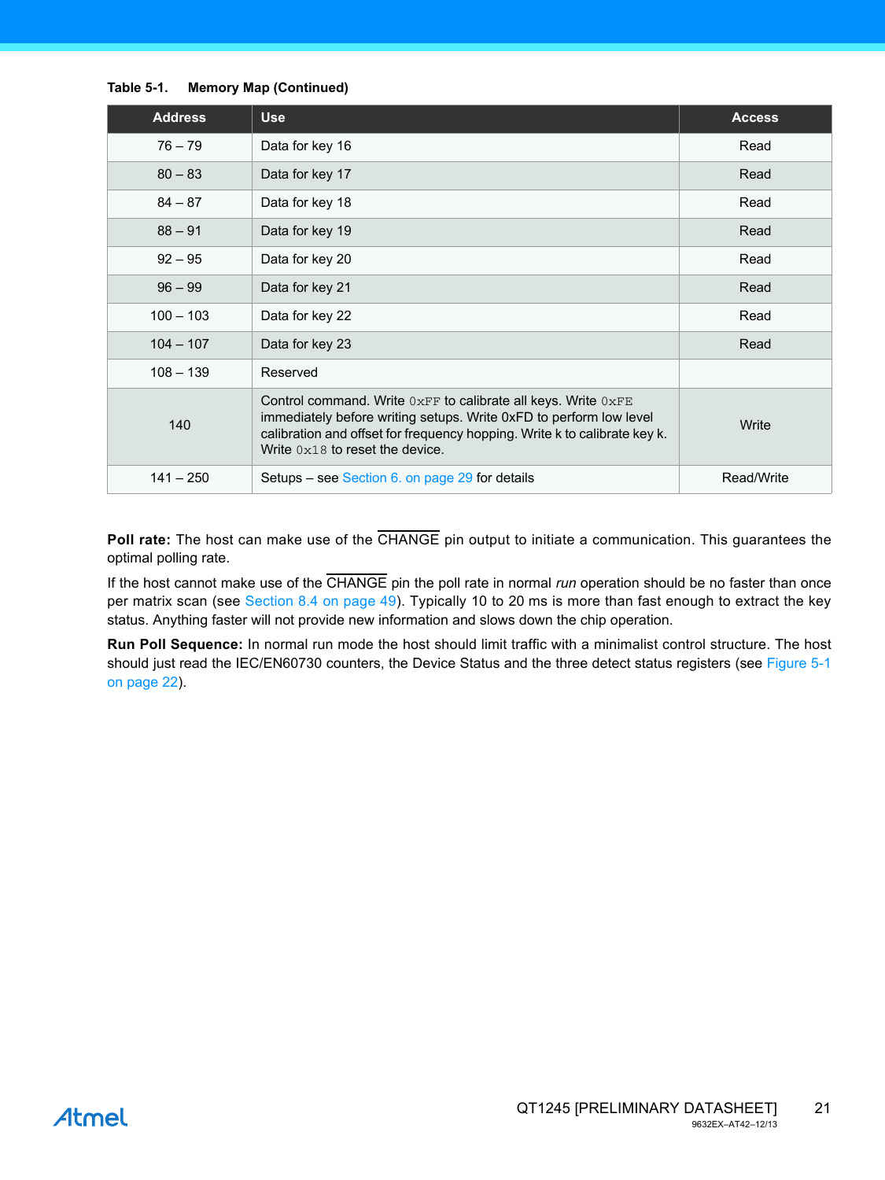**Table 5-1. Memory Map (Continued)**

| Address | Use | Access |
|---|---|---|
| 76 – 79 | Data for key 16 | Read |
| 80 – 83 | Data for key 17 | Read |
| 84 – 87 | Data for key 18 | Read |
| 88 – 91 | Data for key 19 | Read |
| 92 – 95 | Data for key 20 | Read |
| 96 – 99 | Data for key 21 | Read |
| 100 – 103 | Data for key 22 | Read |
| 104 – 107 | Data for key 23 | Read |
| 108 – 139 | Reserved | |
| 140 | Control command. Write `0xFF` to calibrate all keys. Write `0xFE` immediately before writing setups. Write 0xFD to perform low level calibration and offset for frequency hopping. Write k to calibrate key k. Write `0x18` to reset the device. | Write |
| 141 – 250 | Setups – see Section 6. on page 29 for details | Read/Write |

**Poll rate:** The host can make use of the $\overline{\text{CHANGE}}$ pin output to initiate a communication. This guarantees the optimal polling rate.

If the host cannot make use of the $\overline{\text{CHANGE}}$ pin the poll rate in normal *run* operation should be no faster than once per matrix scan (see Section 8.4 on page 49). Typically 10 to 20 ms is more than fast enough to extract the key status. Anything faster will not provide new information and slows down the chip operation.

**Run Poll Sequence:** In normal run mode the host should limit traffic with a minimalist control structure. The host should just read the IEC/EN60730 counters, the Device Status and the three detect status registers (see Figure 5-1 on page 22).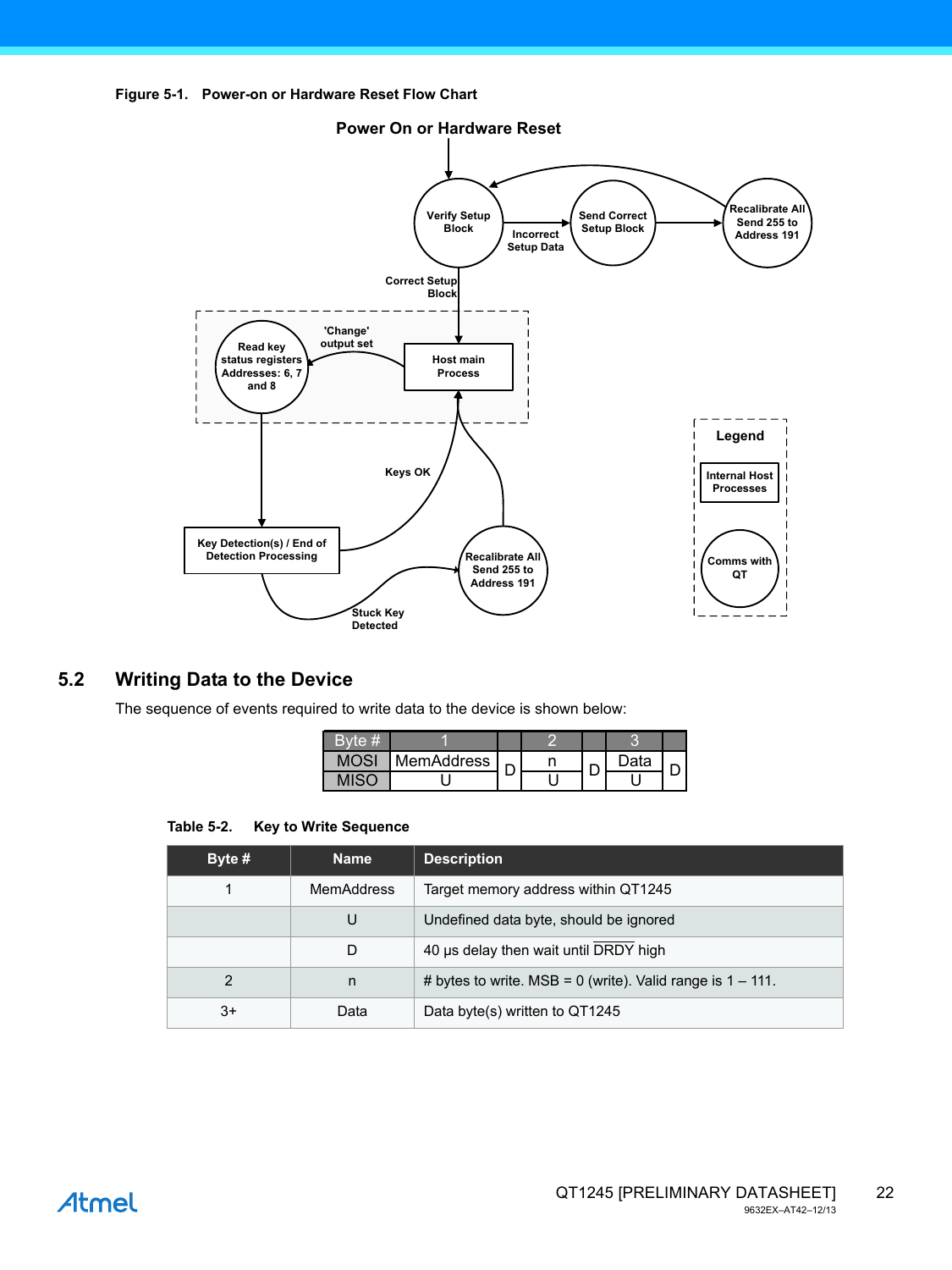**Figure 5-1. Power-on or Hardware Reset Flow Chart**

Power On or Hardware Reset

Verify Setup Block

Incorrect Setup Data

Send Correct Setup Block

Recalibrate All Send 255 to Address 191

Correct Setup Block

'Change' output set

Read key status registers Addresses: 6, 7 and 8

Host main Process

Keys OK

Key Detection(s) / End of Detection Processing

Recalibrate All Send 255 to Address 191

Stuck Key Detected

Legend

Internal Host Processes

Comms with QT

## 5.2 Writing Data to the Device

The sequence of events required to write data to the device is shown below:

| Byte # | 1 | | 2 | | 3 | |
|---|---|---|---|---|---|---|
| MOSI | MemAddress | D | n | D | Data | D |
| MISO | U | | U | | U | |

**Table 5-2. Key to Write Sequence**

| Byte # | Name | Description |
|---|---|---|
| 1 | MemAddress | Target memory address within QT1245 |
| | U | Undefined data byte, should be ignored |
| | D | 40 µs delay then wait until $\overline{\text{DRDY}}$ high |
| 2 | n | # bytes to write. MSB = 0 (write). Valid range is 1 – 111. |
| 3+ | Data | Data byte(s) written to QT1245 |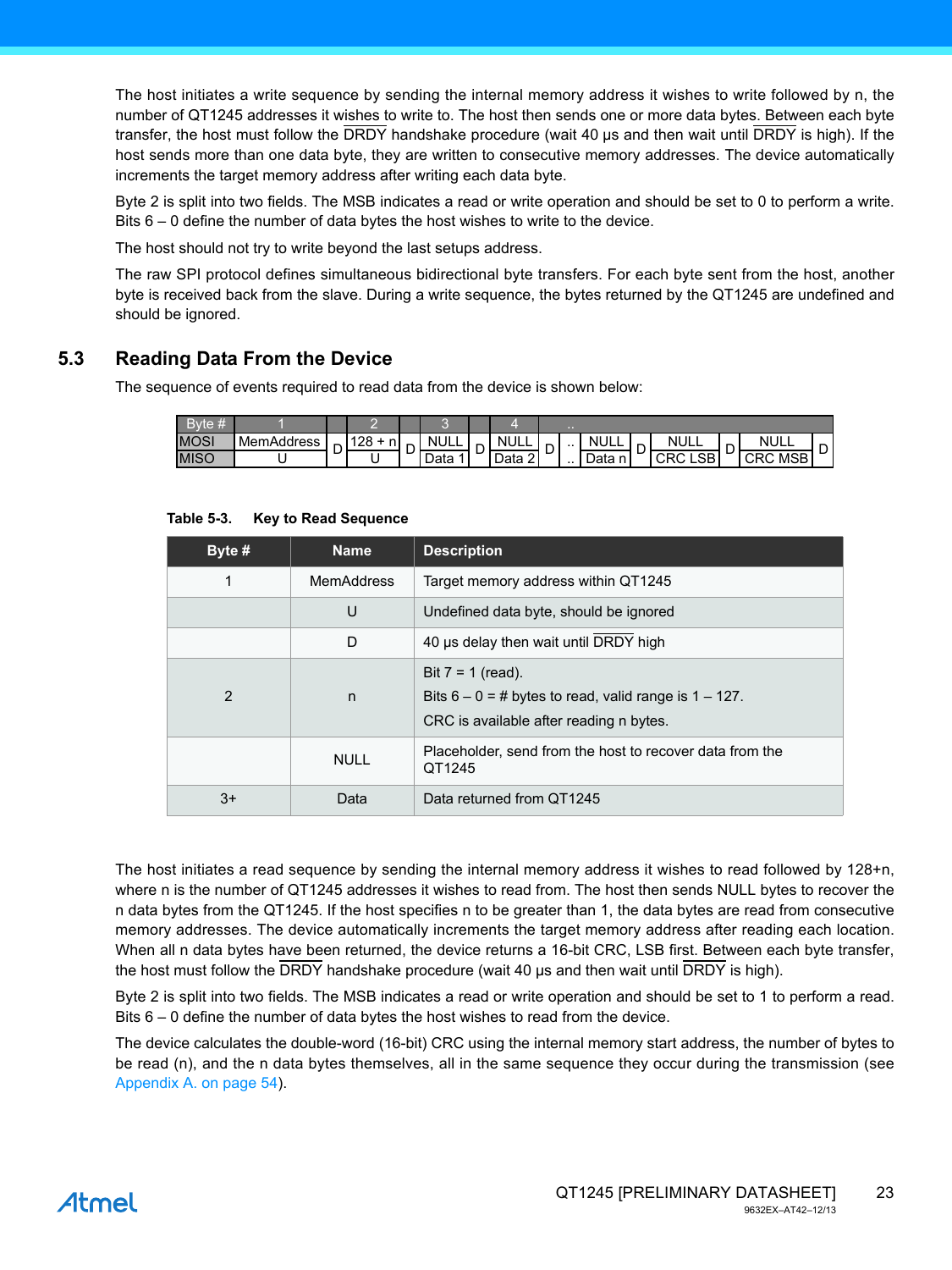The host initiates a write sequence by sending the internal memory address it wishes to write followed by n, the number of QT1245 addresses it wishes to write to. The host then sends one or more data bytes. Between each byte transfer, the host must follow the $\overline{\text{DRDY}}$ handshake procedure (wait 40 µs and then wait until $\overline{\text{DRDY}}$ is high). If the host sends more than one data byte, they are written to consecutive memory addresses. The device automatically increments the target memory address after writing each data byte.

Byte 2 is split into two fields. The MSB indicates a read or write operation and should be set to 0 to perform a write. Bits 6 – 0 define the number of data bytes the host wishes to write to the device.

The host should not try to write beyond the last setups address.

The raw SPI protocol defines simultaneous bidirectional byte transfers. For each byte sent from the host, another byte is received back from the slave. During a write sequence, the bytes returned by the QT1245 are undefined and should be ignored.

## 5.3 Reading Data From the Device

The sequence of events required to read data from the device is shown below:

| Byte # | 1 | | 2 | | 3 | | 4 | | .. | | | | | | | |
|---|---|---|---|---|---|---|---|---|---|---|---|---|---|---|---|---|
| MOSI | MemAddress | D | 128 + n | D | NULL | D | NULL | D | .. | NULL | D | NULL | D | NULL | D |
| MISO | U | | U | | Data 1 | | Data 2 | | .. | Data n | | CRC LSB | | CRC MSB | |

**Table 5-3. Key to Read Sequence**

| Byte # | Name | Description |
|---|---|---|
| 1 | MemAddress | Target memory address within QT1245 |
| | U | Undefined data byte, should be ignored |
| | D | 40 µs delay then wait until $\overline{\text{DRDY}}$ high |
| 2 | n | Bit 7 = 1 (read).<br>Bits 6 – 0 = # bytes to read, valid range is 1 – 127.<br>CRC is available after reading n bytes. |
| | NULL | Placeholder, send from the host to recover data from the QT1245 |
| 3+ | Data | Data returned from QT1245 |

The host initiates a read sequence by sending the internal memory address it wishes to read followed by 128+n, where n is the number of QT1245 addresses it wishes to read from. The host then sends NULL bytes to recover the n data bytes from the QT1245. If the host specifies n to be greater than 1, the data bytes are read from consecutive memory addresses. The device automatically increments the target memory address after reading each location. When all n data bytes have been returned, the device returns a 16-bit CRC, LSB first. Between each byte transfer, the host must follow the $\overline{\text{DRDY}}$ handshake procedure (wait 40 µs and then wait until $\overline{\text{DRDY}}$ is high).

Byte 2 is split into two fields. The MSB indicates a read or write operation and should be set to 1 to perform a read. Bits 6 – 0 define the number of data bytes the host wishes to read from the device.

The device calculates the double-word (16-bit) CRC using the internal memory start address, the number of bytes to be read (n), and the n data bytes themselves, all in the same sequence they occur during the transmission (see Appendix A. on page 54).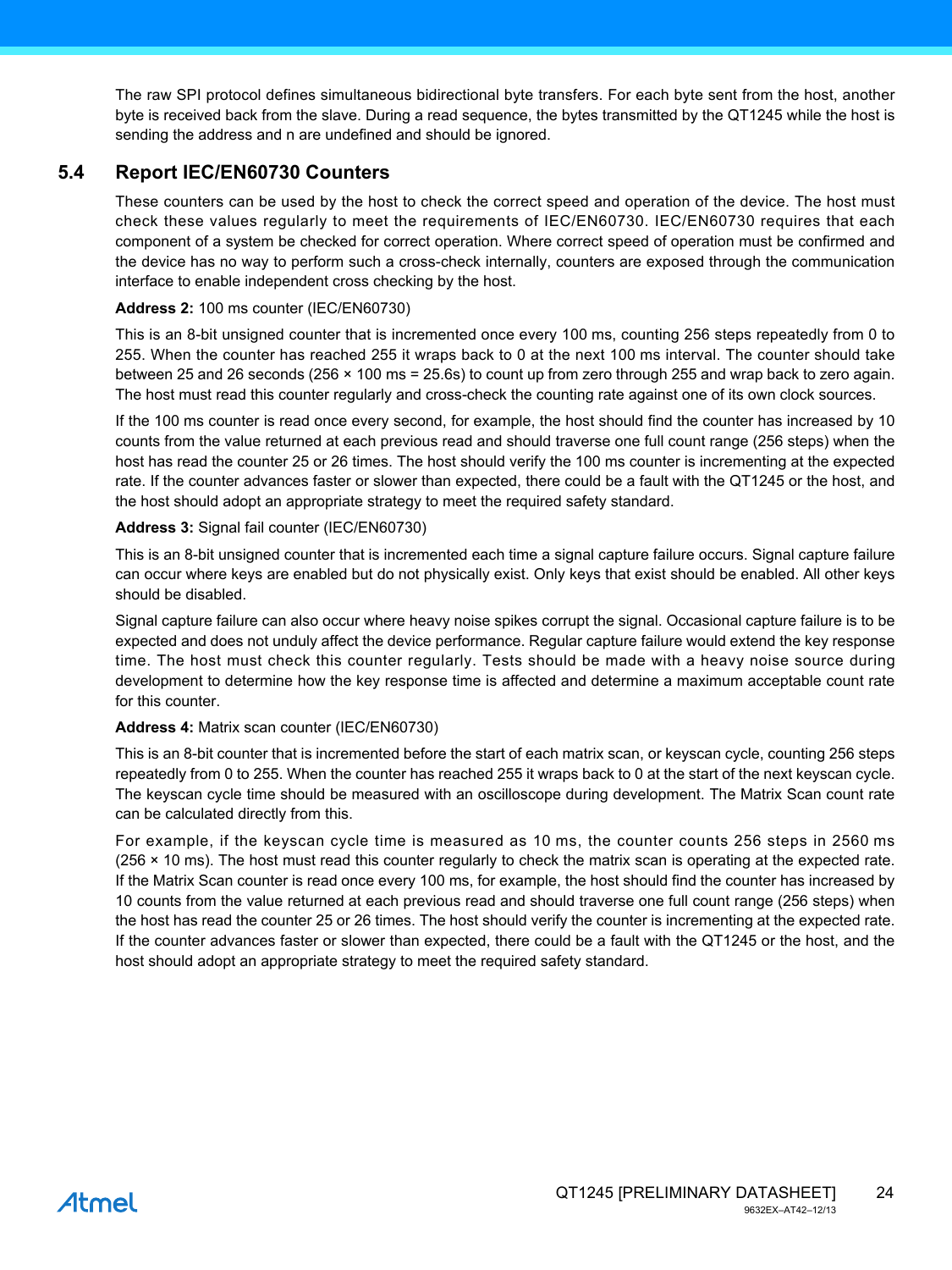The raw SPI protocol defines simultaneous bidirectional byte transfers. For each byte sent from the host, another byte is received back from the slave. During a read sequence, the bytes transmitted by the QT1245 while the host is sending the address and n are undefined and should be ignored.

## 5.4 Report IEC/EN60730 Counters

These counters can be used by the host to check the correct speed and operation of the device. The host must check these values regularly to meet the requirements of IEC/EN60730. IEC/EN60730 requires that each component of a system be checked for correct operation. Where correct speed of operation must be confirmed and the device has no way to perform such a cross-check internally, counters are exposed through the communication interface to enable independent cross checking by the host.

**Address 2:** 100 ms counter (IEC/EN60730)

This is an 8-bit unsigned counter that is incremented once every 100 ms, counting 256 steps repeatedly from 0 to 255. When the counter has reached 255 it wraps back to 0 at the next 100 ms interval. The counter should take between 25 and 26 seconds (256 × 100 ms = 25.6s) to count up from zero through 255 and wrap back to zero again. The host must read this counter regularly and cross-check the counting rate against one of its own clock sources.

If the 100 ms counter is read once every second, for example, the host should find the counter has increased by 10 counts from the value returned at each previous read and should traverse one full count range (256 steps) when the host has read the counter 25 or 26 times. The host should verify the 100 ms counter is incrementing at the expected rate. If the counter advances faster or slower than expected, there could be a fault with the QT1245 or the host, and the host should adopt an appropriate strategy to meet the required safety standard.

**Address 3:** Signal fail counter (IEC/EN60730)

This is an 8-bit unsigned counter that is incremented each time a signal capture failure occurs. Signal capture failure can occur where keys are enabled but do not physically exist. Only keys that exist should be enabled. All other keys should be disabled.

Signal capture failure can also occur where heavy noise spikes corrupt the signal. Occasional capture failure is to be expected and does not unduly affect the device performance. Regular capture failure would extend the key response time. The host must check this counter regularly. Tests should be made with a heavy noise source during development to determine how the key response time is affected and determine a maximum acceptable count rate for this counter.

**Address 4:** Matrix scan counter (IEC/EN60730)

This is an 8-bit counter that is incremented before the start of each matrix scan, or keyscan cycle, counting 256 steps repeatedly from 0 to 255. When the counter has reached 255 it wraps back to 0 at the start of the next keyscan cycle. The keyscan cycle time should be measured with an oscilloscope during development. The Matrix Scan count rate can be calculated directly from this.

For example, if the keyscan cycle time is measured as 10 ms, the counter counts 256 steps in 2560 ms (256 × 10 ms). The host must read this counter regularly to check the matrix scan is operating at the expected rate. If the Matrix Scan counter is read once every 100 ms, for example, the host should find the counter has increased by 10 counts from the value returned at each previous read and should traverse one full count range (256 steps) when the host has read the counter 25 or 26 times. The host should verify the counter is incrementing at the expected rate. If the counter advances faster or slower than expected, there could be a fault with the QT1245 or the host, and the host should adopt an appropriate strategy to meet the required safety standard.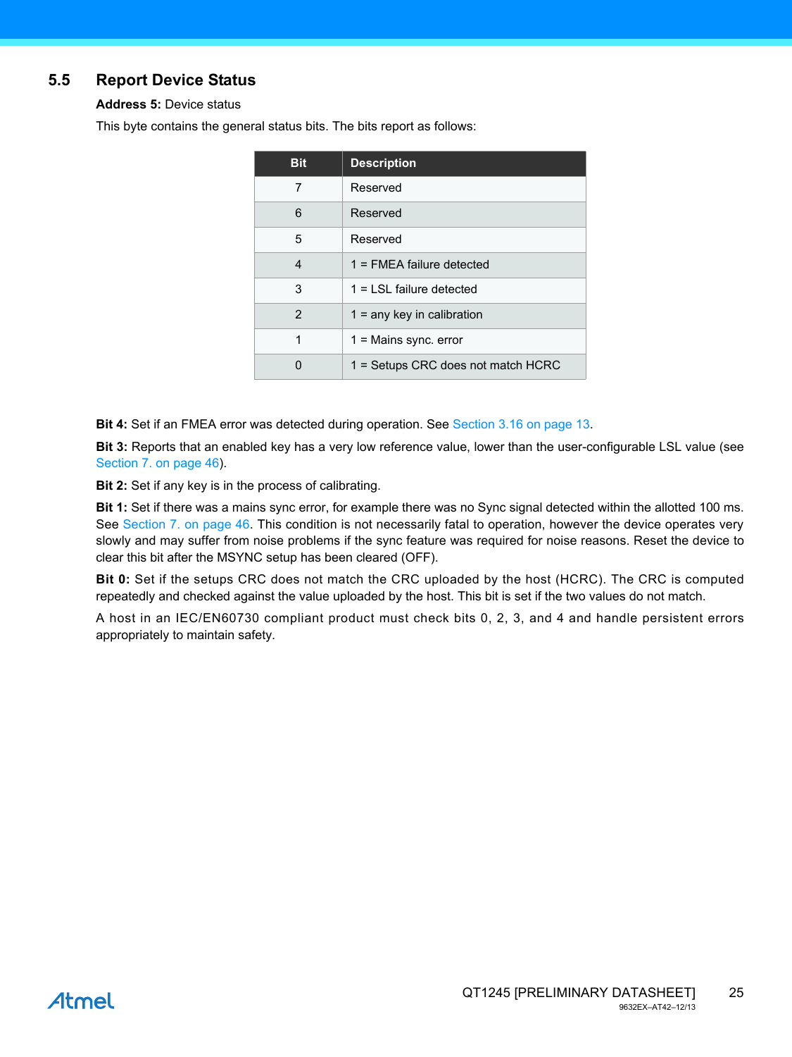## 5.5 Report Device Status

**Address 5:** Device status

This byte contains the general status bits. The bits report as follows:

| Bit | Description |
|---|---|
| 7 | Reserved |
| 6 | Reserved |
| 5 | Reserved |
| 4 | 1 = FMEA failure detected |
| 3 | 1 = LSL failure detected |
| 2 | 1 = any key in calibration |
| 1 | 1 = Mains sync. error |
| 0 | 1 = Setups CRC does not match HCRC |

**Bit 4:** Set if an FMEA error was detected during operation. See Section 3.16 on page 13.

**Bit 3:** Reports that an enabled key has a very low reference value, lower than the user-configurable LSL value (see Section 7. on page 46).

**Bit 2:** Set if any key is in the process of calibrating.

**Bit 1:** Set if there was a mains sync error, for example there was no Sync signal detected within the allotted 100 ms. See Section 7. on page 46. This condition is not necessarily fatal to operation, however the device operates very slowly and may suffer from noise problems if the sync feature was required for noise reasons. Reset the device to clear this bit after the MSYNC setup has been cleared (OFF).

**Bit 0:** Set if the setups CRC does not match the CRC uploaded by the host (HCRC). The CRC is computed repeatedly and checked against the value uploaded by the host. This bit is set if the two values do not match.

A host in an IEC/EN60730 compliant product must check bits 0, 2, 3, and 4 and handle persistent errors appropriately to maintain safety.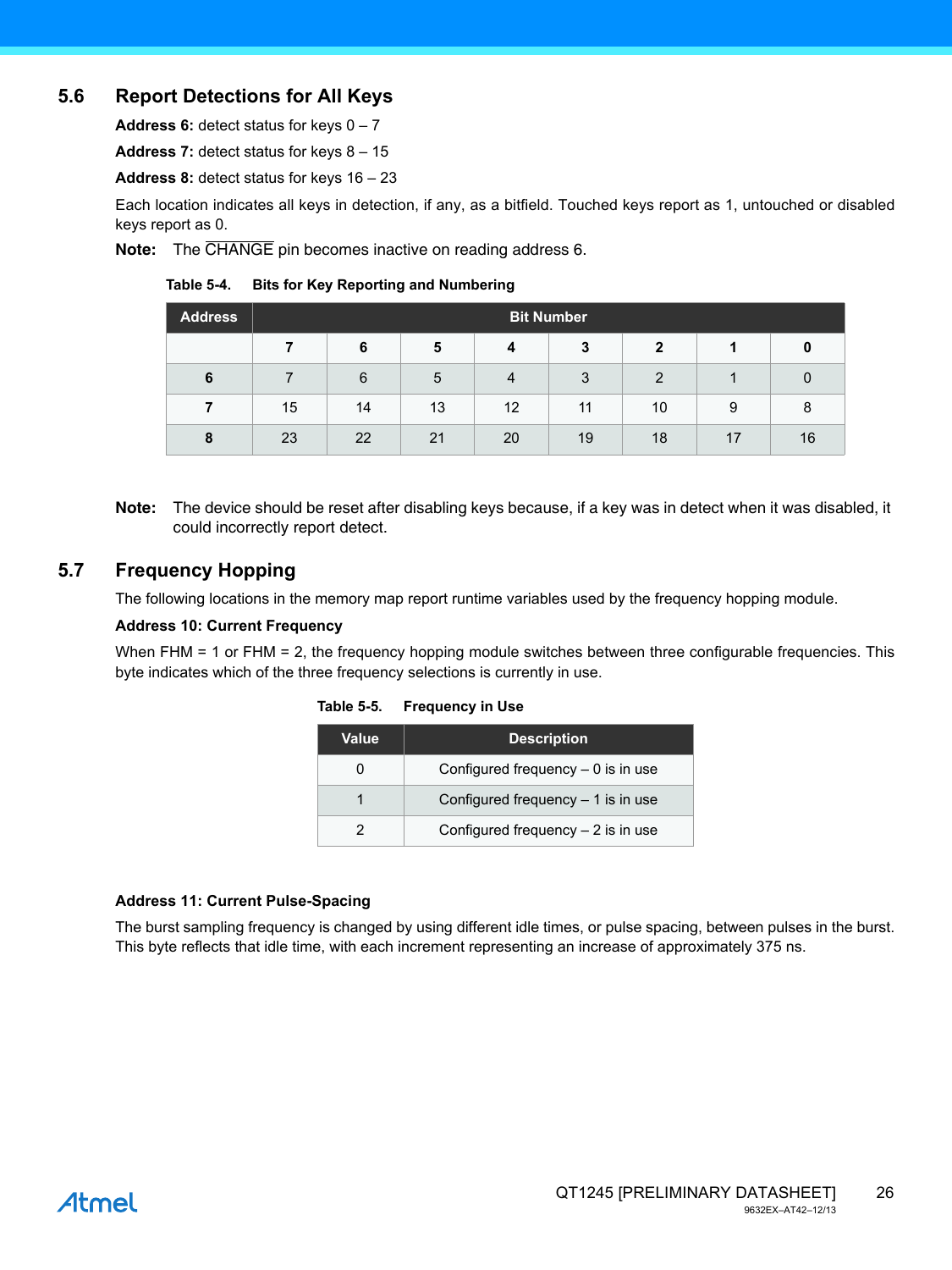## 5.6 Report Detections for All Keys

**Address 6:** detect status for keys 0 – 7

**Address 7:** detect status for keys 8 – 15

**Address 8:** detect status for keys 16 – 23

Each location indicates all keys in detection, if any, as a bitfield. Touched keys report as 1, untouched or disabled keys report as 0.

**Note:** The $\overline{\text{CHANGE}}$ pin becomes inactive on reading address 6.

**Table 5-4. Bits for Key Reporting and Numbering**

| Address | Bit Number | | | | | | | |
|---|---|---|---|---|---|---|---|---|
| | **7** | **6** | **5** | **4** | **3** | **2** | **1** | **0** |
| **6** | 7 | 6 | 5 | 4 | 3 | 2 | 1 | 0 |
| **7** | 15 | 14 | 13 | 12 | 11 | 10 | 9 | 8 |
| **8** | 23 | 22 | 21 | 20 | 19 | 18 | 17 | 16 |

**Note:** The device should be reset after disabling keys because, if a key was in detect when it was disabled, it could incorrectly report detect.

## 5.7 Frequency Hopping

The following locations in the memory map report runtime variables used by the frequency hopping module.

**Address 10: Current Frequency**

When FHM = 1 or FHM = 2, the frequency hopping module switches between three configurable frequencies. This byte indicates which of the three frequency selections is currently in use.

**Table 5-5. Frequency in Use**

| Value | Description |
|---|---|
| 0 | Configured frequency – 0 is in use |
| 1 | Configured frequency – 1 is in use |
| 2 | Configured frequency – 2 is in use |

**Address 11: Current Pulse-Spacing**

The burst sampling frequency is changed by using different idle times, or pulse spacing, between pulses in the burst. This byte reflects that idle time, with each increment representing an increase of approximately 375 ns.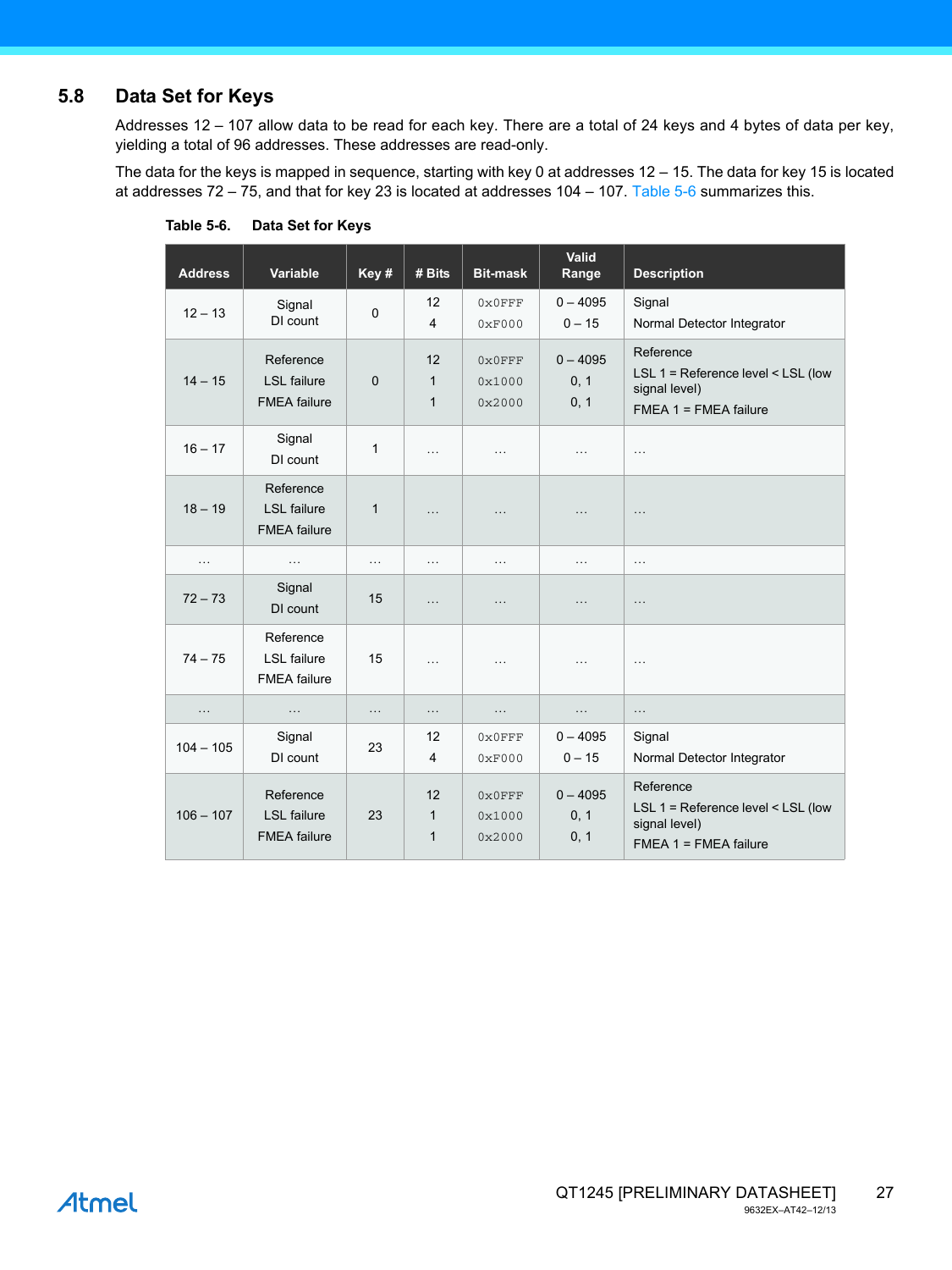## 5.8 Data Set for Keys

Addresses 12 – 107 allow data to be read for each key. There are a total of 24 keys and 4 bytes of data per key, yielding a total of 96 addresses. These addresses are read-only.

The data for the keys is mapped in sequence, starting with key 0 at addresses 12 – 15. The data for key 15 is located at addresses 72 – 75, and that for key 23 is located at addresses 104 – 107. Table 5-6 summarizes this.

**Table 5-6. Data Set for Keys**

| Address | Variable | Key # | # Bits | Bit-mask | Valid Range | Description |
|---|---|---|---|---|---|---|
| 12 – 13 | Signal<br>DI count | 0 | 12<br>4 | 0x0FFF<br>0xF000 | 0 – 4095<br>0 – 15 | Signal<br>Normal Detector Integrator |
| 14 – 15 | Reference<br>LSL failure<br>FMEA failure | 0 | 12<br>1<br>1 | 0x0FFF<br>0x1000<br>0x2000 | 0 – 4095<br>0, 1<br>0, 1 | Reference<br>LSL 1 = Reference level < LSL (low signal level)<br>FMEA 1 = FMEA failure |
| 16 – 17 | Signal<br>DI count | 1 | … | … | … | … |
| 18 – 19 | Reference<br>LSL failure<br>FMEA failure | 1 | … | … | … | … |
| … | … | … | … | … | … | … |
| 72 – 73 | Signal<br>DI count | 15 | … | … | … | … |
| 74 – 75 | Reference<br>LSL failure<br>FMEA failure | 15 | … | … | … | … |
| … | … | … | … | … | … | … |
| 104 – 105 | Signal<br>DI count | 23 | 12<br>4 | 0x0FFF<br>0xF000 | 0 – 4095<br>0 – 15 | Signal<br>Normal Detector Integrator |
| 106 – 107 | Reference<br>LSL failure<br>FMEA failure | 23 | 12<br>1<br>1 | 0x0FFF<br>0x1000<br>0x2000 | 0 – 4095<br>0, 1<br>0, 1 | Reference<br>LSL 1 = Reference level < LSL (low signal level)<br>FMEA 1 = FMEA failure |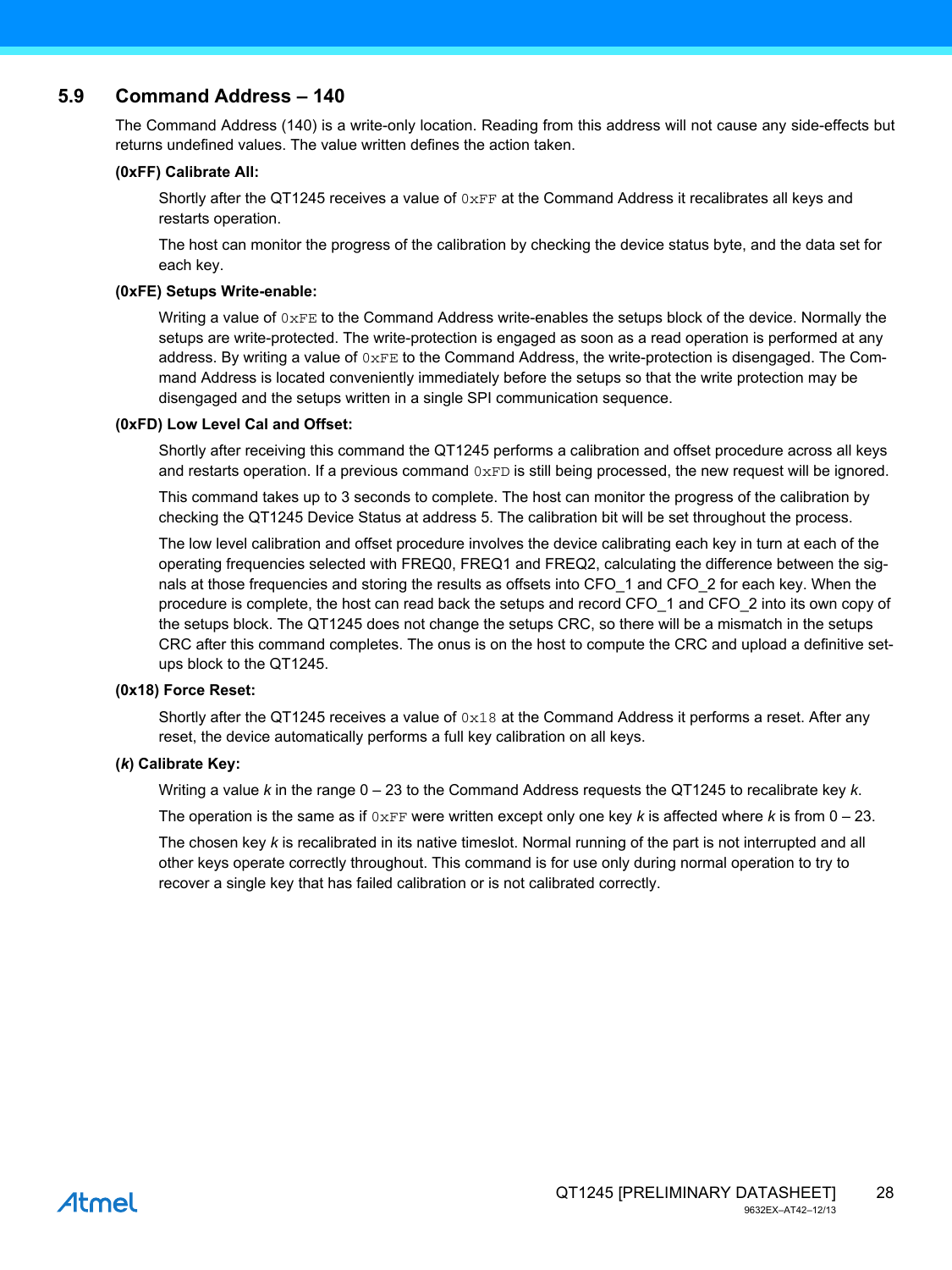## 5.9 Command Address – 140

The Command Address (140) is a write-only location. Reading from this address will not cause any side-effects but returns undefined values. The value written defines the action taken.

**(0xFF) Calibrate All:**

Shortly after the QT1245 receives a value of `0xFF` at the Command Address it recalibrates all keys and restarts operation.

The host can monitor the progress of the calibration by checking the device status byte, and the data set for each key.

**(0xFE) Setups Write-enable:**

Writing a value of `0xFE` to the Command Address write-enables the setups block of the device. Normally the setups are write-protected. The write-protection is engaged as soon as a read operation is performed at any address. By writing a value of `0xFE` to the Command Address, the write-protection is disengaged. The Command Address is located conveniently immediately before the setups so that the write protection may be disengaged and the setups written in a single SPI communication sequence.

**(0xFD) Low Level Cal and Offset:**

Shortly after receiving this command the QT1245 performs a calibration and offset procedure across all keys and restarts operation. If a previous command `0xFD` is still being processed, the new request will be ignored.

This command takes up to 3 seconds to complete. The host can monitor the progress of the calibration by checking the QT1245 Device Status at address 5. The calibration bit will be set throughout the process.

The low level calibration and offset procedure involves the device calibrating each key in turn at each of the operating frequencies selected with FREQ0, FREQ1 and FREQ2, calculating the difference between the signals at those frequencies and storing the results as offsets into CFO_1 and CFO_2 for each key. When the procedure is complete, the host can read back the setups and record CFO_1 and CFO_2 into its own copy of the setups block. The QT1245 does not change the setups CRC, so there will be a mismatch in the setups CRC after this command completes. The onus is on the host to compute the CRC and upload a definitive setups block to the QT1245.

**(0x18) Force Reset:**

Shortly after the QT1245 receives a value of `0x18` at the Command Address it performs a reset. After any reset, the device automatically performs a full key calibration on all keys.

**(*k*) Calibrate Key:**

Writing a value *k* in the range 0 – 23 to the Command Address requests the QT1245 to recalibrate key *k*.

The operation is the same as if `0xFF` were written except only one key *k* is affected where *k* is from 0 – 23.

The chosen key *k* is recalibrated in its native timeslot. Normal running of the part is not interrupted and all other keys operate correctly throughout. This command is for use only during normal operation to try to recover a single key that has failed calibration or is not calibrated correctly.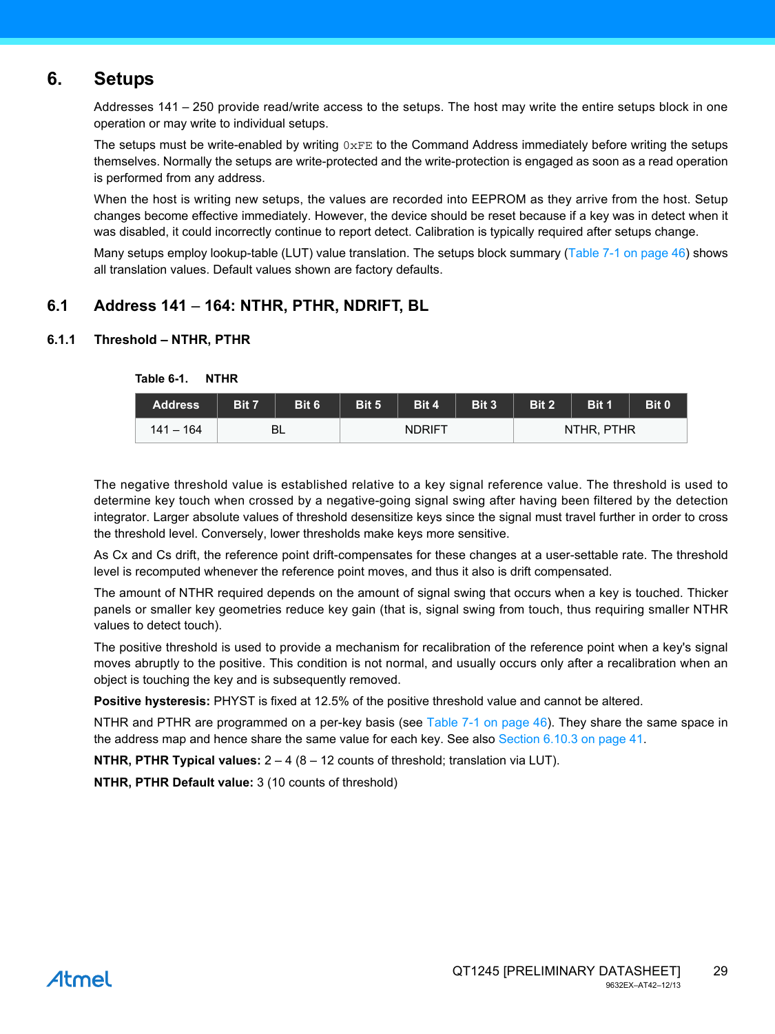# 6. Setups

Addresses 141 – 250 provide read/write access to the setups. The host may write the entire setups block in one operation or may write to individual setups.

The setups must be write-enabled by writing `0xFE` to the Command Address immediately before writing the setups themselves. Normally the setups are write-protected and the write-protection is engaged as soon as a read operation is performed from any address.

When the host is writing new setups, the values are recorded into EEPROM as they arrive from the host. Setup changes become effective immediately. However, the device should be reset because if a key was in detect when it was disabled, it could incorrectly continue to report detect. Calibration is typically required after setups change.

Many setups employ lookup-table (LUT) value translation. The setups block summary (Table 7-1 on page 46) shows all translation values. Default values shown are factory defaults.

## 6.1 Address 141 – 164: NTHR, PTHR, NDRIFT, BL

### 6.1.1 Threshold – NTHR, PTHR

**Table 6-1. NTHR**

| Address | Bit 7 | Bit 6 | Bit 5 | Bit 4 | Bit 3 | Bit 2 | Bit 1 | Bit 0 |
|---|---|---|---|---|---|---|---|---|
| 141 – 164 | BL | | NDRIFT | | | NTHR, PTHR | | |

The negative threshold value is established relative to a key signal reference value. The threshold is used to determine key touch when crossed by a negative-going signal swing after having been filtered by the detection integrator. Larger absolute values of threshold desensitize keys since the signal must travel further in order to cross the threshold level. Conversely, lower thresholds make keys more sensitive.

As Cx and Cs drift, the reference point drift-compensates for these changes at a user-settable rate. The threshold level is recomputed whenever the reference point moves, and thus it also is drift compensated.

The amount of NTHR required depends on the amount of signal swing that occurs when a key is touched. Thicker panels or smaller key geometries reduce key gain (that is, signal swing from touch, thus requiring smaller NTHR values to detect touch).

The positive threshold is used to provide a mechanism for recalibration of the reference point when a key's signal moves abruptly to the positive. This condition is not normal, and usually occurs only after a recalibration when an object is touching the key and is subsequently removed.

**Positive hysteresis:** PHYST is fixed at 12.5% of the positive threshold value and cannot be altered.

NTHR and PTHR are programmed on a per-key basis (see Table 7-1 on page 46). They share the same space in the address map and hence share the same value for each key. See also Section 6.10.3 on page 41.

**NTHR, PTHR Typical values:** 2 – 4 (8 – 12 counts of threshold; translation via LUT).

**NTHR, PTHR Default value:** 3 (10 counts of threshold)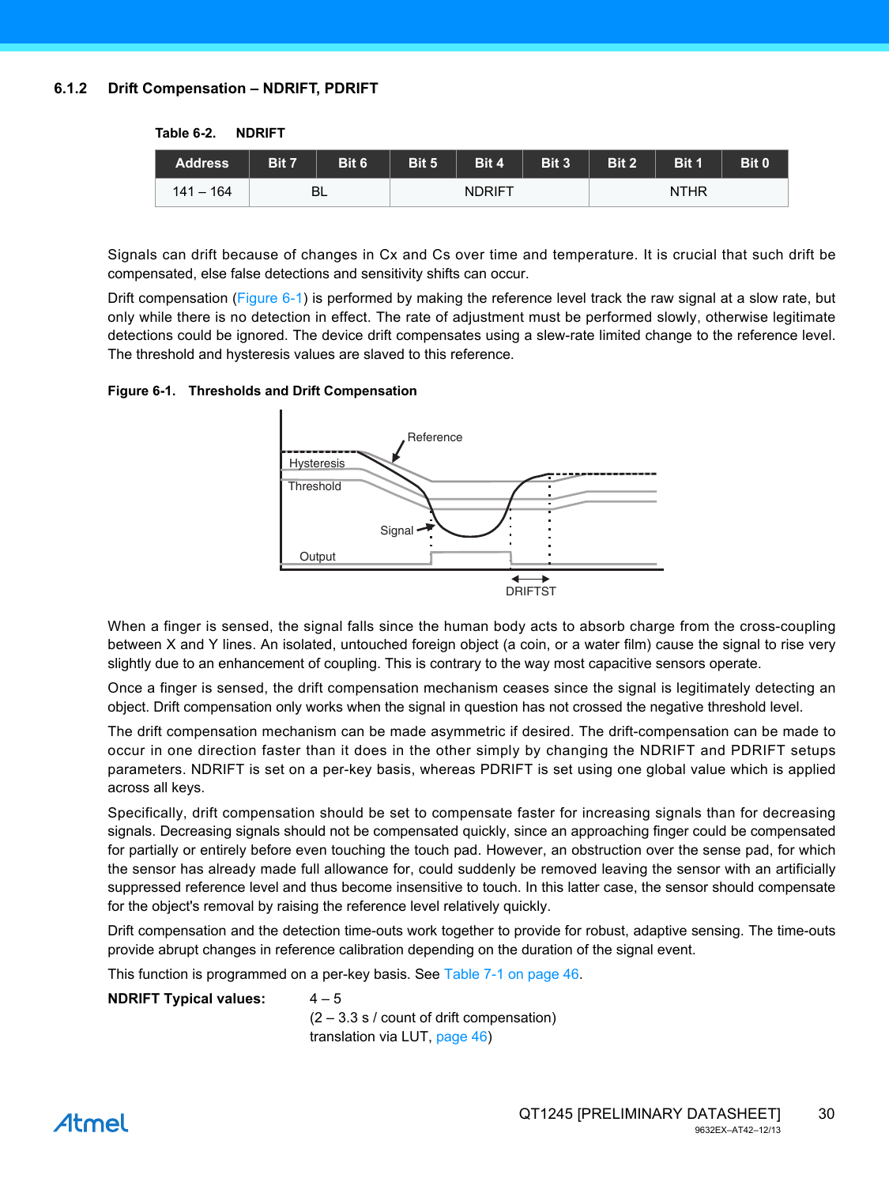### 6.1.2 Drift Compensation – NDRIFT, PDRIFT

**Table 6-2. NDRIFT**

| Address | Bit 7 | Bit 6 | Bit 5 | Bit 4 | Bit 3 | Bit 2 | Bit 1 | Bit 0 |
|---|---|---|---|---|---|---|---|---|
| 141 – 164 | BL | | NDRIFT | | | NTHR | | |

Signals can drift because of changes in Cx and Cs over time and temperature. It is crucial that such drift be compensated, else false detections and sensitivity shifts can occur.

Drift compensation (Figure 6-1) is performed by making the reference level track the raw signal at a slow rate, but only while there is no detection in effect. The rate of adjustment must be performed slowly, otherwise legitimate detections could be ignored. The device drift compensates using a slew-rate limited change to the reference level. The threshold and hysteresis values are slaved to this reference.

**Figure 6-1. Thresholds and Drift Compensation**

Reference

Hysteresis

Threshold

Signal

Output

DRIFTST

When a finger is sensed, the signal falls since the human body acts to absorb charge from the cross-coupling between X and Y lines. An isolated, untouched foreign object (a coin, or a water film) cause the signal to rise very slightly due to an enhancement of coupling. This is contrary to the way most capacitive sensors operate.

Once a finger is sensed, the drift compensation mechanism ceases since the signal is legitimately detecting an object. Drift compensation only works when the signal in question has not crossed the negative threshold level.

The drift compensation mechanism can be made asymmetric if desired. The drift-compensation can be made to occur in one direction faster than it does in the other simply by changing the NDRIFT and PDRIFT setups parameters. NDRIFT is set on a per-key basis, whereas PDRIFT is set using one global value which is applied across all keys.

Specifically, drift compensation should be set to compensate faster for increasing signals than for decreasing signals. Decreasing signals should not be compensated quickly, since an approaching finger could be compensated for partially or entirely before even touching the touch pad. However, an obstruction over the sense pad, for which the sensor has already made full allowance for, could suddenly be removed leaving the sensor with an artificially suppressed reference level and thus become insensitive to touch. In this latter case, the sensor should compensate for the object's removal by raising the reference level relatively quickly.

Drift compensation and the detection time-outs work together to provide for robust, adaptive sensing. The time-outs provide abrupt changes in reference calibration depending on the duration of the signal event.

This function is programmed on a per-key basis. See Table 7-1 on page 46.

**NDRIFT Typical values:** 4 – 5
(2 – 3.3 s / count of drift compensation)
translation via LUT, page 46)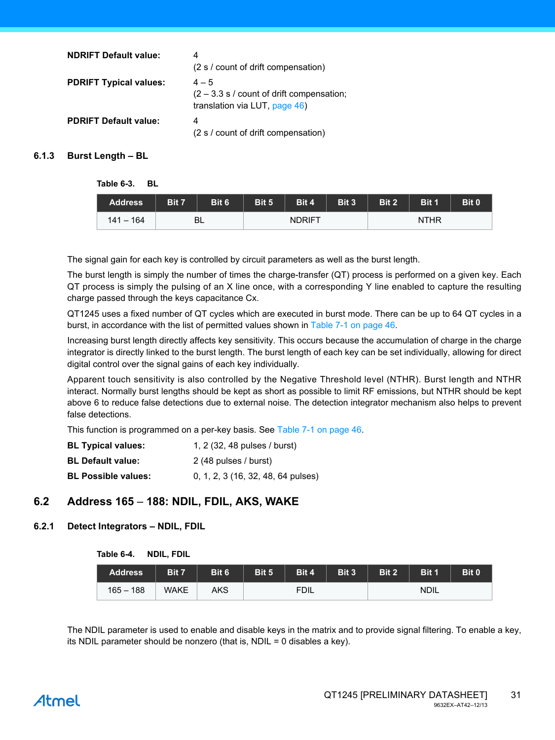**NDRIFT Default value:** 4
(2 s / count of drift compensation)

**PDRIFT Typical values:** 4 – 5
(2 – 3.3 s / count of drift compensation; translation via LUT, page 46)

**PDRIFT Default value:** 4
(2 s / count of drift compensation)

### 6.1.3 Burst Length – BL

**Table 6-3. BL**

| Address | Bit 7 | Bit 6 | Bit 5 | Bit 4 | Bit 3 | Bit 2 | Bit 1 | Bit 0 |
|---|---|---|---|---|---|---|---|---|
| 141 – 164 | BL | | NDRIFT | | | NTHR | | |

The signal gain for each key is controlled by circuit parameters as well as the burst length.

The burst length is simply the number of times the charge-transfer (QT) process is performed on a given key. Each QT process is simply the pulsing of an X line once, with a corresponding Y line enabled to capture the resulting charge passed through the keys capacitance Cx.

QT1245 uses a fixed number of QT cycles which are executed in burst mode. There can be up to 64 QT cycles in a burst, in accordance with the list of permitted values shown in Table 7-1 on page 46.

Increasing burst length directly affects key sensitivity. This occurs because the accumulation of charge in the charge integrator is directly linked to the burst length. The burst length of each key can be set individually, allowing for direct digital control over the signal gains of each key individually.

Apparent touch sensitivity is also controlled by the Negative Threshold level (NTHR). Burst length and NTHR interact. Normally burst lengths should be kept as short as possible to limit RF emissions, but NTHR should be kept above 6 to reduce false detections due to external noise. The detection integrator mechanism also helps to prevent false detections.

This function is programmed on a per-key basis. See Table 7-1 on page 46.

**BL Typical values:** 1, 2 (32, 48 pulses / burst)

**BL Default value:** 2 (48 pulses / burst)

**BL Possible values:** 0, 1, 2, 3 (16, 32, 48, 64 pulses)

## 6.2 Address 165 – 188: NDIL, FDIL, AKS, WAKE

### 6.2.1 Detect Integrators – NDIL, FDIL

**Table 6-4. NDIL, FDIL**

| Address | Bit 7 | Bit 6 | Bit 5 | Bit 4 | Bit 3 | Bit 2 | Bit 1 | Bit 0 |
|---|---|---|---|---|---|---|---|---|
| 165 – 188 | WAKE | AKS | FDIL | | | NDIL | | |

The NDIL parameter is used to enable and disable keys in the matrix and to provide signal filtering. To enable a key, its NDIL parameter should be nonzero (that is, NDIL = 0 disables a key).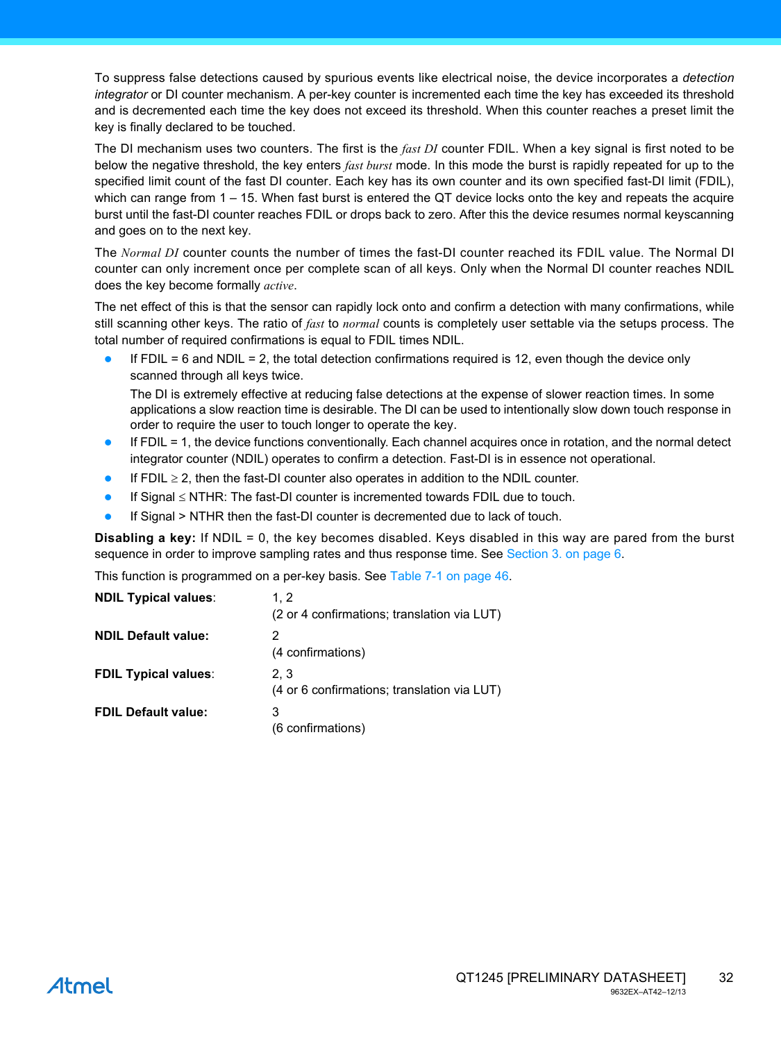To suppress false detections caused by spurious events like electrical noise, the device incorporates a *detection integrator* or DI counter mechanism. A per-key counter is incremented each time the key has exceeded its threshold and is decremented each time the key does not exceed its threshold. When this counter reaches a preset limit the key is finally declared to be touched.

The DI mechanism uses two counters. The first is the *fast DI* counter FDIL. When a key signal is first noted to be below the negative threshold, the key enters *fast burst* mode. In this mode the burst is rapidly repeated for up to the specified limit count of the fast DI counter. Each key has its own counter and its own specified fast-DI limit (FDIL), which can range from 1 – 15. When fast burst is entered the QT device locks onto the key and repeats the acquire burst until the fast-DI counter reaches FDIL or drops back to zero. After this the device resumes normal keyscanning and goes on to the next key.

The *Normal DI* counter counts the number of times the fast-DI counter reached its FDIL value. The Normal DI counter can only increment once per complete scan of all keys. Only when the Normal DI counter reaches NDIL does the key become formally *active*.

The net effect of this is that the sensor can rapidly lock onto and confirm a detection with many confirmations, while still scanning other keys. The ratio of *fast* to *normal* counts is completely user settable via the setups process. The total number of required confirmations is equal to FDIL times NDIL.

- If FDIL = 6 and NDIL = 2, the total detection confirmations required is 12, even though the device only scanned through all keys twice.

  The DI is extremely effective at reducing false detections at the expense of slower reaction times. In some applications a slow reaction time is desirable. The DI can be used to intentionally slow down touch response in order to require the user to touch longer to operate the key.
- If FDIL = 1, the device functions conventionally. Each channel acquires once in rotation, and the normal detect integrator counter (NDIL) operates to confirm a detection. Fast-DI is in essence not operational.
- If FDIL ≥ 2, then the fast-DI counter also operates in addition to the NDIL counter.
- If Signal ≤ NTHR: The fast-DI counter is incremented towards FDIL due to touch.
- If Signal > NTHR then the fast-DI counter is decremented due to lack of touch.

**Disabling a key:** If NDIL = 0, the key becomes disabled. Keys disabled in this way are pared from the burst sequence in order to improve sampling rates and thus response time. See Section 3. on page 6.

This function is programmed on a per-key basis. See Table 7-1 on page 46.

| | |
|---|---|
| **NDIL Typical values**: | 1, 2<br>(2 or 4 confirmations; translation via LUT) |
| **NDIL Default value:** | 2<br>(4 confirmations) |
| **FDIL Typical values**: | 2, 3<br>(4 or 6 confirmations; translation via LUT) |
| **FDIL Default value:** | 3<br>(6 confirmations) |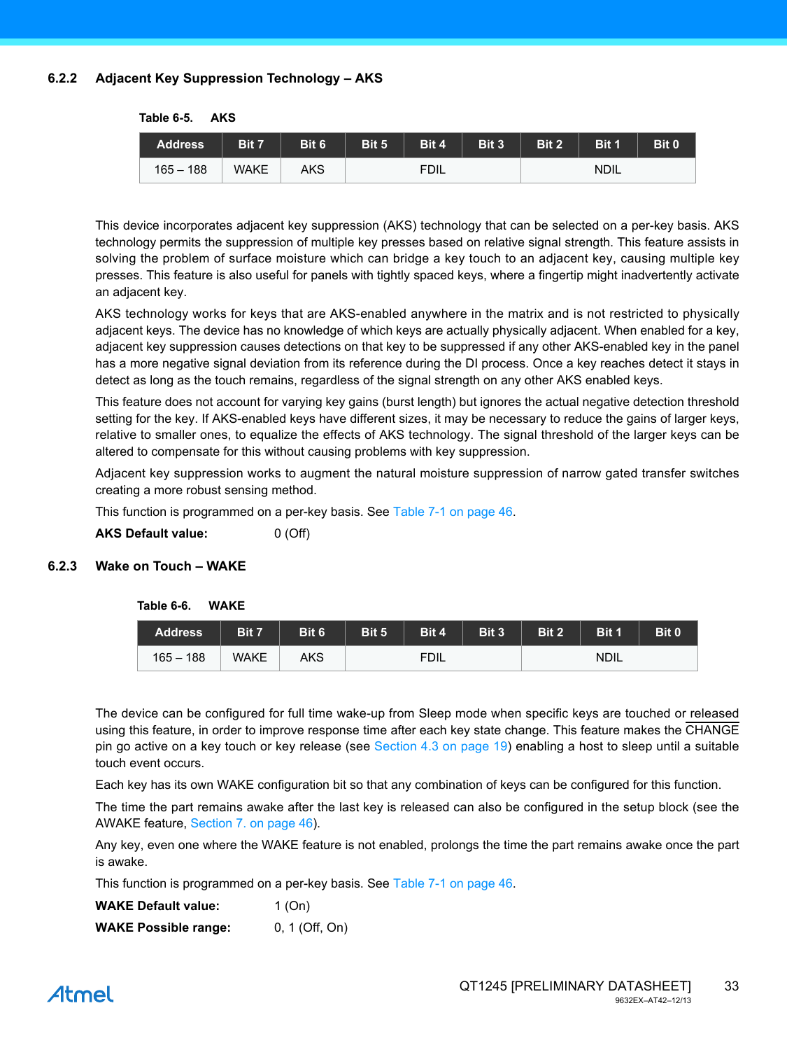### 6.2.2 Adjacent Key Suppression Technology – AKS

**Table 6-5. AKS**

| Address | Bit 7 | Bit 6 | Bit 5 | Bit 4 | Bit 3 | Bit 2 | Bit 1 | Bit 0 |
|---|---|---|---|---|---|---|---|---|
| 165 – 188 | WAKE | AKS | FDIL | | | NDIL | | |

This device incorporates adjacent key suppression (AKS) technology that can be selected on a per-key basis. AKS technology permits the suppression of multiple key presses based on relative signal strength. This feature assists in solving the problem of surface moisture which can bridge a key touch to an adjacent key, causing multiple key presses. This feature is also useful for panels with tightly spaced keys, where a fingertip might inadvertently activate an adjacent key.

AKS technology works for keys that are AKS-enabled anywhere in the matrix and is not restricted to physically adjacent keys. The device has no knowledge of which keys are actually physically adjacent. When enabled for a key, adjacent key suppression causes detections on that key to be suppressed if any other AKS-enabled key in the panel has a more negative signal deviation from its reference during the DI process. Once a key reaches detect it stays in detect as long as the touch remains, regardless of the signal strength on any other AKS enabled keys.

This feature does not account for varying key gains (burst length) but ignores the actual negative detection threshold setting for the key. If AKS-enabled keys have different sizes, it may be necessary to reduce the gains of larger keys, relative to smaller ones, to equalize the effects of AKS technology. The signal threshold of the larger keys can be altered to compensate for this without causing problems with key suppression.

Adjacent key suppression works to augment the natural moisture suppression of narrow gated transfer switches creating a more robust sensing method.

This function is programmed on a per-key basis. See Table 7-1 on page 46.

**AKS Default value:** 0 (Off)

### 6.2.3 Wake on Touch – WAKE

**Table 6-6. WAKE**

| Address | Bit 7 | Bit 6 | Bit 5 | Bit 4 | Bit 3 | Bit 2 | Bit 1 | Bit 0 |
|---|---|---|---|---|---|---|---|---|
| 165 – 188 | WAKE | AKS | FDIL | | | NDIL | | |

The device can be configured for full time wake-up from Sleep mode when specific keys are touched or released using this feature, in order to improve response time after each key state change. This feature makes the CHANGE pin go active on a key touch or key release (see Section 4.3 on page 19) enabling a host to sleep until a suitable touch event occurs.

Each key has its own WAKE configuration bit so that any combination of keys can be configured for this function.

The time the part remains awake after the last key is released can also be configured in the setup block (see the AWAKE feature, Section 7. on page 46).

Any key, even one where the WAKE feature is not enabled, prolongs the time the part remains awake once the part is awake.

This function is programmed on a per-key basis. See Table 7-1 on page 46.

**WAKE Default value:** 1 (On)

**WAKE Possible range:** 0, 1 (Off, On)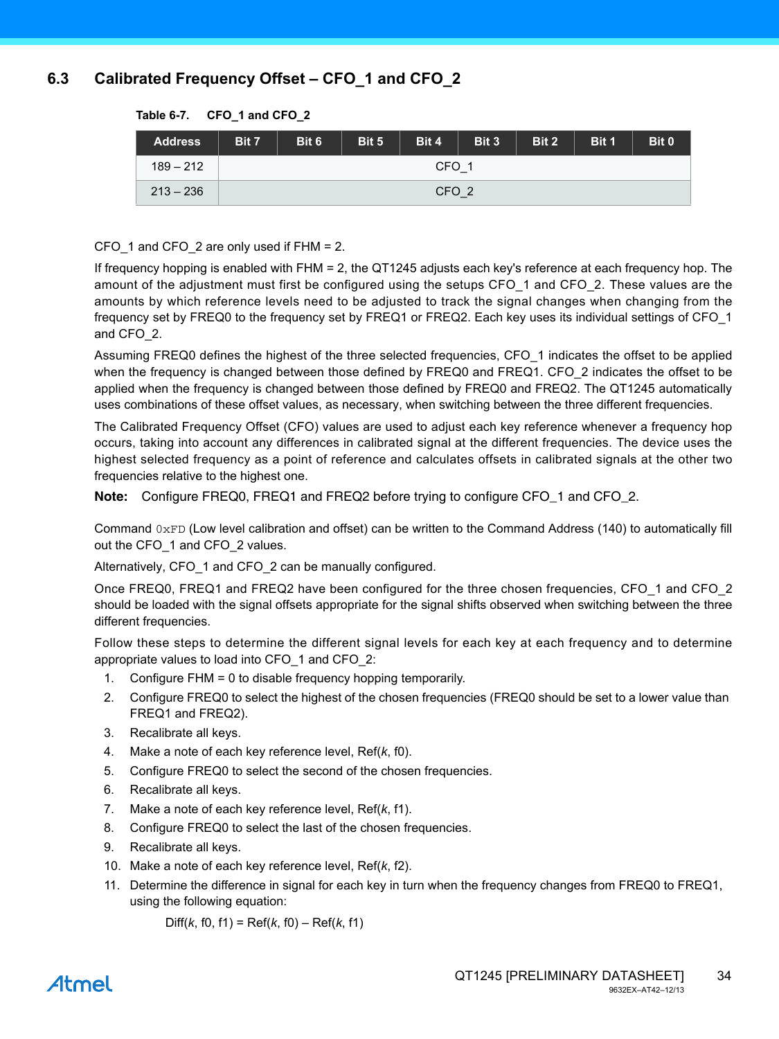## 6.3 Calibrated Frequency Offset – CFO_1 and CFO_2

**Table 6-7. CFO_1 and CFO_2**

| Address | Bit 7 | Bit 6 | Bit 5 | Bit 4 | Bit 3 | Bit 2 | Bit 1 | Bit 0 |
|---|---|---|---|---|---|---|---|---|
| 189 – 212 | CFO_1 | | | | | | | |
| 213 – 236 | CFO_2 | | | | | | | |

CFO_1 and CFO_2 are only used if FHM = 2.

If frequency hopping is enabled with FHM = 2, the QT1245 adjusts each key's reference at each frequency hop. The amount of the adjustment must first be configured using the setups CFO_1 and CFO_2. These values are the amounts by which reference levels need to be adjusted to track the signal changes when changing from the frequency set by FREQ0 to the frequency set by FREQ1 or FREQ2. Each key uses its individual settings of CFO_1 and CFO_2.

Assuming FREQ0 defines the highest of the three selected frequencies, CFO_1 indicates the offset to be applied when the frequency is changed between those defined by FREQ0 and FREQ1. CFO_2 indicates the offset to be applied when the frequency is changed between those defined by FREQ0 and FREQ2. The QT1245 automatically uses combinations of these offset values, as necessary, when switching between the three different frequencies.

The Calibrated Frequency Offset (CFO) values are used to adjust each key reference whenever a frequency hop occurs, taking into account any differences in calibrated signal at the different frequencies. The device uses the highest selected frequency as a point of reference and calculates offsets in calibrated signals at the other two frequencies relative to the highest one.

**Note:** Configure FREQ0, FREQ1 and FREQ2 before trying to configure CFO_1 and CFO_2.

Command `0xFD` (Low level calibration and offset) can be written to the Command Address (140) to automatically fill out the CFO_1 and CFO_2 values.

Alternatively, CFO_1 and CFO_2 can be manually configured.

Once FREQ0, FREQ1 and FREQ2 have been configured for the three chosen frequencies, CFO_1 and CFO_2 should be loaded with the signal offsets appropriate for the signal shifts observed when switching between the three different frequencies.

Follow these steps to determine the different signal levels for each key at each frequency and to determine appropriate values to load into CFO_1 and CFO_2:

1. Configure FHM = 0 to disable frequency hopping temporarily.
2. Configure FREQ0 to select the highest of the chosen frequencies (FREQ0 should be set to a lower value than FREQ1 and FREQ2).
3. Recalibrate all keys.
4. Make a note of each key reference level, Ref(*k*, f0).
5. Configure FREQ0 to select the second of the chosen frequencies.
6. Recalibrate all keys.
7. Make a note of each key reference level, Ref(*k*, f1).
8. Configure FREQ0 to select the last of the chosen frequencies.
9. Recalibrate all keys.
10. Make a note of each key reference level, Ref(*k*, f2).
11. Determine the difference in signal for each key in turn when the frequency changes from FREQ0 to FREQ1, using the following equation:

$$\text{Diff}(k, \text{f0}, \text{f1}) = \text{Ref}(k, \text{f0}) - \text{Ref}(k, \text{f1})$$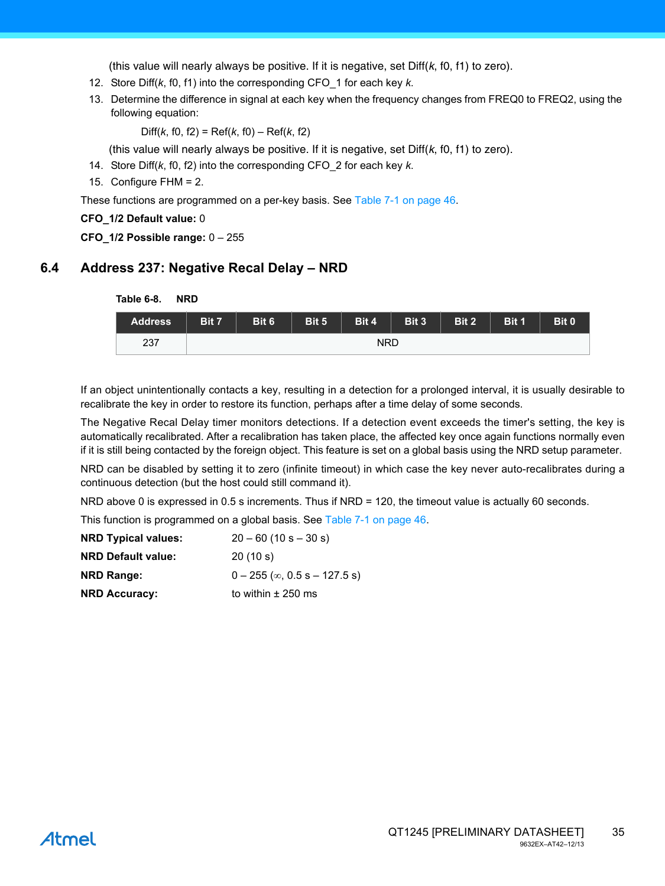(this value will nearly always be positive. If it is negative, set Diff(*k*, f0, f1) to zero).

12. Store Diff(*k*, f0, f1) into the corresponding CFO_1 for each key *k*.
13. Determine the difference in signal at each key when the frequency changes from FREQ0 to FREQ2, using the following equation:

    Diff(*k*, f0, f2) = Ref(*k*, f0) – Ref(*k*, f2)

    (this value will nearly always be positive. If it is negative, set Diff(*k*, f0, f1) to zero).
14. Store Diff(*k*, f0, f2) into the corresponding CFO_2 for each key *k*.
15. Configure FHM = 2.

These functions are programmed on a per-key basis. See Table 7-1 on page 46.

**CFO_1/2 Default value:** 0

**CFO_1/2 Possible range:** 0 – 255

## 6.4 Address 237: Negative Recal Delay – NRD

**Table 6-8. NRD**

| Address | Bit 7 | Bit 6 | Bit 5 | Bit 4 | Bit 3 | Bit 2 | Bit 1 | Bit 0 |
|---|---|---|---|---|---|---|---|---|
| 237 | NRD | | | | | | | |

If an object unintentionally contacts a key, resulting in a detection for a prolonged interval, it is usually desirable to recalibrate the key in order to restore its function, perhaps after a time delay of some seconds.

The Negative Recal Delay timer monitors detections. If a detection event exceeds the timer's setting, the key is automatically recalibrated. After a recalibration has taken place, the affected key once again functions normally even if it is still being contacted by the foreign object. This feature is set on a global basis using the NRD setup parameter.

NRD can be disabled by setting it to zero (infinite timeout) in which case the key never auto-recalibrates during a continuous detection (but the host could still command it).

NRD above 0 is expressed in 0.5 s increments. Thus if NRD = 120, the timeout value is actually 60 seconds.

This function is programmed on a global basis. See Table 7-1 on page 46.

**NRD Typical values:** 20 – 60 (10 s – 30 s)

**NRD Default value:** 20 (10 s)

**NRD Range:** 0 – 255 (∞, 0.5 s – 127.5 s)

**NRD Accuracy:** to within ± 250 ms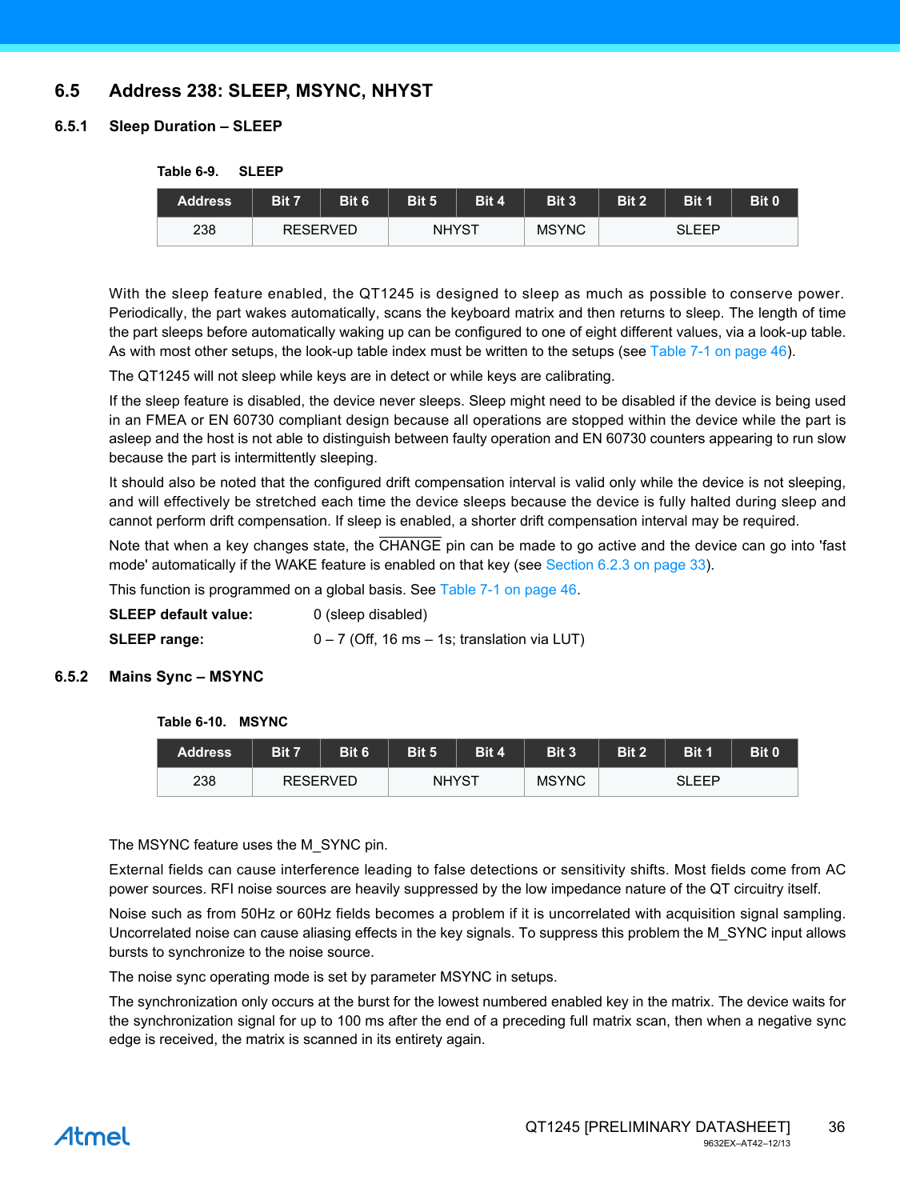## 6.5 Address 238: SLEEP, MSYNC, NHYST

### 6.5.1 Sleep Duration – SLEEP

**Table 6-9. SLEEP**

| Address | Bit 7 | Bit 6 | Bit 5 | Bit 4 | Bit 3 | Bit 2 | Bit 1 | Bit 0 |
|---|---|---|---|---|---|---|---|---|
| 238 | RESERVED | | NHYST | | MSYNC | SLEEP | | |

With the sleep feature enabled, the QT1245 is designed to sleep as much as possible to conserve power. Periodically, the part wakes automatically, scans the keyboard matrix and then returns to sleep. The length of time the part sleeps before automatically waking up can be configured to one of eight different values, via a look-up table. As with most other setups, the look-up table index must be written to the setups (see Table 7-1 on page 46).

The QT1245 will not sleep while keys are in detect or while keys are calibrating.

If the sleep feature is disabled, the device never sleeps. Sleep might need to be disabled if the device is being used in an FMEA or EN 60730 compliant design because all operations are stopped within the device while the part is asleep and the host is not able to distinguish between faulty operation and EN 60730 counters appearing to run slow because the part is intermittently sleeping.

It should also be noted that the configured drift compensation interval is valid only while the device is not sleeping, and will effectively be stretched each time the device sleeps because the device is fully halted during sleep and cannot perform drift compensation. If sleep is enabled, a shorter drift compensation interval may be required.

Note that when a key changes state, the $\overline{\text{CHANGE}}$ pin can be made to go active and the device can go into 'fast mode' automatically if the WAKE feature is enabled on that key (see Section 6.2.3 on page 33).

This function is programmed on a global basis. See Table 7-1 on page 46.

**SLEEP default value:** 0 (sleep disabled)

**SLEEP range:** 0 – 7 (Off, 16 ms – 1s; translation via LUT)

### 6.5.2 Mains Sync – MSYNC

**Table 6-10. MSYNC**

| Address | Bit 7 | Bit 6 | Bit 5 | Bit 4 | Bit 3 | Bit 2 | Bit 1 | Bit 0 |
|---|---|---|---|---|---|---|---|---|
| 238 | RESERVED | | NHYST | | MSYNC | SLEEP | | |

The MSYNC feature uses the M_SYNC pin.

External fields can cause interference leading to false detections or sensitivity shifts. Most fields come from AC power sources. RFI noise sources are heavily suppressed by the low impedance nature of the QT circuitry itself.

Noise such as from 50Hz or 60Hz fields becomes a problem if it is uncorrelated with acquisition signal sampling. Uncorrelated noise can cause aliasing effects in the key signals. To suppress this problem the M_SYNC input allows bursts to synchronize to the noise source.

The noise sync operating mode is set by parameter MSYNC in setups.

The synchronization only occurs at the burst for the lowest numbered enabled key in the matrix. The device waits for the synchronization signal for up to 100 ms after the end of a preceding full matrix scan, then when a negative sync edge is received, the matrix is scanned in its entirety again.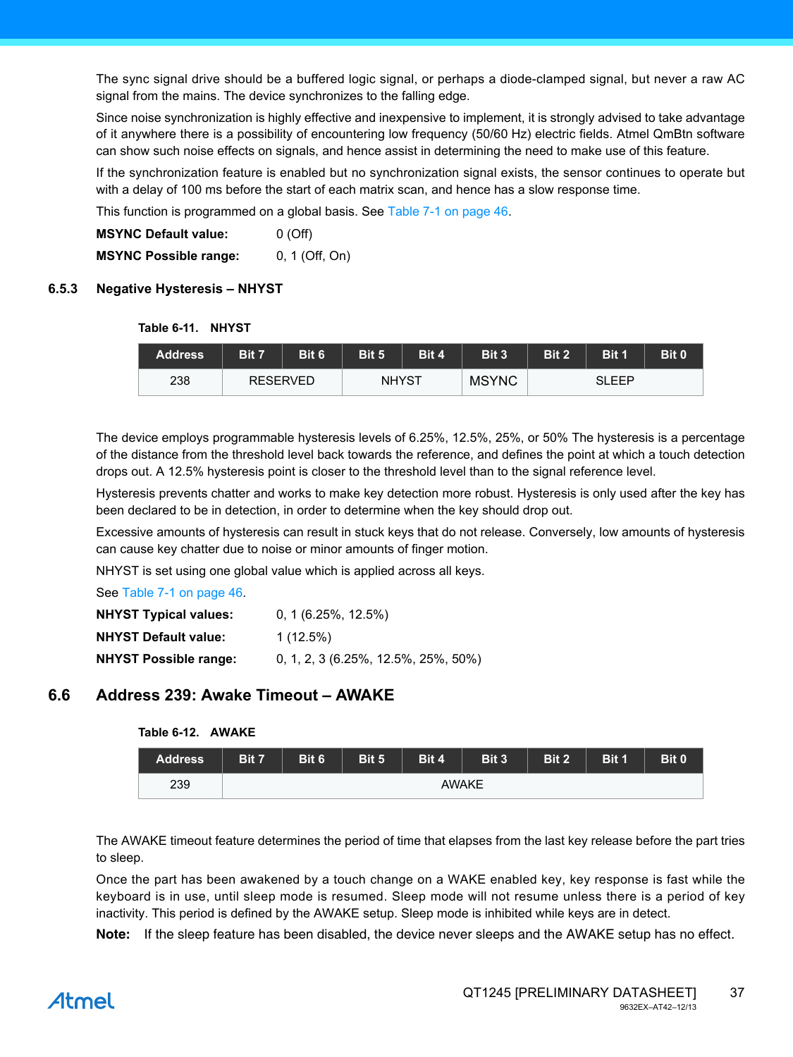The sync signal drive should be a buffered logic signal, or perhaps a diode-clamped signal, but never a raw AC signal from the mains. The device synchronizes to the falling edge.

Since noise synchronization is highly effective and inexpensive to implement, it is strongly advised to take advantage of it anywhere there is a possibility of encountering low frequency (50/60 Hz) electric fields. Atmel QmBtn software can show such noise effects on signals, and hence assist in determining the need to make use of this feature.

If the synchronization feature is enabled but no synchronization signal exists, the sensor continues to operate but with a delay of 100 ms before the start of each matrix scan, and hence has a slow response time.

This function is programmed on a global basis. See Table 7-1 on page 46.

**MSYNC Default value:** 0 (Off)

**MSYNC Possible range:** 0, 1 (Off, On)

### 6.5.3 Negative Hysteresis – NHYST

**Table 6-11. NHYST**

| Address | Bit 7 | Bit 6 | Bit 5 | Bit 4 | Bit 3 | Bit 2 | Bit 1 | Bit 0 |
|---|---|---|---|---|---|---|---|---|
| 238 | RESERVED | | NHYST | | MSYNC | SLEEP | | |

The device employs programmable hysteresis levels of 6.25%, 12.5%, 25%, or 50% The hysteresis is a percentage of the distance from the threshold level back towards the reference, and defines the point at which a touch detection drops out. A 12.5% hysteresis point is closer to the threshold level than to the signal reference level.

Hysteresis prevents chatter and works to make key detection more robust. Hysteresis is only used after the key has been declared to be in detection, in order to determine when the key should drop out.

Excessive amounts of hysteresis can result in stuck keys that do not release. Conversely, low amounts of hysteresis can cause key chatter due to noise or minor amounts of finger motion.

NHYST is set using one global value which is applied across all keys.

See Table 7-1 on page 46.

**NHYST Typical values:** 0, 1 (6.25%, 12.5%)

**NHYST Default value:** 1 (12.5%)

**NHYST Possible range:** 0, 1, 2, 3 (6.25%, 12.5%, 25%, 50%)

## 6.6 Address 239: Awake Timeout – AWAKE

**Table 6-12. AWAKE**

| Address | Bit 7 | Bit 6 | Bit 5 | Bit 4 | Bit 3 | Bit 2 | Bit 1 | Bit 0 |
|---|---|---|---|---|---|---|---|---|
| 239 | AWAKE | | | | | | | |

The AWAKE timeout feature determines the period of time that elapses from the last key release before the part tries to sleep.

Once the part has been awakened by a touch change on a WAKE enabled key, key response is fast while the keyboard is in use, until sleep mode is resumed. Sleep mode will not resume unless there is a period of key inactivity. This period is defined by the AWAKE setup. Sleep mode is inhibited while keys are in detect.

**Note:** If the sleep feature has been disabled, the device never sleeps and the AWAKE setup has no effect.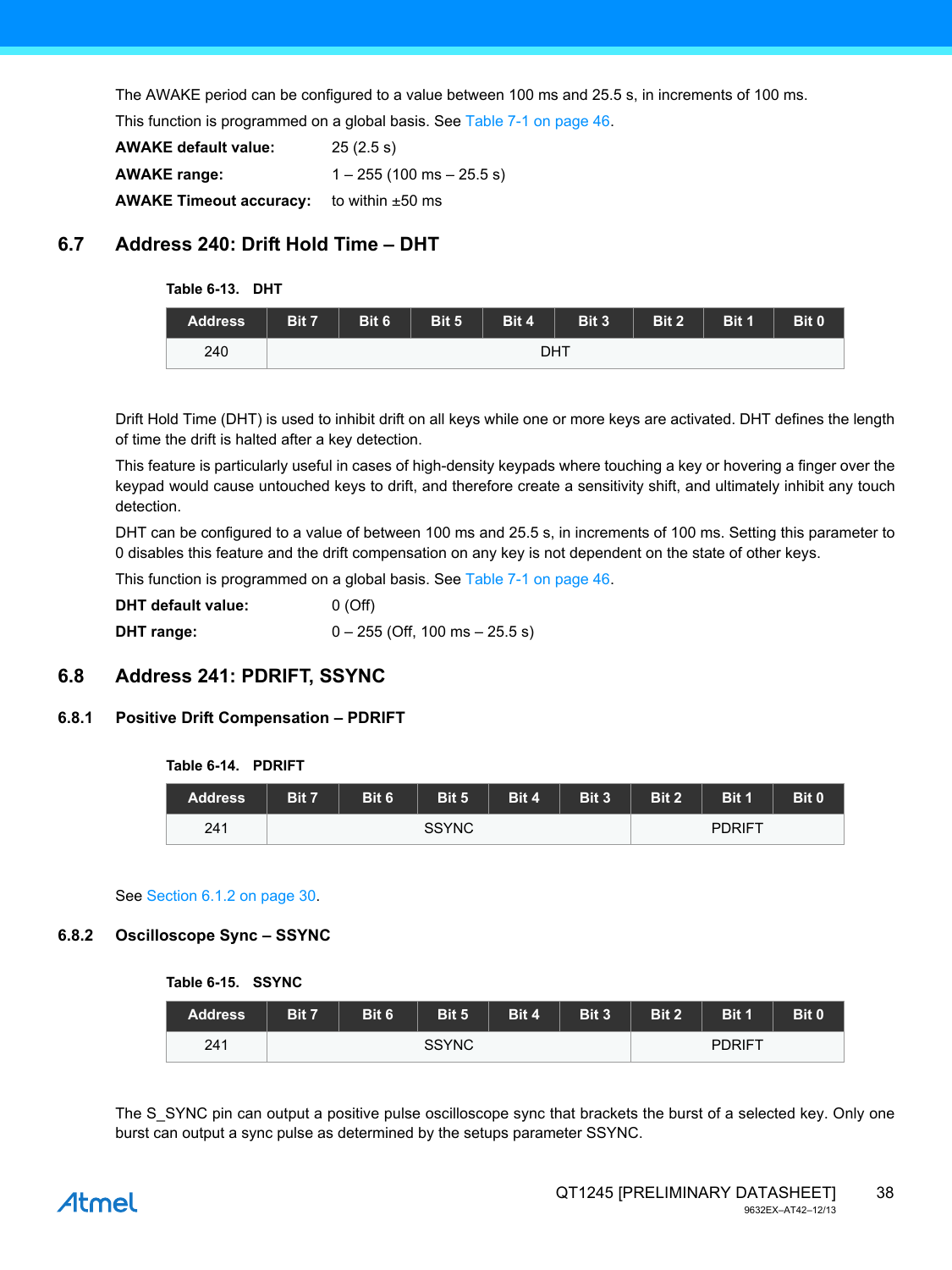The AWAKE period can be configured to a value between 100 ms and 25.5 s, in increments of 100 ms.

This function is programmed on a global basis. See Table 7-1 on page 46.

**AWAKE default value:** 25 (2.5 s)

**AWAKE range:** 1 – 255 (100 ms – 25.5 s)

**AWAKE Timeout accuracy:** to within ±50 ms

## 6.7 Address 240: Drift Hold Time – DHT

**Table 6-13. DHT**

| Address | Bit 7 | Bit 6 | Bit 5 | Bit 4 | Bit 3 | Bit 2 | Bit 1 | Bit 0 |
|---|---|---|---|---|---|---|---|---|
| 240 | DHT | | | | | | | |

Drift Hold Time (DHT) is used to inhibit drift on all keys while one or more keys are activated. DHT defines the length of time the drift is halted after a key detection.

This feature is particularly useful in cases of high-density keypads where touching a key or hovering a finger over the keypad would cause untouched keys to drift, and therefore create a sensitivity shift, and ultimately inhibit any touch detection.

DHT can be configured to a value of between 100 ms and 25.5 s, in increments of 100 ms. Setting this parameter to 0 disables this feature and the drift compensation on any key is not dependent on the state of other keys.

This function is programmed on a global basis. See Table 7-1 on page 46.

**DHT default value:** 0 (Off)

**DHT range:** 0 – 255 (Off, 100 ms – 25.5 s)

## 6.8 Address 241: PDRIFT, SSYNC

### 6.8.1 Positive Drift Compensation – PDRIFT

**Table 6-14. PDRIFT**

| Address | Bit 7 | Bit 6 | Bit 5 | Bit 4 | Bit 3 | Bit 2 | Bit 1 | Bit 0 |
|---|---|---|---|---|---|---|---|---|
| 241 | SSYNC | | | | | PDRIFT | | |

See Section 6.1.2 on page 30.

### 6.8.2 Oscilloscope Sync – SSYNC

**Table 6-15. SSYNC**

| Address | Bit 7 | Bit 6 | Bit 5 | Bit 4 | Bit 3 | Bit 2 | Bit 1 | Bit 0 |
|---|---|---|---|---|---|---|---|---|
| 241 | SSYNC | | | | | PDRIFT | | |

The S_SYNC pin can output a positive pulse oscilloscope sync that brackets the burst of a selected key. Only one burst can output a sync pulse as determined by the setups parameter SSYNC.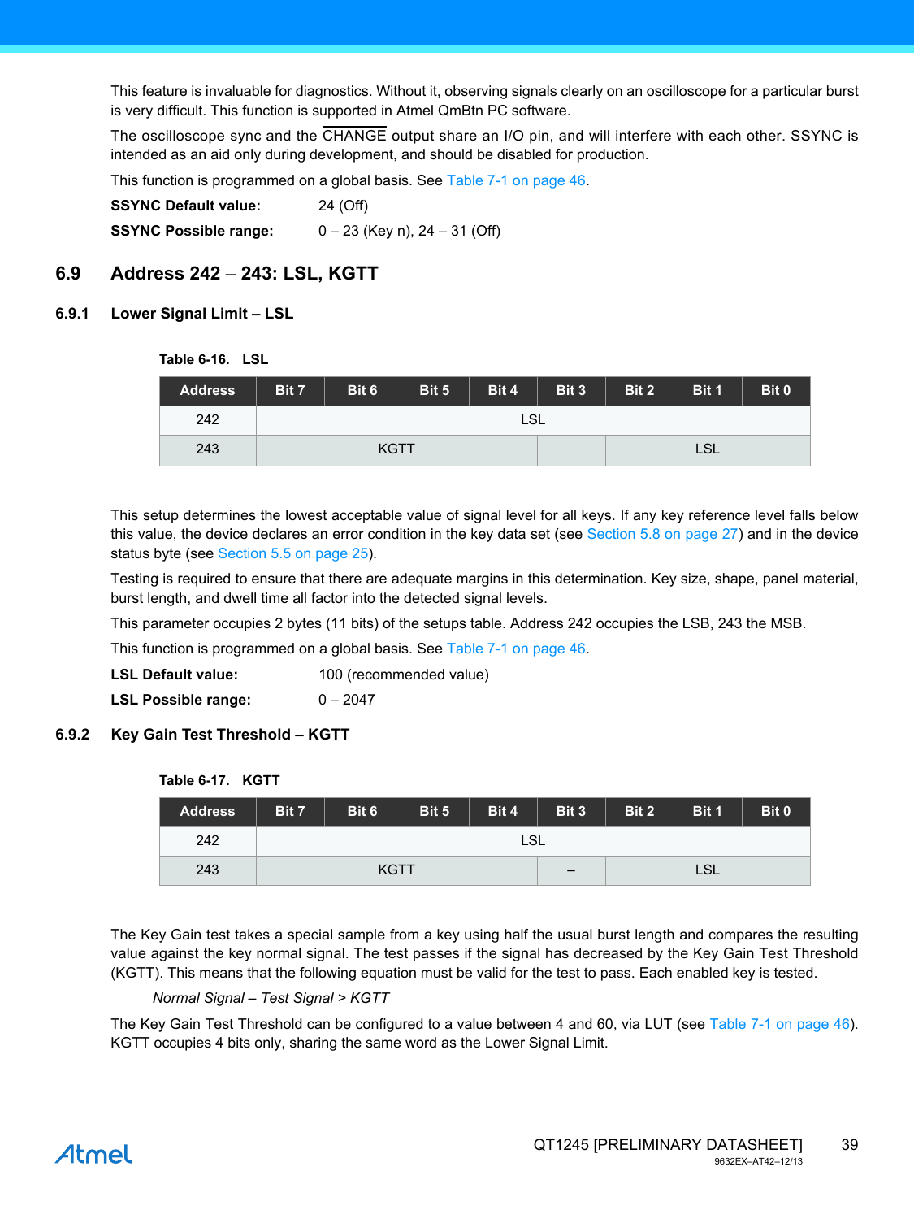This feature is invaluable for diagnostics. Without it, observing signals clearly on an oscilloscope for a particular burst is very difficult. This function is supported in Atmel QmBtn PC software.

The oscilloscope sync and the $\overline{\text{CHANGE}}$ output share an I/O pin, and will interfere with each other. SSYNC is intended as an aid only during development, and should be disabled for production.

This function is programmed on a global basis. See Table 7-1 on page 46.

**SSYNC Default value:** 24 (Off)

**SSYNC Possible range:** 0 – 23 (Key n), 24 – 31 (Off)

## 6.9 Address 242 – 243: LSL, KGTT

### 6.9.1 Lower Signal Limit – LSL

**Table 6-16. LSL**

| Address | Bit 7 | Bit 6 | Bit 5 | Bit 4 | Bit 3 | Bit 2 | Bit 1 | Bit 0 |
|---|---|---|---|---|---|---|---|---|
| 242 | LSL | | | | | | | |
| 243 | KGTT | | | | | LSL | | |

This setup determines the lowest acceptable value of signal level for all keys. If any key reference level falls below this value, the device declares an error condition in the key data set (see Section 5.8 on page 27) and in the device status byte (see Section 5.5 on page 25).

Testing is required to ensure that there are adequate margins in this determination. Key size, shape, panel material, burst length, and dwell time all factor into the detected signal levels.

This parameter occupies 2 bytes (11 bits) of the setups table. Address 242 occupies the LSB, 243 the MSB.

This function is programmed on a global basis. See Table 7-1 on page 46.

**LSL Default value:** 100 (recommended value)

**LSL Possible range:** 0 – 2047

### 6.9.2 Key Gain Test Threshold – KGTT

**Table 6-17. KGTT**

| Address | Bit 7 | Bit 6 | Bit 5 | Bit 4 | Bit 3 | Bit 2 | Bit 1 | Bit 0 |
|---|---|---|---|---|---|---|---|---|
| 242 | LSL | | | | | | | |
| 243 | KGTT | | | | – | LSL | | |

The Key Gain test takes a special sample from a key using half the usual burst length and compares the resulting value against the key normal signal. The test passes if the signal has decreased by the Key Gain Test Threshold (KGTT). This means that the following equation must be valid for the test to pass. Each enabled key is tested.

*Normal Signal – Test Signal > KGTT*

The Key Gain Test Threshold can be configured to a value between 4 and 60, via LUT (see Table 7-1 on page 46). KGTT occupies 4 bits only, sharing the same word as the Lower Signal Limit.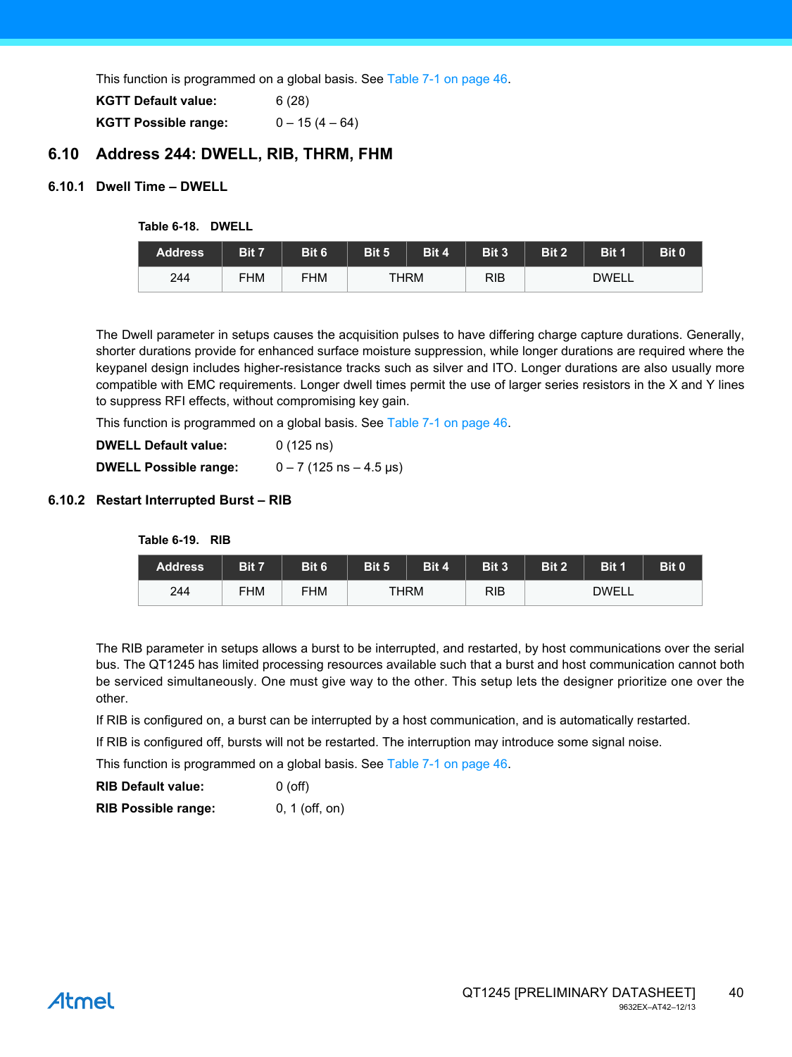This function is programmed on a global basis. See Table 7-1 on page 46.

**KGTT Default value:** 6 (28)

**KGTT Possible range:** 0 – 15 (4 – 64)

## 6.10 Address 244: DWELL, RIB, THRM, FHM

### 6.10.1 Dwell Time – DWELL

**Table 6-18. DWELL**

| Address | Bit 7 | Bit 6 | Bit 5 | Bit 4 | Bit 3 | Bit 2 | Bit 1 | Bit 0 |
|---|---|---|---|---|---|---|---|---|
| 244 | FHM | FHM | THRM | | RIB | DWELL | | |

The Dwell parameter in setups causes the acquisition pulses to have differing charge capture durations. Generally, shorter durations provide for enhanced surface moisture suppression, while longer durations are required where the keypanel design includes higher-resistance tracks such as silver and ITO. Longer durations are also usually more compatible with EMC requirements. Longer dwell times permit the use of larger series resistors in the X and Y lines to suppress RFI effects, without compromising key gain.

This function is programmed on a global basis. See Table 7-1 on page 46.

**DWELL Default value:** 0 (125 ns)

**DWELL Possible range:** 0 – 7 (125 ns – 4.5 µs)

### 6.10.2 Restart Interrupted Burst – RIB

**Table 6-19. RIB**

| Address | Bit 7 | Bit 6 | Bit 5 | Bit 4 | Bit 3 | Bit 2 | Bit 1 | Bit 0 |
|---|---|---|---|---|---|---|---|---|
| 244 | FHM | FHM | THRM | | RIB | DWELL | | |

The RIB parameter in setups allows a burst to be interrupted, and restarted, by host communications over the serial bus. The QT1245 has limited processing resources available such that a burst and host communication cannot both be serviced simultaneously. One must give way to the other. This setup lets the designer prioritize one over the other.

If RIB is configured on, a burst can be interrupted by a host communication, and is automatically restarted.

If RIB is configured off, bursts will not be restarted. The interruption may introduce some signal noise.

This function is programmed on a global basis. See Table 7-1 on page 46.

**RIB Default value:** 0 (off)

**RIB Possible range:** 0, 1 (off, on)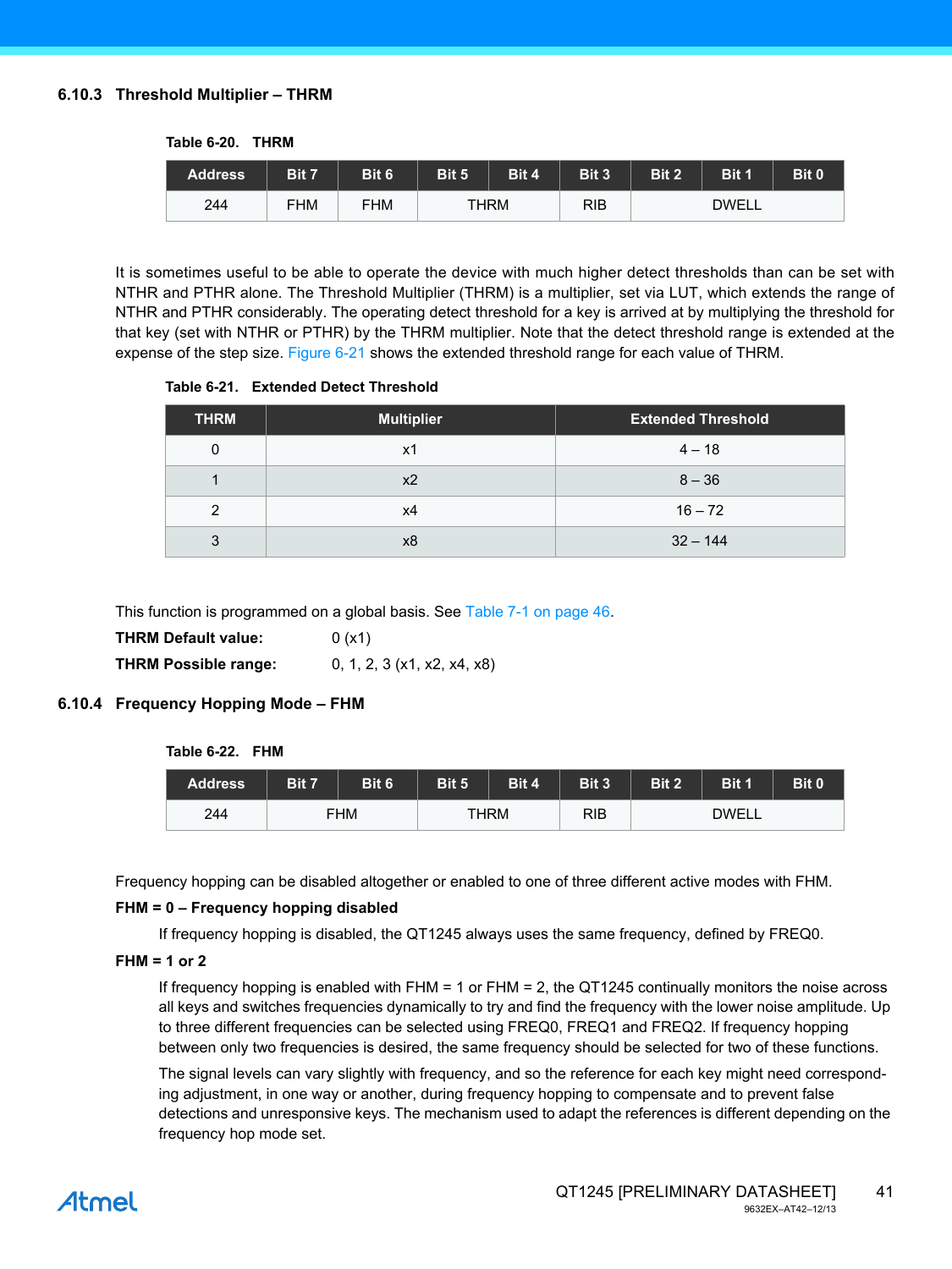### 6.10.3 Threshold Multiplier – THRM

**Table 6-20. THRM**

| Address | Bit 7 | Bit 6 | Bit 5 | Bit 4 | Bit 3 | Bit 2 | Bit 1 | Bit 0 |
|---|---|---|---|---|---|---|---|---|
| 244 | FHM | FHM | THRM | | RIB | DWELL | | |

It is sometimes useful to be able to operate the device with much higher detect thresholds than can be set with NTHR and PTHR alone. The Threshold Multiplier (THRM) is a multiplier, set via LUT, which extends the range of NTHR and PTHR considerably. The operating detect threshold for a key is arrived at by multiplying the threshold for that key (set with NTHR or PTHR) by the THRM multiplier. Note that the detect threshold range is extended at the expense of the step size. Figure 6-21 shows the extended threshold range for each value of THRM.

**Table 6-21. Extended Detect Threshold**

| THRM | Multiplier | Extended Threshold |
|---|---|---|
| 0 | x1 | 4 – 18 |
| 1 | x2 | 8 – 36 |
| 2 | x4 | 16 – 72 |
| 3 | x8 | 32 – 144 |

This function is programmed on a global basis. See Table 7-1 on page 46.

**THRM Default value:** 0 (x1)

**THRM Possible range:** 0, 1, 2, 3 (x1, x2, x4, x8)

### 6.10.4 Frequency Hopping Mode – FHM

**Table 6-22. FHM**

| Address | Bit 7 | Bit 6 | Bit 5 | Bit 4 | Bit 3 | Bit 2 | Bit 1 | Bit 0 |
|---|---|---|---|---|---|---|---|---|
| 244 | FHM | | THRM | | RIB | DWELL | | |

Frequency hopping can be disabled altogether or enabled to one of three different active modes with FHM.

**FHM = 0 – Frequency hopping disabled**

If frequency hopping is disabled, the QT1245 always uses the same frequency, defined by FREQ0.

**FHM = 1 or 2**

If frequency hopping is enabled with FHM = 1 or FHM = 2, the QT1245 continually monitors the noise across all keys and switches frequencies dynamically to try and find the frequency with the lower noise amplitude. Up to three different frequencies can be selected using FREQ0, FREQ1 and FREQ2. If frequency hopping between only two frequencies is desired, the same frequency should be selected for two of these functions.

The signal levels can vary slightly with frequency, and so the reference for each key might need corresponding adjustment, in one way or another, during frequency hopping to compensate and to prevent false detections and unresponsive keys. The mechanism used to adapt the references is different depending on the frequency hop mode set.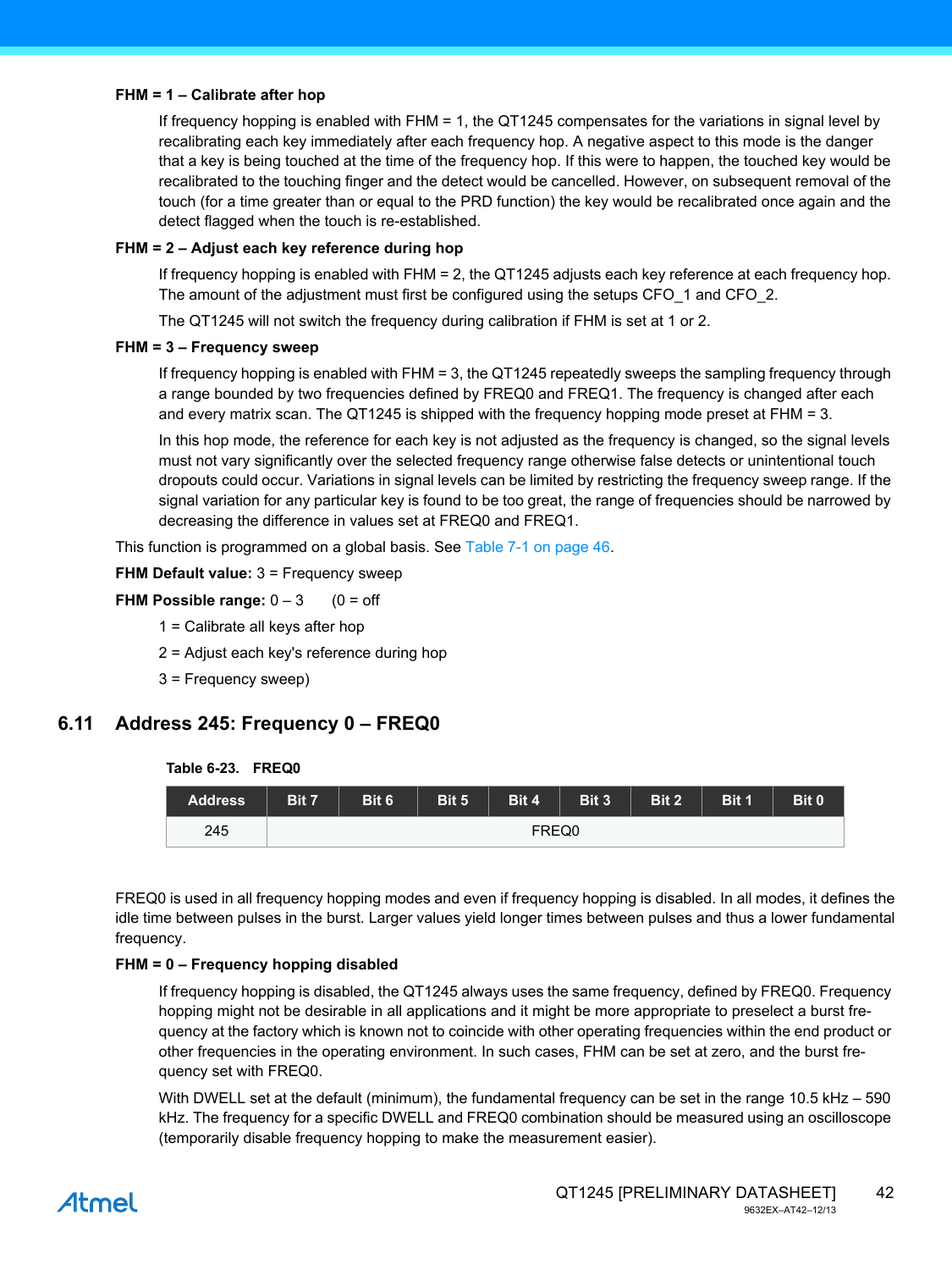**FHM = 1 – Calibrate after hop**

If frequency hopping is enabled with FHM = 1, the QT1245 compensates for the variations in signal level by recalibrating each key immediately after each frequency hop. A negative aspect to this mode is the danger that a key is being touched at the time of the frequency hop. If this were to happen, the touched key would be recalibrated to the touching finger and the detect would be cancelled. However, on subsequent removal of the touch (for a time greater than or equal to the PRD function) the key would be recalibrated once again and the detect flagged when the touch is re-established.

**FHM = 2 – Adjust each key reference during hop**

If frequency hopping is enabled with FHM = 2, the QT1245 adjusts each key reference at each frequency hop. The amount of the adjustment must first be configured using the setups CFO_1 and CFO_2.

The QT1245 will not switch the frequency during calibration if FHM is set at 1 or 2.

**FHM = 3 – Frequency sweep**

If frequency hopping is enabled with FHM = 3, the QT1245 repeatedly sweeps the sampling frequency through a range bounded by two frequencies defined by FREQ0 and FREQ1. The frequency is changed after each and every matrix scan. The QT1245 is shipped with the frequency hopping mode preset at FHM = 3.

In this hop mode, the reference for each key is not adjusted as the frequency is changed, so the signal levels must not vary significantly over the selected frequency range otherwise false detects or unintentional touch dropouts could occur. Variations in signal levels can be limited by restricting the frequency sweep range. If the signal variation for any particular key is found to be too great, the range of frequencies should be narrowed by decreasing the difference in values set at FREQ0 and FREQ1.

This function is programmed on a global basis. See Table 7-1 on page 46.

**FHM Default value:** 3 = Frequency sweep

**FHM Possible range:** 0 – 3 (0 = off

1 = Calibrate all keys after hop

2 = Adjust each key's reference during hop

3 = Frequency sweep)

## 6.11 Address 245: Frequency 0 – FREQ0

**Table 6-23. FREQ0**

| Address | Bit 7 | Bit 6 | Bit 5 | Bit 4 | Bit 3 | Bit 2 | Bit 1 | Bit 0 |
|---|---|---|---|---|---|---|---|---|
| 245 | FREQ0 | | | | | | | |

FREQ0 is used in all frequency hopping modes and even if frequency hopping is disabled. In all modes, it defines the idle time between pulses in the burst. Larger values yield longer times between pulses and thus a lower fundamental frequency.

**FHM = 0 – Frequency hopping disabled**

If frequency hopping is disabled, the QT1245 always uses the same frequency, defined by FREQ0. Frequency hopping might not be desirable in all applications and it might be more appropriate to preselect a burst frequency at the factory which is known not to coincide with other operating frequencies within the end product or other frequencies in the operating environment. In such cases, FHM can be set at zero, and the burst frequency set with FREQ0.

With DWELL set at the default (minimum), the fundamental frequency can be set in the range 10.5 kHz – 590 kHz. The frequency for a specific DWELL and FREQ0 combination should be measured using an oscilloscope (temporarily disable frequency hopping to make the measurement easier).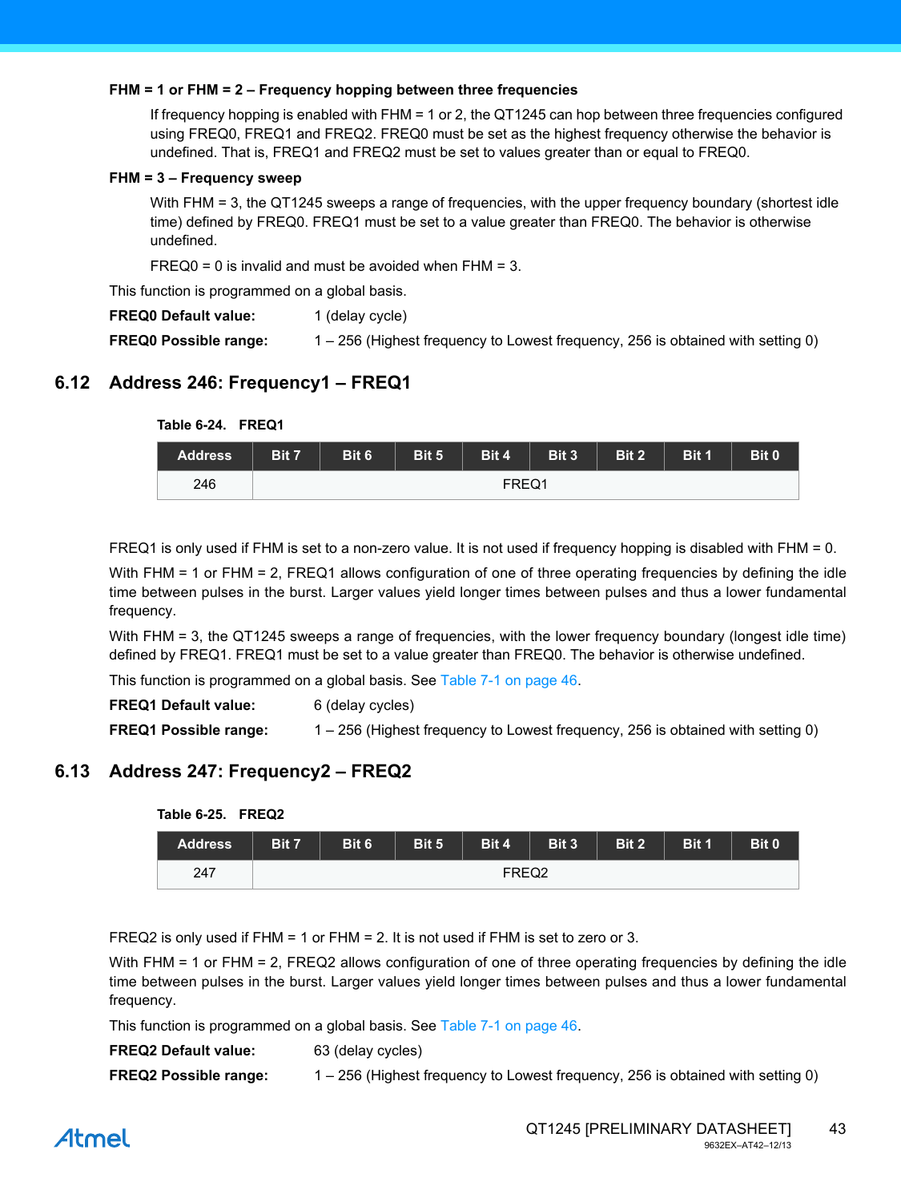**FHM = 1 or FHM = 2 – Frequency hopping between three frequencies**

If frequency hopping is enabled with FHM = 1 or 2, the QT1245 can hop between three frequencies configured using FREQ0, FREQ1 and FREQ2. FREQ0 must be set as the highest frequency otherwise the behavior is undefined. That is, FREQ1 and FREQ2 must be set to values greater than or equal to FREQ0.

**FHM = 3 – Frequency sweep**

With FHM = 3, the QT1245 sweeps a range of frequencies, with the upper frequency boundary (shortest idle time) defined by FREQ0. FREQ1 must be set to a value greater than FREQ0. The behavior is otherwise undefined.

FREQ0 = 0 is invalid and must be avoided when FHM = 3.

This function is programmed on a global basis.

**FREQ0 Default value:** 1 (delay cycle)

**FREQ0 Possible range:** 1 – 256 (Highest frequency to Lowest frequency, 256 is obtained with setting 0)

## 6.12 Address 246: Frequency1 – FREQ1

**Table 6-24. FREQ1**

| Address | Bit 7 | Bit 6 | Bit 5 | Bit 4 | Bit 3 | Bit 2 | Bit 1 | Bit 0 |
|---|---|---|---|---|---|---|---|---|
| 246 | FREQ1 | | | | | | | |

FREQ1 is only used if FHM is set to a non-zero value. It is not used if frequency hopping is disabled with FHM = 0.

With FHM = 1 or FHM = 2, FREQ1 allows configuration of one of three operating frequencies by defining the idle time between pulses in the burst. Larger values yield longer times between pulses and thus a lower fundamental frequency.

With FHM = 3, the QT1245 sweeps a range of frequencies, with the lower frequency boundary (longest idle time) defined by FREQ1. FREQ1 must be set to a value greater than FREQ0. The behavior is otherwise undefined.

This function is programmed on a global basis. See Table 7-1 on page 46.

**FREQ1 Default value:** 6 (delay cycles)

**FREQ1 Possible range:** 1 – 256 (Highest frequency to Lowest frequency, 256 is obtained with setting 0)

## 6.13 Address 247: Frequency2 – FREQ2

**Table 6-25. FREQ2**

| Address | Bit 7 | Bit 6 | Bit 5 | Bit 4 | Bit 3 | Bit 2 | Bit 1 | Bit 0 |
|---|---|---|---|---|---|---|---|---|
| 247 | FREQ2 | | | | | | | |

FREQ2 is only used if FHM = 1 or FHM = 2. It is not used if FHM is set to zero or 3.

With FHM = 1 or FHM = 2, FREQ2 allows configuration of one of three operating frequencies by defining the idle time between pulses in the burst. Larger values yield longer times between pulses and thus a lower fundamental frequency.

This function is programmed on a global basis. See Table 7-1 on page 46.

**FREQ2 Default value:** 63 (delay cycles)

**FREQ2 Possible range:** 1 – 256 (Highest frequency to Lowest frequency, 256 is obtained with setting 0)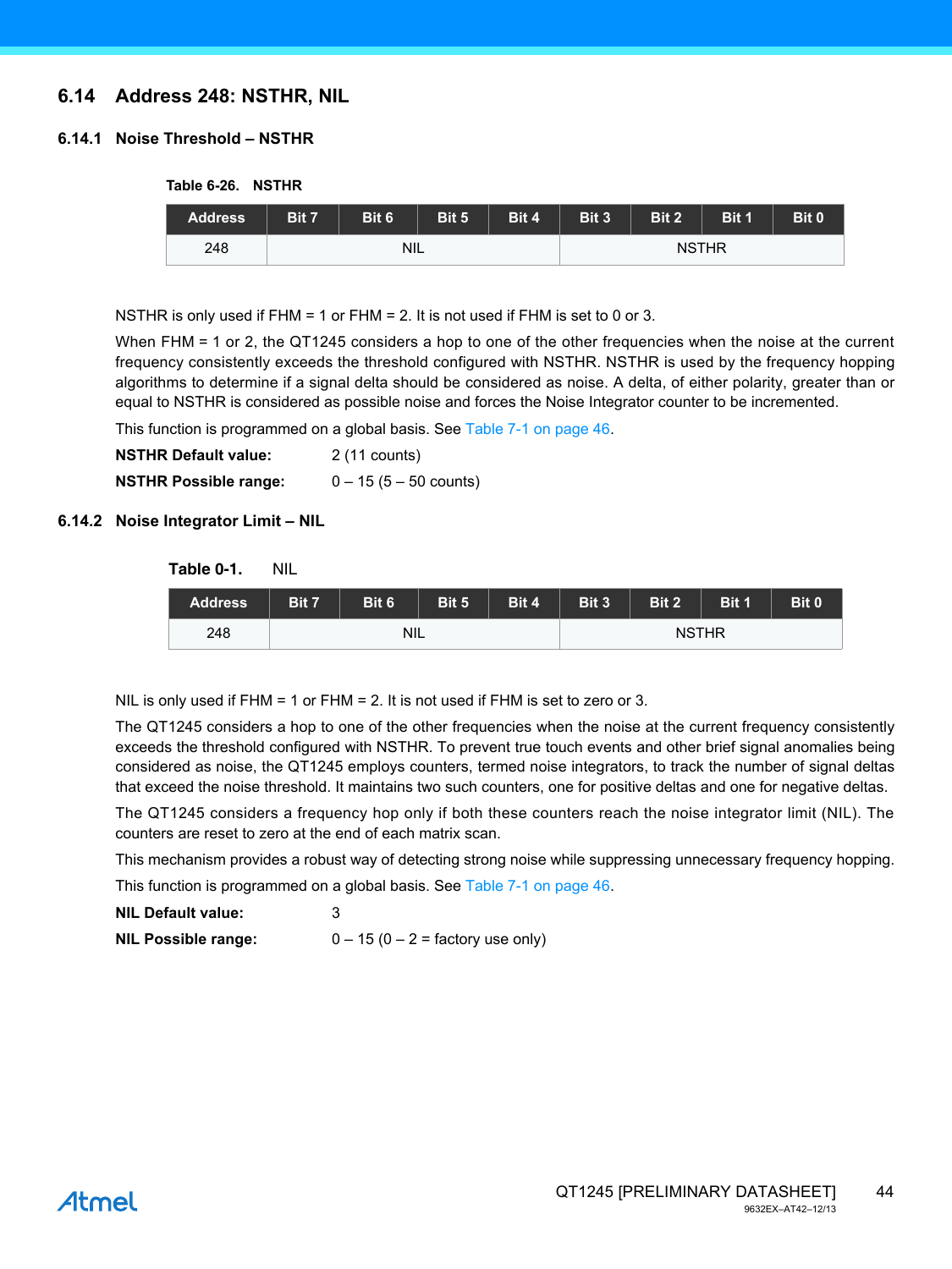## 6.14 Address 248: NSTHR, NIL

### 6.14.1 Noise Threshold – NSTHR

**Table 6-26. NSTHR**

| Address | Bit 7 | Bit 6 | Bit 5 | Bit 4 | Bit 3 | Bit 2 | Bit 1 | Bit 0 |
|---|---|---|---|---|---|---|---|---|
| 248 | NIL | | | | NSTHR | | | |

NSTHR is only used if FHM = 1 or FHM = 2. It is not used if FHM is set to 0 or 3.

When FHM = 1 or 2, the QT1245 considers a hop to one of the other frequencies when the noise at the current frequency consistently exceeds the threshold configured with NSTHR. NSTHR is used by the frequency hopping algorithms to determine if a signal delta should be considered as noise. A delta, of either polarity, greater than or equal to NSTHR is considered as possible noise and forces the Noise Integrator counter to be incremented.

This function is programmed on a global basis. See Table 7-1 on page 46.

**NSTHR Default value:** 2 (11 counts)

**NSTHR Possible range:** 0 – 15 (5 – 50 counts)

### 6.14.2 Noise Integrator Limit – NIL

**Table 0-1.** NIL

| Address | Bit 7 | Bit 6 | Bit 5 | Bit 4 | Bit 3 | Bit 2 | Bit 1 | Bit 0 |
|---|---|---|---|---|---|---|---|---|
| 248 | NIL | | | | NSTHR | | | |

NIL is only used if FHM = 1 or FHM = 2. It is not used if FHM is set to zero or 3.

The QT1245 considers a hop to one of the other frequencies when the noise at the current frequency consistently exceeds the threshold configured with NSTHR. To prevent true touch events and other brief signal anomalies being considered as noise, the QT1245 employs counters, termed noise integrators, to track the number of signal deltas that exceed the noise threshold. It maintains two such counters, one for positive deltas and one for negative deltas.

The QT1245 considers a frequency hop only if both these counters reach the noise integrator limit (NIL). The counters are reset to zero at the end of each matrix scan.

This mechanism provides a robust way of detecting strong noise while suppressing unnecessary frequency hopping.

This function is programmed on a global basis. See Table 7-1 on page 46.

**NIL Default value:** 3

**NIL Possible range:** 0 – 15 (0 – 2 = factory use only)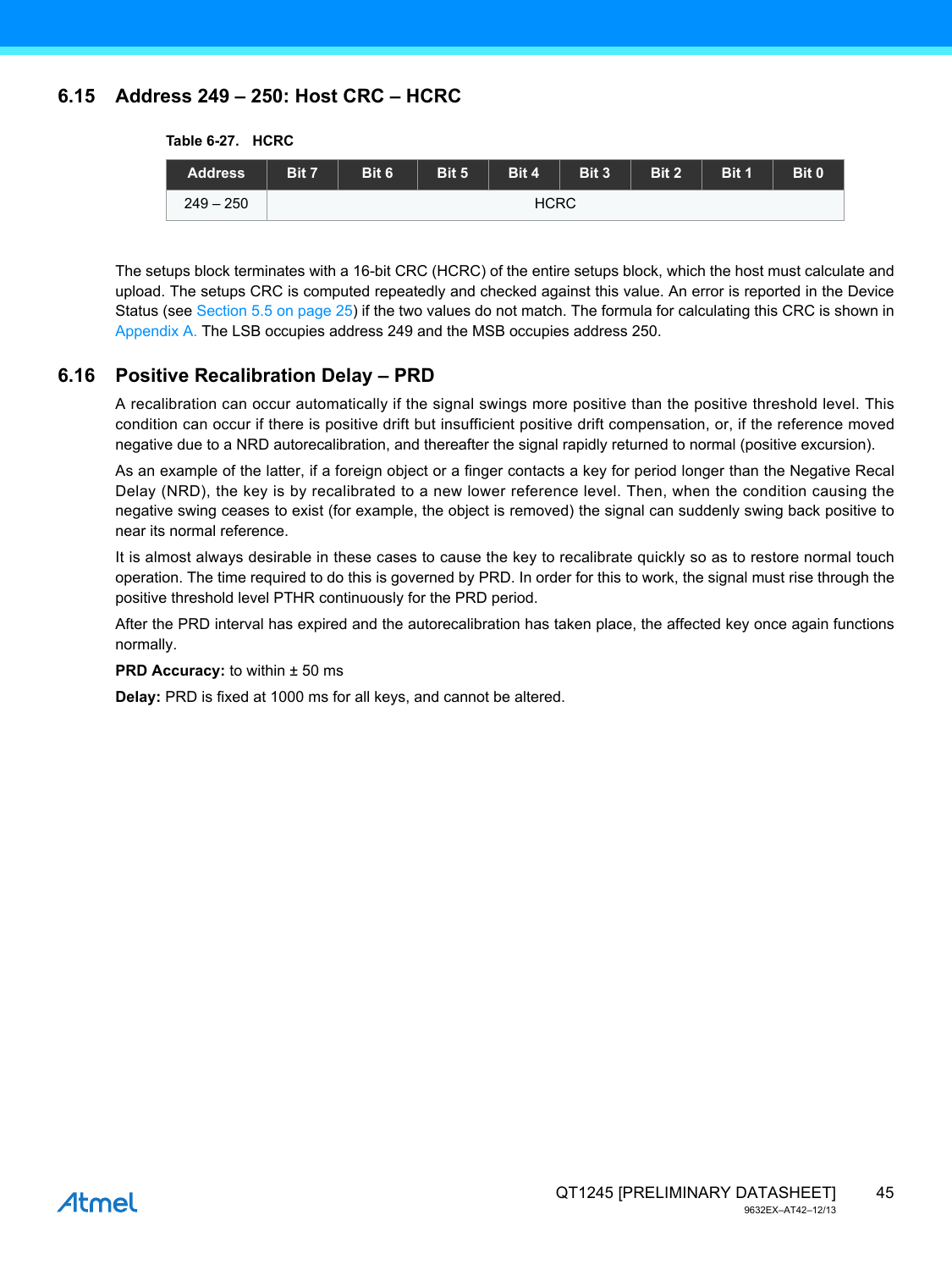## 6.15 Address 249 – 250: Host CRC – HCRC

**Table 6-27. HCRC**

| Address | Bit 7 | Bit 6 | Bit 5 | Bit 4 | Bit 3 | Bit 2 | Bit 1 | Bit 0 |
|---|---|---|---|---|---|---|---|---|
| 249 – 250 | HCRC | | | | | | | |

The setups block terminates with a 16-bit CRC (HCRC) of the entire setups block, which the host must calculate and upload. The setups CRC is computed repeatedly and checked against this value. An error is reported in the Device Status (see Section 5.5 on page 25) if the two values do not match. The formula for calculating this CRC is shown in Appendix A. The LSB occupies address 249 and the MSB occupies address 250.

## 6.16 Positive Recalibration Delay – PRD

A recalibration can occur automatically if the signal swings more positive than the positive threshold level. This condition can occur if there is positive drift but insufficient positive drift compensation, or, if the reference moved negative due to a NRD autorecalibration, and thereafter the signal rapidly returned to normal (positive excursion).

As an example of the latter, if a foreign object or a finger contacts a key for period longer than the Negative Recal Delay (NRD), the key is by recalibrated to a new lower reference level. Then, when the condition causing the negative swing ceases to exist (for example, the object is removed) the signal can suddenly swing back positive to near its normal reference.

It is almost always desirable in these cases to cause the key to recalibrate quickly so as to restore normal touch operation. The time required to do this is governed by PRD. In order for this to work, the signal must rise through the positive threshold level PTHR continuously for the PRD period.

After the PRD interval has expired and the autorecalibration has taken place, the affected key once again functions normally.

**PRD Accuracy:** to within ± 50 ms

**Delay:** PRD is fixed at 1000 ms for all keys, and cannot be altered.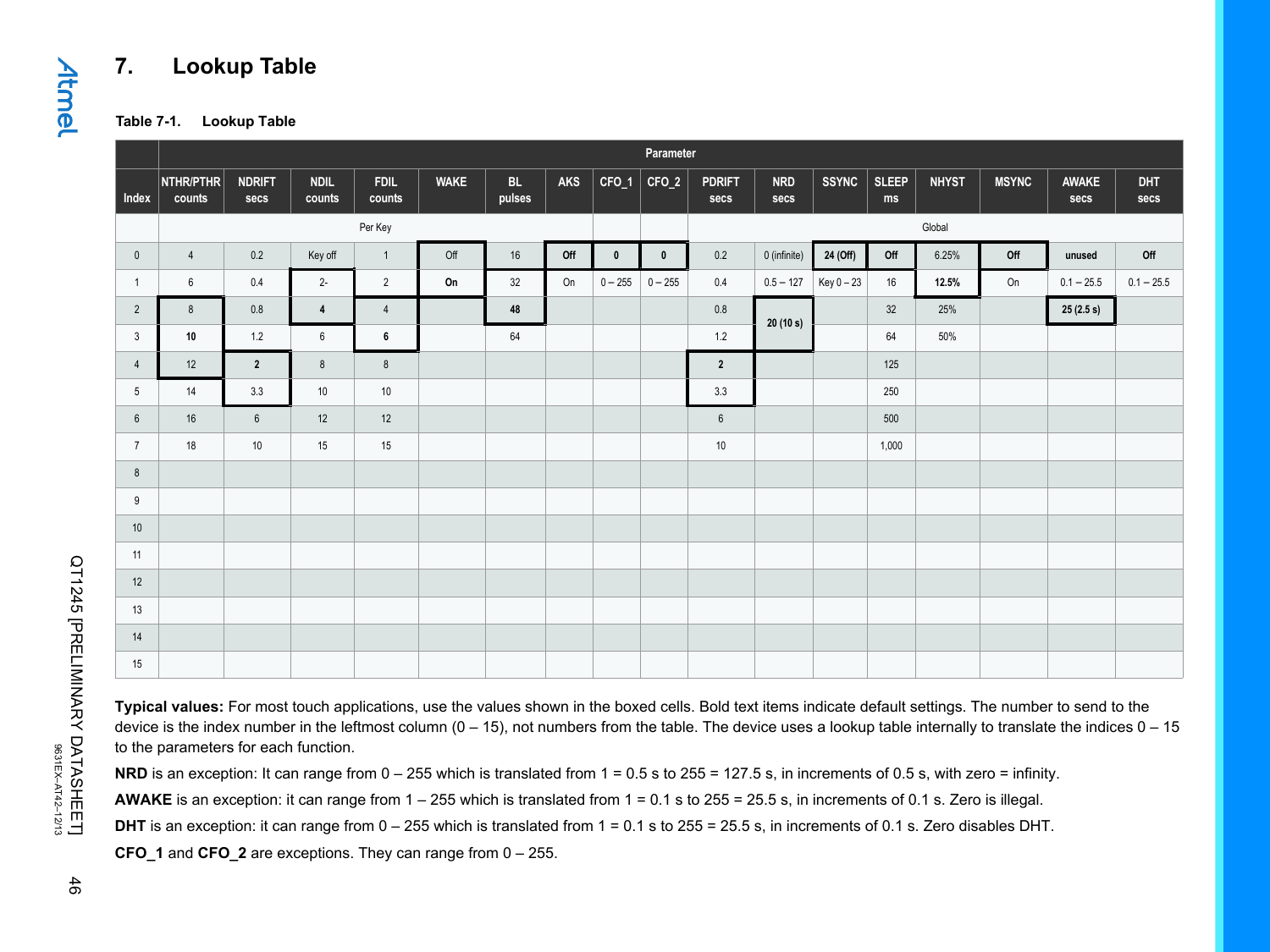# 7. Lookup Table

**Table 7-1. Lookup Table**

| Index | NTHR/PTHR counts | NDRIFT secs | NDIL counts | FDIL counts | WAKE | BL pulses | AKS | CFO_1 | CFO_2 | PDRIFT secs | NRD secs | SSYNC | SLEEP ms | NHYST | MSYNC | AWAKE secs | DHT secs |
|---|---|---|---|---|---|---|---|---|---|---|---|---|---|---|---|---|---|
| | Parameter | | | | | | | | | | | | | | | | |
| | Per Key | | | | | | | | | Global | | | | | | | |
| 0 | 4 | 0.2 | Key off | 1 | Off | 16 | **Off** | **0** | **0** | 0.2 | 0 (infinite) | **24 (Off)** | **Off** | 6.25% | **Off** | **unused** | **Off** |
| 1 | 6 | 0.4 | 2- | 2 | **On** | 32 | On | 0 – 255 | 0 – 255 | 0.4 | 0.5 – 127 | Key 0 – 23 | 16 | **12.5%** | On | 0.1 – 25.5 | 0.1 – 25.5 |
| 2 | 8 | 0.8 | **4** | 4 | | **48** | | | | 0.8 | **20 (10 s)** | | 32 | 25% | | **25 (2.5 s)** | |
| 3 | **10** | 1.2 | 6 | **6** | | 64 | | | | 1.2 | | | 64 | 50% | | | |
| 4 | 12 | **2** | 8 | 8 | | | | | | **2** | | | 125 | | | | |
| 5 | 14 | 3.3 | 10 | 10 | | | | | | 3.3 | | | 250 | | | | |
| 6 | 16 | 6 | 12 | 12 | | | | | | 6 | | | 500 | | | | |
| 7 | 18 | 10 | 15 | 15 | | | | | | 10 | | | 1,000 | | | | |
| 8 | | | | | | | | | | | | | | | | | |
| 9 | | | | | | | | | | | | | | | | | |
| 10 | | | | | | | | | | | | | | | | | |
| 11 | | | | | | | | | | | | | | | | | |
| 12 | | | | | | | | | | | | | | | | | |
| 13 | | | | | | | | | | | | | | | | | |
| 14 | | | | | | | | | | | | | | | | | |
| 15 | | | | | | | | | | | | | | | | | |

**Typical values:** For most touch applications, use the values shown in the boxed cells. Bold text items indicate default settings. The number to send to the device is the index number in the leftmost column (0 – 15), not numbers from the table. The device uses a lookup table internally to translate the indices 0 – 15 to the parameters for each function.

**NRD** is an exception: It can range from 0 – 255 which is translated from 1 = 0.5 s to 255 = 127.5 s, in increments of 0.5 s, with zero = infinity.

**AWAKE** is an exception: it can range from 1 – 255 which is translated from 1 = 0.1 s to 255 = 25.5 s, in increments of 0.1 s. Zero is illegal.

**DHT** is an exception: it can range from 0 – 255 which is translated from 1 = 0.1 s to 255 = 25.5 s, in increments of 0.1 s. Zero disables DHT.

**CFO_1** and **CFO_2** are exceptions. They can range from 0 – 255.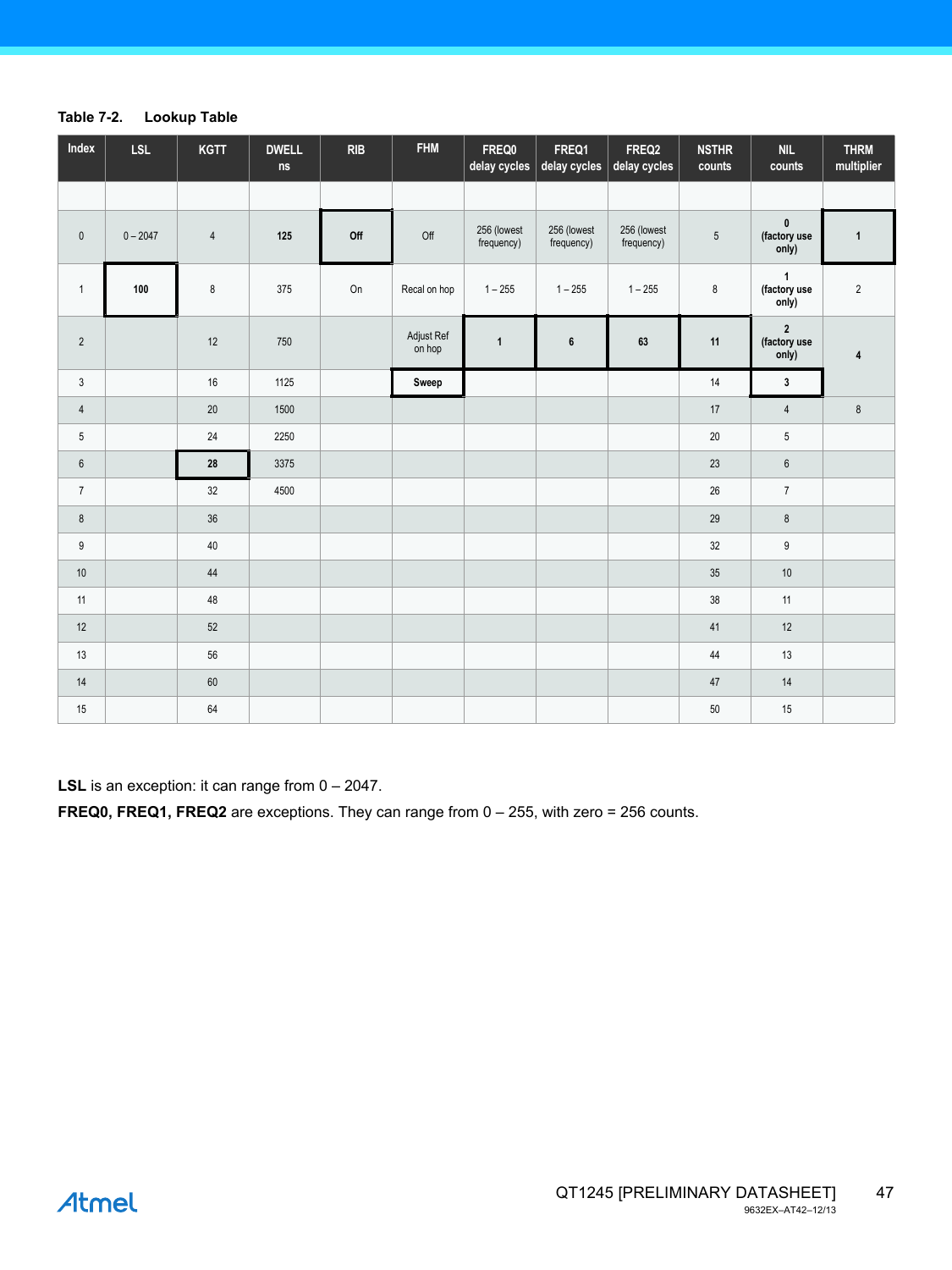**Table 7-2. Lookup Table**

| Index | LSL | KGTT | DWELL ns | RIB | FHM | FREQ0 delay cycles | FREQ1 delay cycles | FREQ2 delay cycles | NSTHR counts | NIL counts | THRM multiplier |
|---|---|---|---|---|---|---|---|---|---|---|---|
| | | | | | | | | | | | |
| 0 | 0 – 2047 | 4 | **125** | **Off** | Off | 256 (lowest frequency) | 256 (lowest frequency) | 256 (lowest frequency) | 5 | **0 (factory use only)** | **1** |
| 1 | **100** | 8 | 375 | On | Recal on hop | 1 – 255 | 1 – 255 | 1 – 255 | 8 | **1 (factory use only)** | 2 |
| 2 | | 12 | 750 | | Adjust Ref on hop | **1** | **6** | **63** | **11** | **2 (factory use only)** | **4** |
| 3 | | 16 | 1125 | | **Sweep** | | | | 14 | **3** | |
| 4 | | 20 | 1500 | | | | | | 17 | 4 | 8 |
| 5 | | 24 | 2250 | | | | | | 20 | 5 | |
| 6 | | **28** | 3375 | | | | | | 23 | 6 | |
| 7 | | 32 | 4500 | | | | | | 26 | 7 | |
| 8 | | 36 | | | | | | | 29 | 8 | |
| 9 | | 40 | | | | | | | 32 | 9 | |
| 10 | | 44 | | | | | | | 35 | 10 | |
| 11 | | 48 | | | | | | | 38 | 11 | |
| 12 | | 52 | | | | | | | 41 | 12 | |
| 13 | | 56 | | | | | | | 44 | 13 | |
| 14 | | 60 | | | | | | | 47 | 14 | |
| 15 | | 64 | | | | | | | 50 | 15 | |

**LSL** is an exception: it can range from 0 – 2047.

**FREQ0, FREQ1, FREQ2** are exceptions. They can range from 0 – 255, with zero = 256 counts.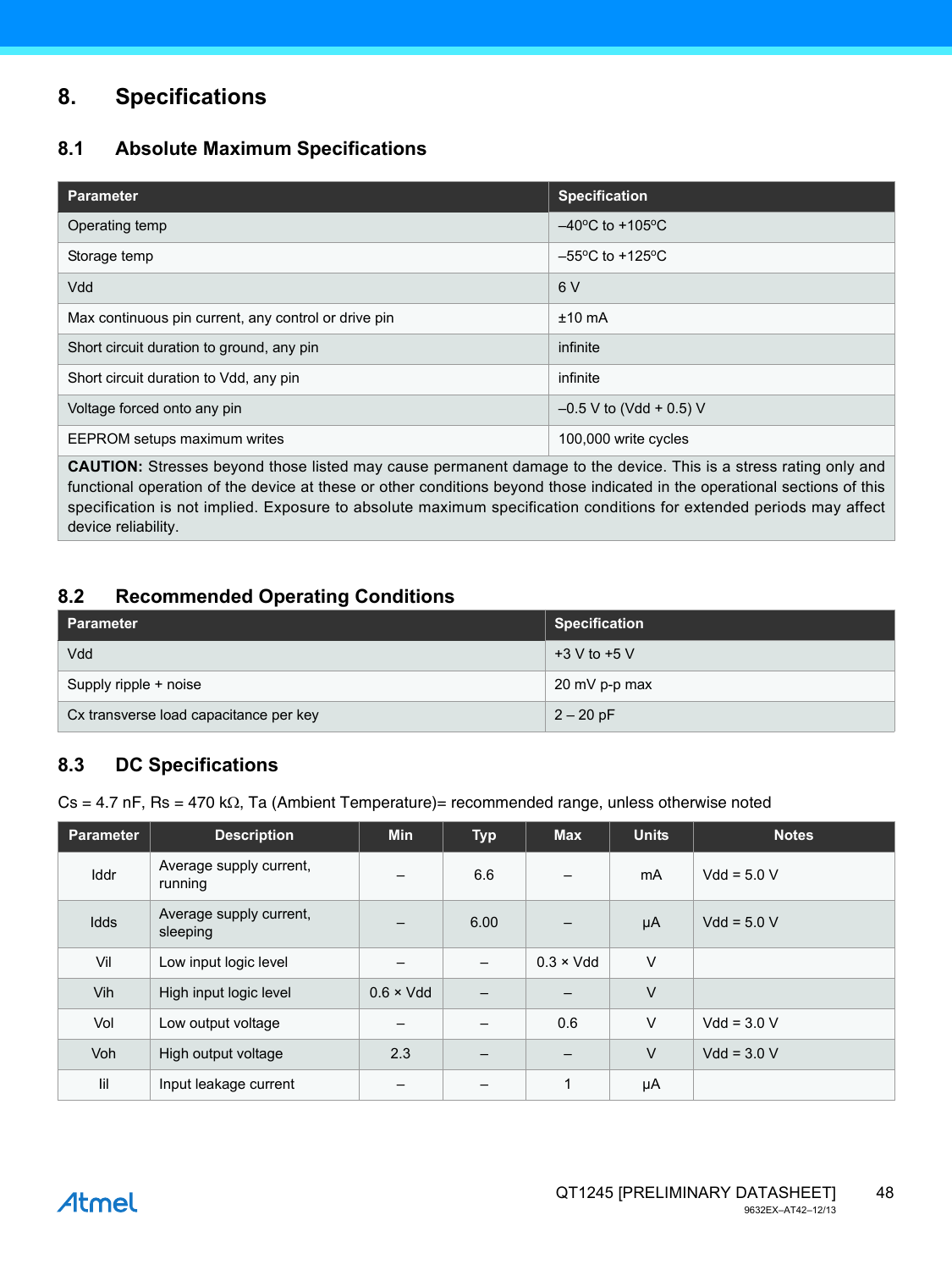# 8. Specifications

## 8.1 Absolute Maximum Specifications

| Parameter | Specification |
|---|---|
| Operating temp | –40°C to +105°C |
| Storage temp | –55°C to +125°C |
| Vdd | 6 V |
| Max continuous pin current, any control or drive pin | ±10 mA |
| Short circuit duration to ground, any pin | infinite |
| Short circuit duration to Vdd, any pin | infinite |
| Voltage forced onto any pin | –0.5 V to (Vdd + 0.5) V |
| EEPROM setups maximum writes | 100,000 write cycles |
| **CAUTION:** Stresses beyond those listed may cause permanent damage to the device. This is a stress rating only and functional operation of the device at these or other conditions beyond those indicated in the operational sections of this specification is not implied. Exposure to absolute maximum specification conditions for extended periods may affect device reliability. | |

## 8.2 Recommended Operating Conditions

| Parameter | Specification |
|---|---|
| Vdd | +3 V to +5 V |
| Supply ripple + noise | 20 mV p-p max |
| Cx transverse load capacitance per key | 2 – 20 pF |

## 8.3 DC Specifications

Cs = 4.7 nF, Rs = 470 kΩ, Ta (Ambient Temperature)= recommended range, unless otherwise noted

| Parameter | Description | Min | Typ | Max | Units | Notes |
|---|---|---|---|---|---|---|
| Iddr | Average supply current, running | – | 6.6 | – | mA | Vdd = 5.0 V |
| Idds | Average supply current, sleeping | – | 6.00 | – | µA | Vdd = 5.0 V |
| Vil | Low input logic level | – | – | 0.3 × Vdd | V | |
| Vih | High input logic level | 0.6 × Vdd | – | – | V | |
| Vol | Low output voltage | – | – | 0.6 | V | Vdd = 3.0 V |
| Voh | High output voltage | 2.3 | – | – | V | Vdd = 3.0 V |
| Iil | Input leakage current | – | – | 1 | µA | |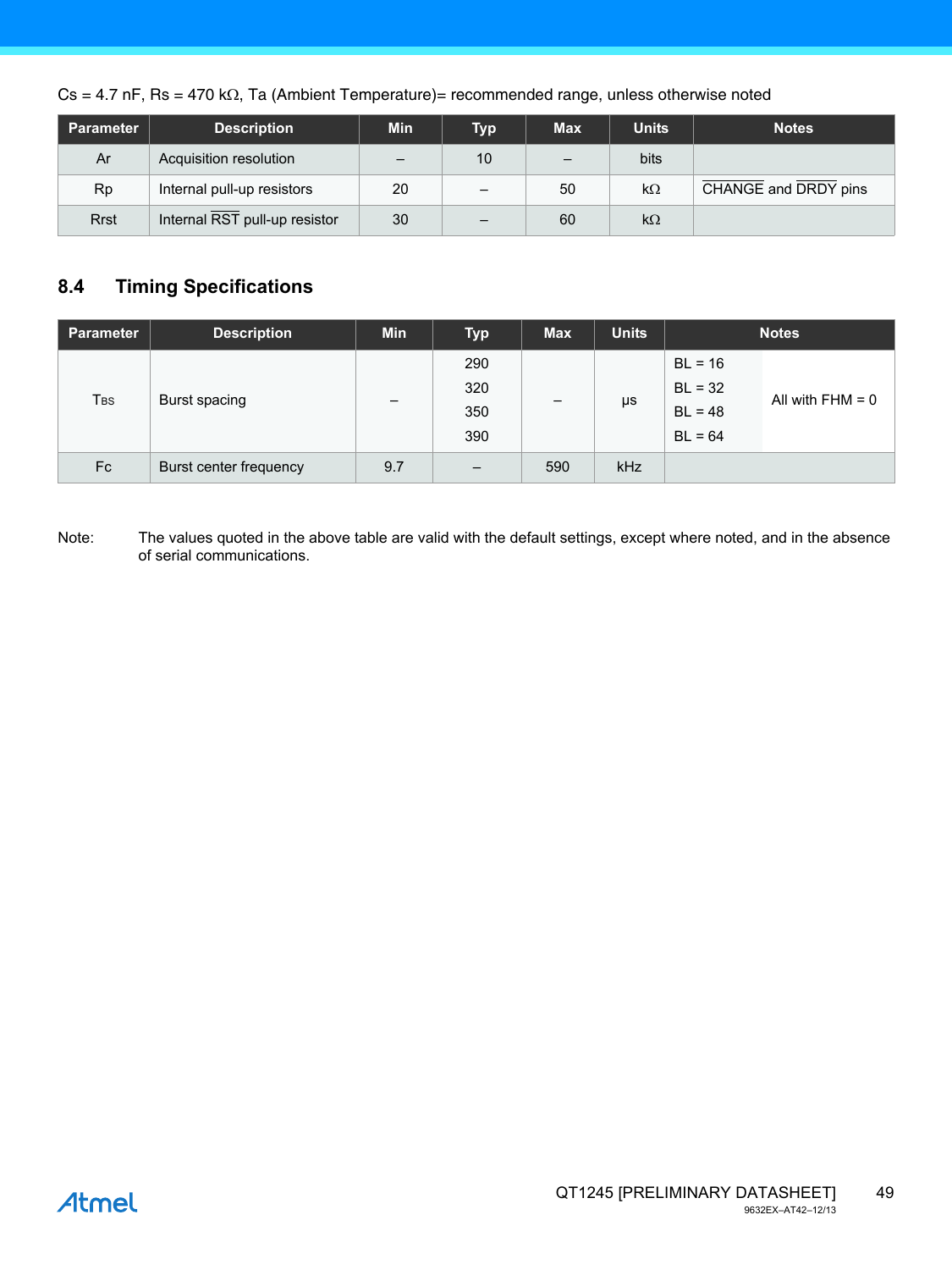Cs = 4.7 nF, Rs = 470 kΩ, Ta (Ambient Temperature)= recommended range, unless otherwise noted

| Parameter | Description | Min | Typ | Max | Units | Notes |
|---|---|---|---|---|---|---|
| Ar | Acquisition resolution | – | 10 | – | bits | |
| Rp | Internal pull-up resistors | 20 | – | 50 | kΩ | $\overline{\text{CHANGE}}$ and $\overline{\text{DRDY}}$ pins |
| Rrst | Internal $\overline{\text{RST}}$ pull-up resistor | 30 | – | 60 | kΩ | |

## 8.4 Timing Specifications

| Parameter | Description | Min | Typ | Max | Units | Notes | |
|---|---|---|---|---|---|---|---|
| $T_{BS}$ | Burst spacing | – | 290 | – | μs | BL = 16 | All with FHM = 0 |
| | | | 320 | | | BL = 32 | |
| | | | 350 | | | BL = 48 | |
| | | | 390 | | | BL = 64 | |
| Fc | Burst center frequency | 9.7 | – | 590 | kHz | | |

Note: The values quoted in the above table are valid with the default settings, except where noted, and in the absence of serial communications.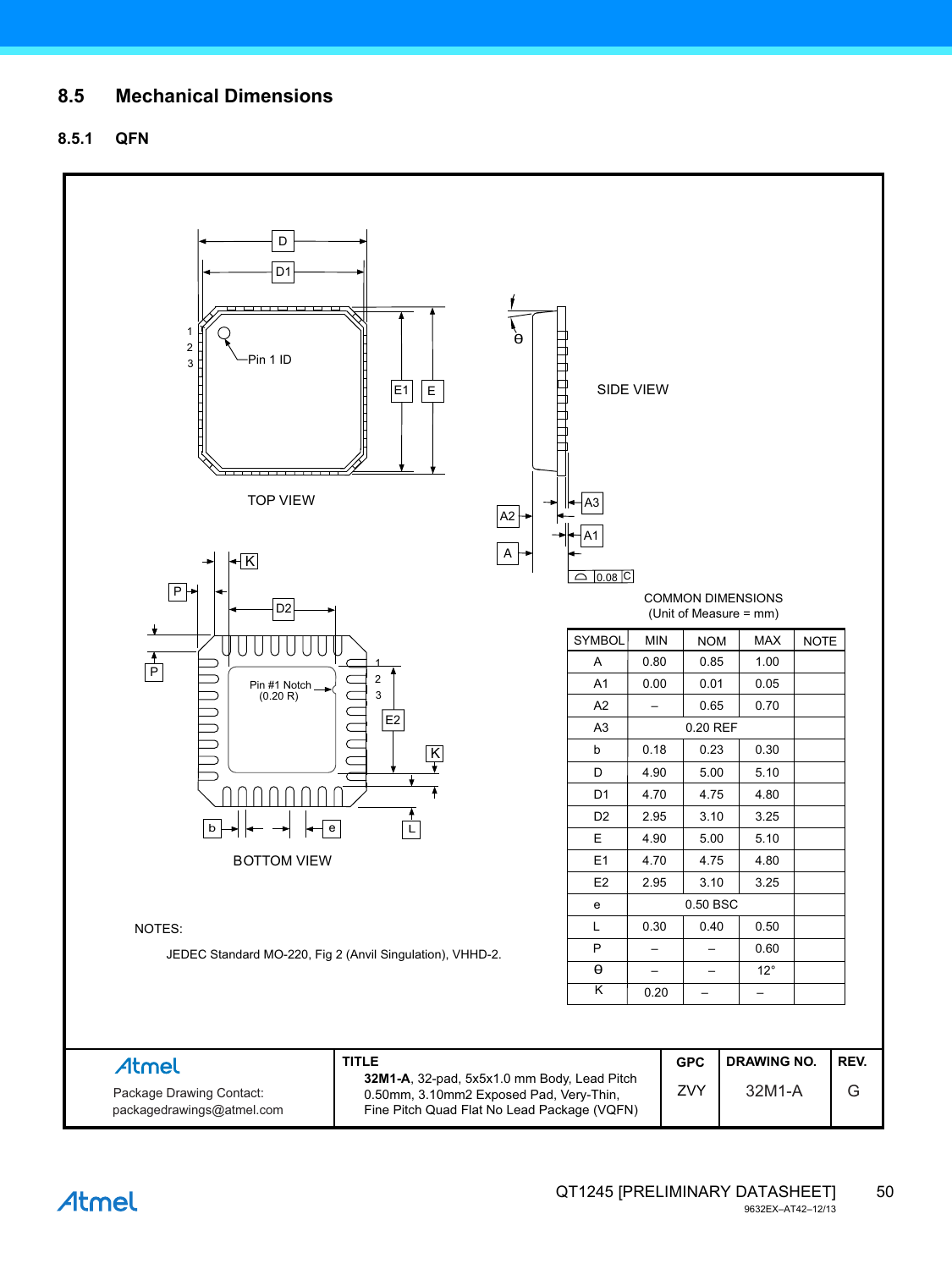## 8.5 Mechanical Dimensions

### 8.5.1 QFN

TOP VIEW

SIDE VIEW

BOTTOM VIEW

COMMON DIMENSIONS
(Unit of Measure = mm)

| SYMBOL | MIN | NOM | MAX | NOTE |
|---|---|---|---|---|
| A | 0.80 | 0.85 | 1.00 | |
| A1 | 0.00 | 0.01 | 0.05 | |
| A2 | – | 0.65 | 0.70 | |
| A3 | | 0.20 REF | | |
| b | 0.18 | 0.23 | 0.30 | |
| D | 4.90 | 5.00 | 5.10 | |
| D1 | 4.70 | 4.75 | 4.80 | |
| D2 | 2.95 | 3.10 | 3.25 | |
| E | 4.90 | 5.00 | 5.10 | |
| E1 | 4.70 | 4.75 | 4.80 | |
| E2 | 2.95 | 3.10 | 3.25 | |
| e | | 0.50 BSC | | |
| L | 0.30 | 0.40 | 0.50 | |
| P | – | – | 0.60 | |
| θ | – | – | 12° | |
| K | 0.20 | – | – | |

NOTES:

JEDEC Standard MO-220, Fig 2 (Anvil Singulation), VHHD-2.

| Atmel<br>Package Drawing Contact:<br>packagedrawings@atmel.com | TITLE<br>**32M1-A**, 32-pad, 5x5x1.0 mm Body, Lead Pitch 0.50mm, 3.10mm2 Exposed Pad, Very-Thin, Fine Pitch Quad Flat No Lead Package (VQFN) | GPC<br>ZVY | DRAWING NO.<br>32M1-A | REV.<br>G |
|---|---|---|---|---|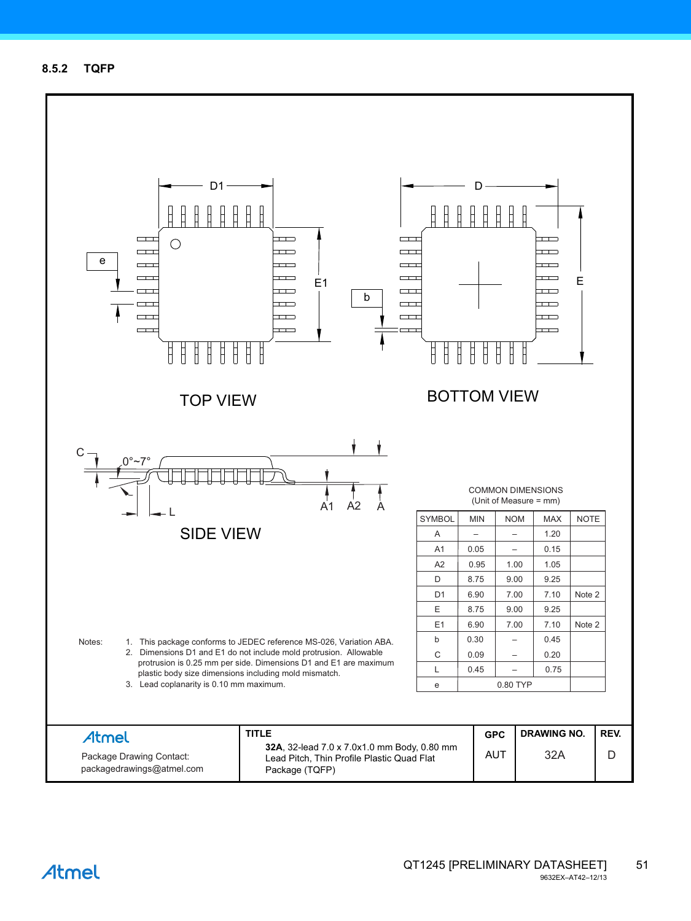### 8.5.2 TQFP

TOP VIEW

BOTTOM VIEW

SIDE VIEW

COMMON DIMENSIONS
(Unit of Measure = mm)

| SYMBOL | MIN | NOM | MAX | NOTE |
|---|---|---|---|---|
| A | – | – | 1.20 | |
| A1 | 0.05 | – | 0.15 | |
| A2 | 0.95 | 1.00 | 1.05 | |
| D | 8.75 | 9.00 | 9.25 | |
| D1 | 6.90 | 7.00 | 7.10 | Note 2 |
| E | 8.75 | 9.00 | 9.25 | |
| E1 | 6.90 | 7.00 | 7.10 | Note 2 |
| b | 0.30 | – | 0.45 | |
| C | 0.09 | – | 0.20 | |
| L | 0.45 | – | 0.75 | |
| e | | 0.80 TYP | | |

Notes:
1. This package conforms to JEDEC reference MS-026, Variation ABA.
2. Dimensions D1 and E1 do not include mold protrusion. Allowable protrusion is 0.25 mm per side. Dimensions D1 and E1 are maximum plastic body size dimensions including mold mismatch.
3. Lead coplanarity is 0.10 mm maximum.

| Atmel Package Drawing Contact: packagedrawings@atmel.com | TITLE **32A**, 32-lead 7.0 x 7.0x1.0 mm Body, 0.80 mm Lead Pitch, Thin Profile Plastic Quad Flat Package (TQFP) | GPC | DRAWING NO. | REV. |
|---|---|---|---|---|
| | | AUT | 32A | D |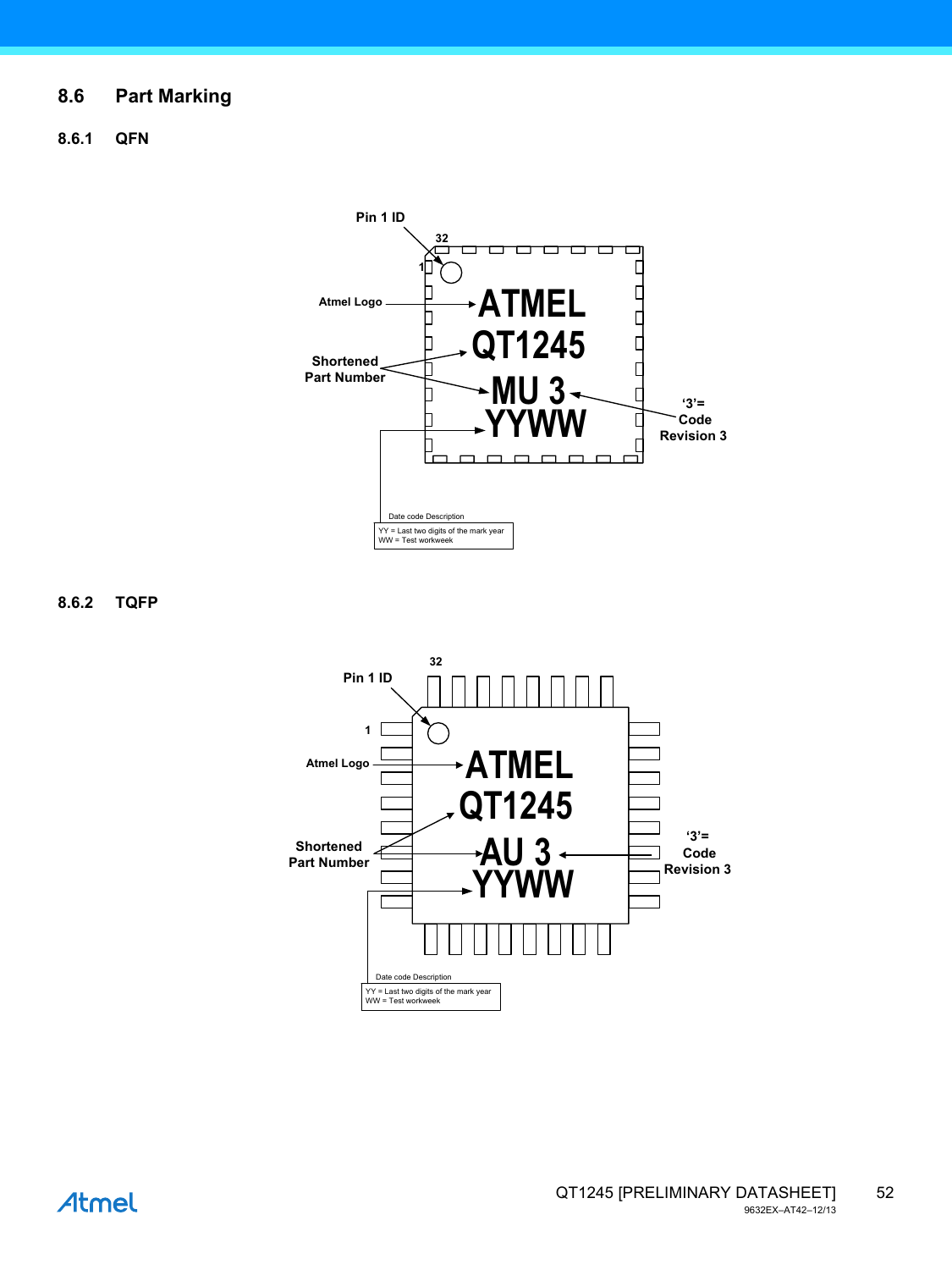## 8.6 Part Marking

### 8.6.1 QFN

Pin 1 ID

32

1

Atmel Logo

ATMEL

QT1245

Shortened Part Number

MU 3

YYWW

'3'= Code Revision 3

Date code Description

YY = Last two digits of the mark year
WW = Test workweek

### 8.6.2 TQFP

32

Pin 1 ID

1

Atmel Logo

ATMEL

QT1245

Shortened Part Number

AU 3

YYWW

'3'= Code Revision 3

Date code Description

YY = Last two digits of the mark year
WW = Test workweek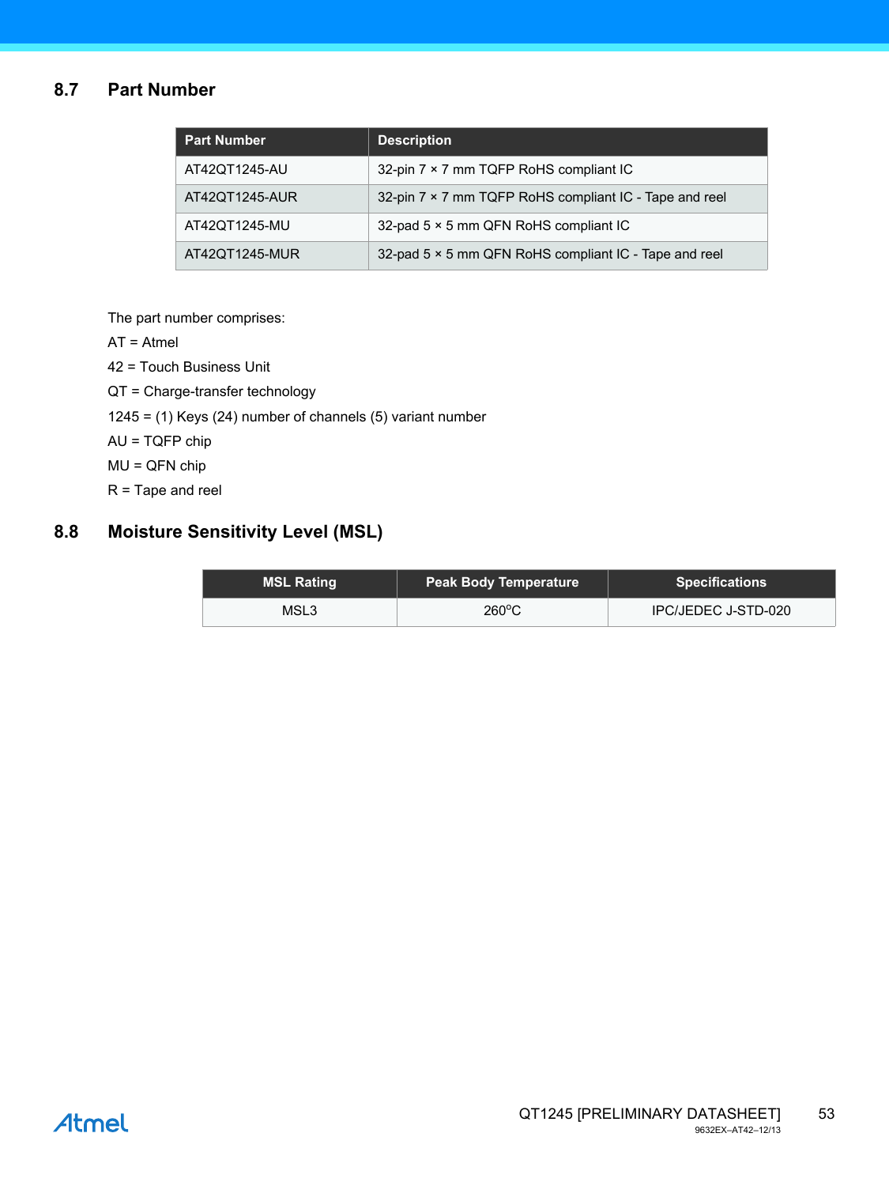## 8.7 Part Number

| Part Number | Description |
|---|---|
| AT42QT1245-AU | 32-pin 7 × 7 mm TQFP RoHS compliant IC |
| AT42QT1245-AUR | 32-pin 7 × 7 mm TQFP RoHS compliant IC - Tape and reel |
| AT42QT1245-MU | 32-pad 5 × 5 mm QFN RoHS compliant IC |
| AT42QT1245-MUR | 32-pad 5 × 5 mm QFN RoHS compliant IC - Tape and reel |

The part number comprises:

AT = Atmel

42 = Touch Business Unit

QT = Charge-transfer technology

1245 = (1) Keys (24) number of channels (5) variant number

AU = TQFP chip

MU = QFN chip

R = Tape and reel

## 8.8 Moisture Sensitivity Level (MSL)

| MSL Rating | Peak Body Temperature | Specifications |
|---|---|---|
| MSL3 | 260°C | IPC/JEDEC J-STD-020 |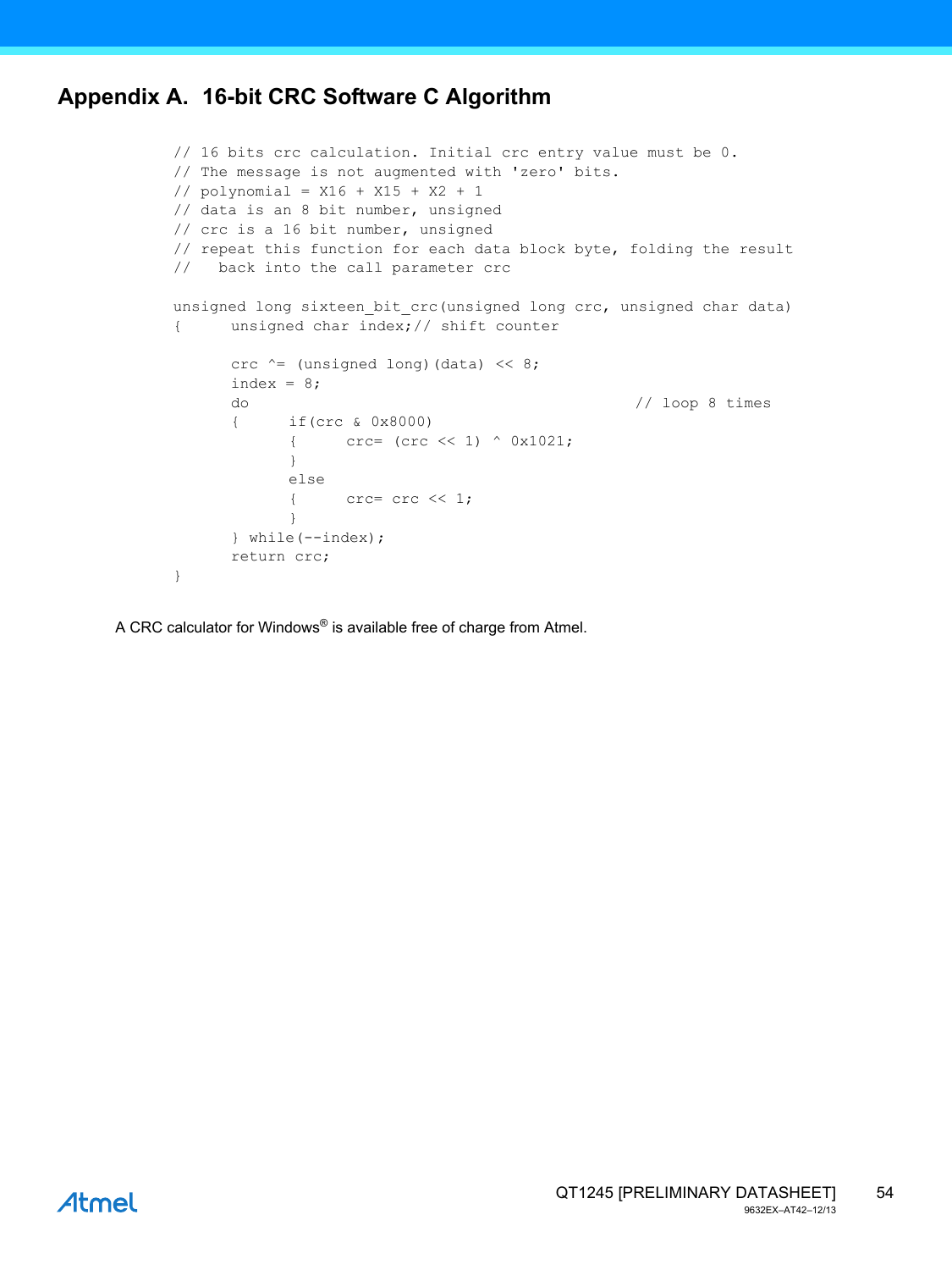## Appendix A. 16-bit CRC Software C Algorithm

```
// 16 bits crc calculation. Initial crc entry value must be 0.
// The message is not augmented with 'zero' bits.
// polynomial = X16 + X15 + X2 + 1
// data is an 8 bit number, unsigned
// crc is a 16 bit number, unsigned
// repeat this function for each data block byte, folding the result
//   back into the call parameter crc

unsigned long sixteen_bit_crc(unsigned long crc, unsigned char data)
{      unsigned char index;// shift counter

       crc ^= (unsigned long)(data) << 8;
       index = 8;
       do                                              // loop 8 times
       {      if(crc & 0x8000)
              {      crc= (crc << 1) ^ 0x1021;
              }
              else
              {      crc= crc << 1;
              }
       } while(--index);
       return crc;
}
```

A CRC calculator for Windows® is available free of charge from Atmel.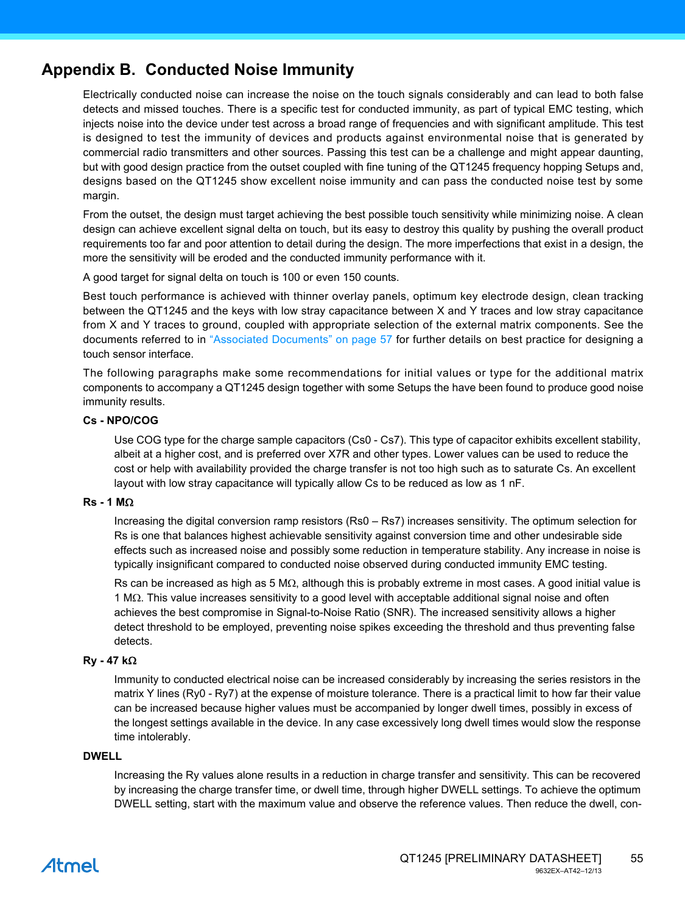# Appendix B. Conducted Noise Immunity

Electrically conducted noise can increase the noise on the touch signals considerably and can lead to both false detects and missed touches. There is a specific test for conducted immunity, as part of typical EMC testing, which injects noise into the device under test across a broad range of frequencies and with significant amplitude. This test is designed to test the immunity of devices and products against environmental noise that is generated by commercial radio transmitters and other sources. Passing this test can be a challenge and might appear daunting, but with good design practice from the outset coupled with fine tuning of the QT1245 frequency hopping Setups and, designs based on the QT1245 show excellent noise immunity and can pass the conducted noise test by some margin.

From the outset, the design must target achieving the best possible touch sensitivity while minimizing noise. A clean design can achieve excellent signal delta on touch, but its easy to destroy this quality by pushing the overall product requirements too far and poor attention to detail during the design. The more imperfections that exist in a design, the more the sensitivity will be eroded and the conducted immunity performance with it.

A good target for signal delta on touch is 100 or even 150 counts.

Best touch performance is achieved with thinner overlay panels, optimum key electrode design, clean tracking between the QT1245 and the keys with low stray capacitance between X and Y traces and low stray capacitance from X and Y traces to ground, coupled with appropriate selection of the external matrix components. See the documents referred to in "Associated Documents" on page 57 for further details on best practice for designing a touch sensor interface.

The following paragraphs make some recommendations for initial values or type for the additional matrix components to accompany a QT1245 design together with some Setups the have been found to produce good noise immunity results.

**Cs - NPO/COG**

Use COG type for the charge sample capacitors (Cs0 - Cs7). This type of capacitor exhibits excellent stability, albeit at a higher cost, and is preferred over X7R and other types. Lower values can be used to reduce the cost or help with availability provided the charge transfer is not too high such as to saturate Cs. An excellent layout with low stray capacitance will typically allow Cs to be reduced as low as 1 nF.

**Rs - 1 MΩ**

Increasing the digital conversion ramp resistors (Rs0 – Rs7) increases sensitivity. The optimum selection for Rs is one that balances highest achievable sensitivity against conversion time and other undesirable side effects such as increased noise and possibly some reduction in temperature stability. Any increase in noise is typically insignificant compared to conducted noise observed during conducted immunity EMC testing.

Rs can be increased as high as 5 MΩ, although this is probably extreme in most cases. A good initial value is 1 MΩ. This value increases sensitivity to a good level with acceptable additional signal noise and often achieves the best compromise in Signal-to-Noise Ratio (SNR). The increased sensitivity allows a higher detect threshold to be employed, preventing noise spikes exceeding the threshold and thus preventing false detects.

**Ry - 47 kΩ**

Immunity to conducted electrical noise can be increased considerably by increasing the series resistors in the matrix Y lines (Ry0 - Ry7) at the expense of moisture tolerance. There is a practical limit to how far their value can be increased because higher values must be accompanied by longer dwell times, possibly in excess of the longest settings available in the device. In any case excessively long dwell times would slow the response time intolerably.

**DWELL**

Increasing the Ry values alone results in a reduction in charge transfer and sensitivity. This can be recovered by increasing the charge transfer time, or dwell time, through higher DWELL settings. To achieve the optimum DWELL setting, start with the maximum value and observe the reference values. Then reduce the dwell, con-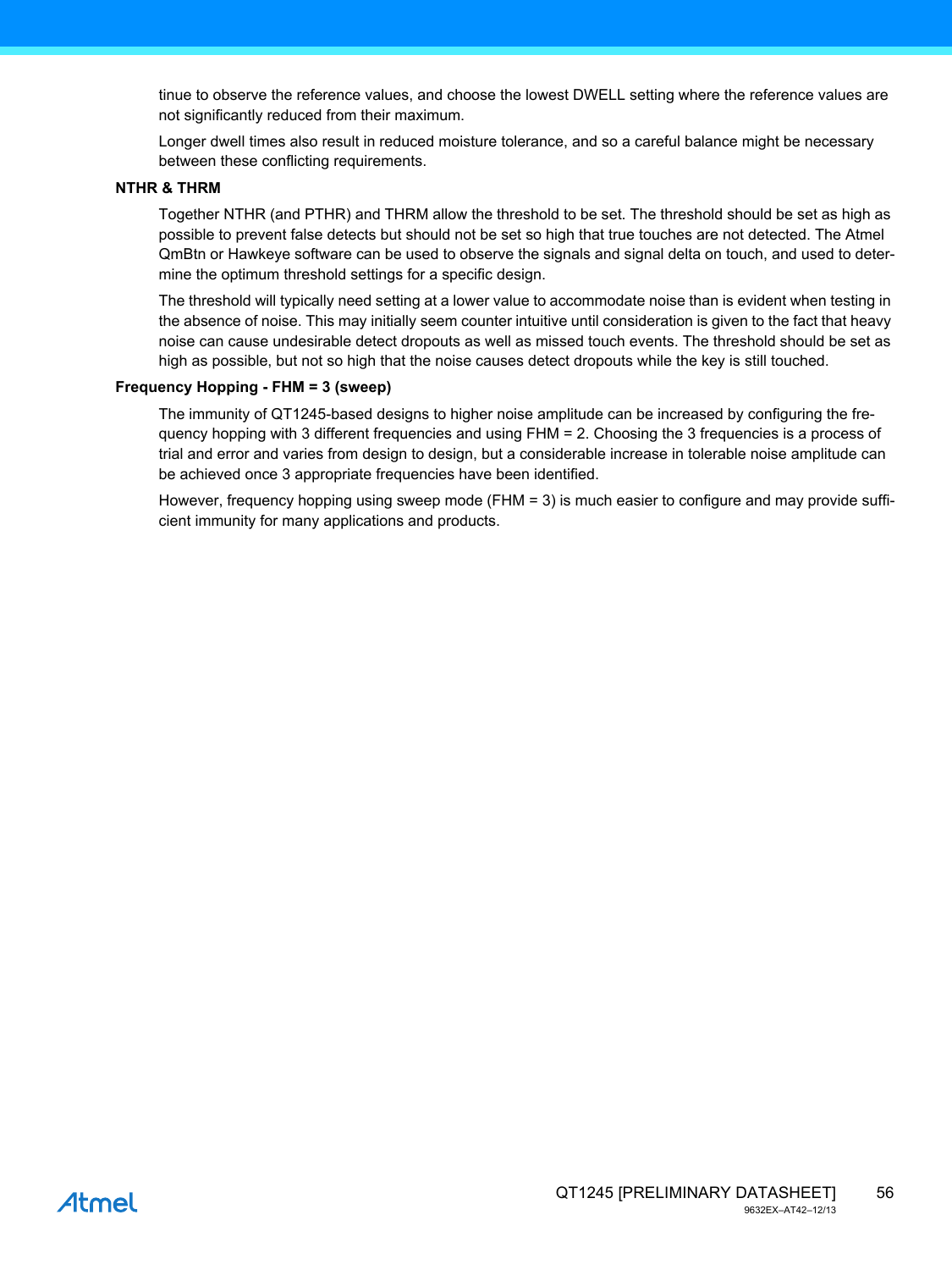tinue to observe the reference values, and choose the lowest DWELL setting where the reference values are not significantly reduced from their maximum.

Longer dwell times also result in reduced moisture tolerance, and so a careful balance might be necessary between these conflicting requirements.

**NTHR & THRM**

Together NTHR (and PTHR) and THRM allow the threshold to be set. The threshold should be set as high as possible to prevent false detects but should not be set so high that true touches are not detected. The Atmel QmBtn or Hawkeye software can be used to observe the signals and signal delta on touch, and used to determine the optimum threshold settings for a specific design.

The threshold will typically need setting at a lower value to accommodate noise than is evident when testing in the absence of noise. This may initially seem counter intuitive until consideration is given to the fact that heavy noise can cause undesirable detect dropouts as well as missed touch events. The threshold should be set as high as possible, but not so high that the noise causes detect dropouts while the key is still touched.

**Frequency Hopping - FHM = 3 (sweep)**

The immunity of QT1245-based designs to higher noise amplitude can be increased by configuring the frequency hopping with 3 different frequencies and using FHM = 2. Choosing the 3 frequencies is a process of trial and error and varies from design to design, but a considerable increase in tolerable noise amplitude can be achieved once 3 appropriate frequencies have been identified.

However, frequency hopping using sweep mode (FHM = 3) is much easier to configure and may provide sufficient immunity for many applications and products.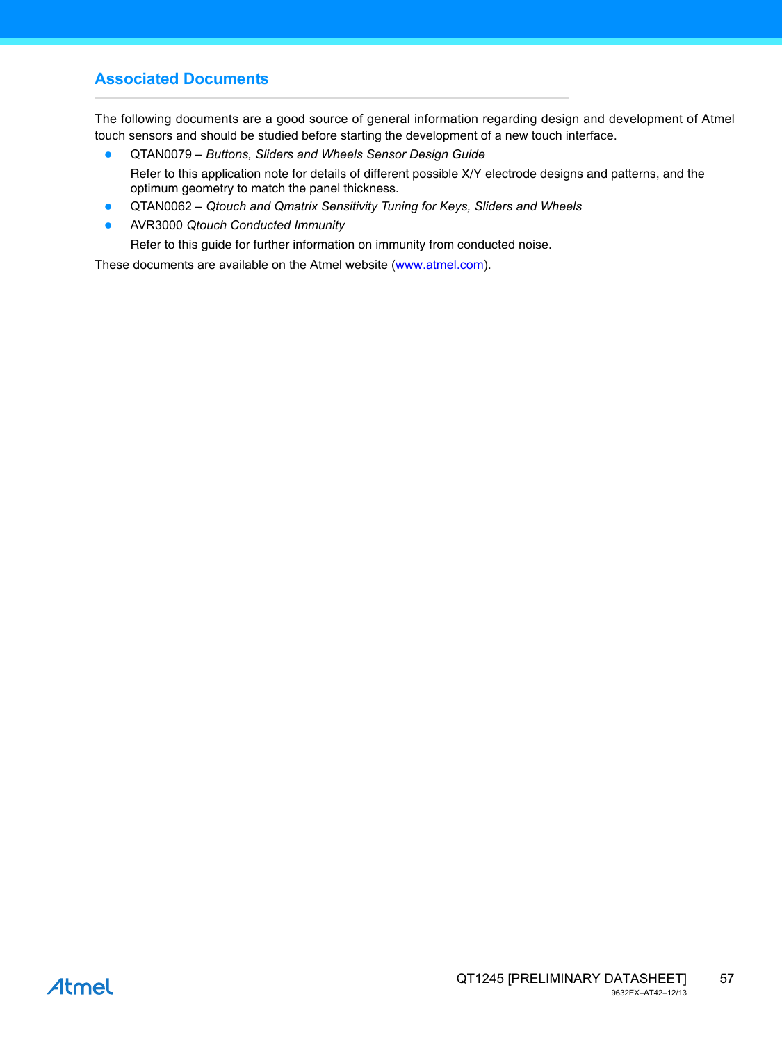## Associated Documents

The following documents are a good source of general information regarding design and development of Atmel touch sensors and should be studied before starting the development of a new touch interface.

- QTAN0079 – *Buttons, Sliders and Wheels Sensor Design Guide*

  Refer to this application note for details of different possible X/Y electrode designs and patterns, and the optimum geometry to match the panel thickness.
- QTAN0062 – *Qtouch and Qmatrix Sensitivity Tuning for Keys, Sliders and Wheels*
- AVR3000 *Qtouch Conducted Immunity*

  Refer to this guide for further information on immunity from conducted noise.

These documents are available on the Atmel website (www.atmel.com).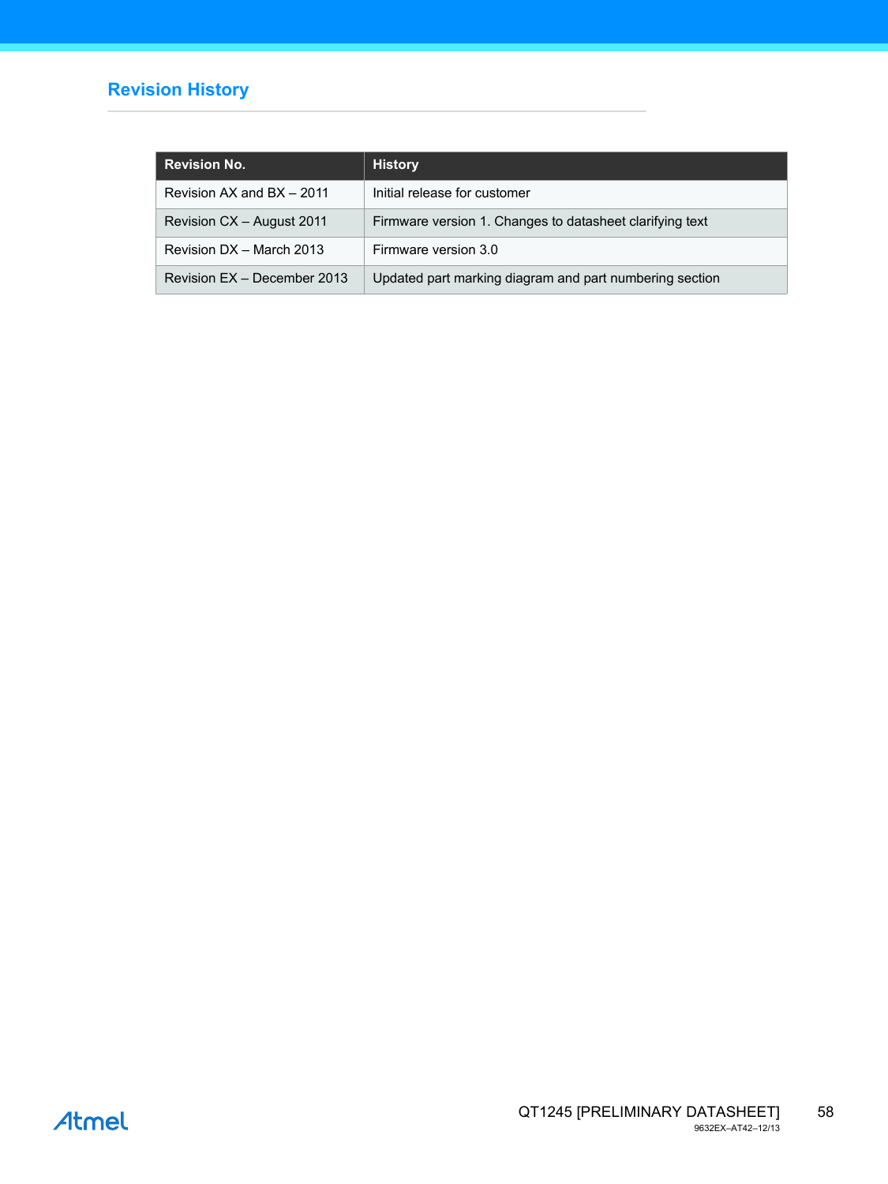## Revision History

| Revision No. | History |
| --- | --- |
| Revision AX and BX – 2011 | Initial release for customer |
| Revision CX – August 2011 | Firmware version 1. Changes to datasheet clarifying text |
| Revision DX – March 2013 | Firmware version 3.0 |
| Revision EX – December 2013 | Updated part marking diagram and part numbering section |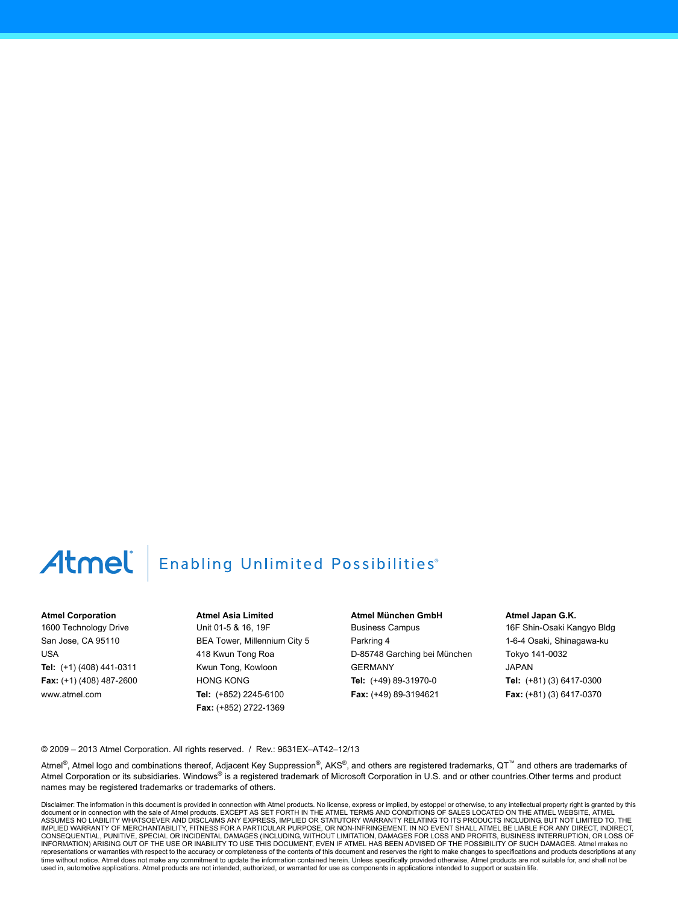Atmel | Enabling Unlimited Possibilities®

**Atmel Corporation**
1600 Technology Drive
San Jose, CA 95110
USA
**Tel:** (+1) (408) 441-0311
**Fax:** (+1) (408) 487-2600
www.atmel.com

**Atmel Asia Limited**
Unit 01-5 & 16, 19F
BEA Tower, Millennium City 5
418 Kwun Tong Roa
Kwun Tong, Kowloon
HONG KONG
**Tel:** (+852) 2245-6100
**Fax:** (+852) 2722-1369

**Atmel München GmbH**
Business Campus
Parkring 4
D-85748 Garching bei München
GERMANY
**Tel:** (+49) 89-31970-0
**Fax:** (+49) 89-3194621

**Atmel Japan G.K.**
16F Shin-Osaki Kangyo Bldg
1-6-4 Osaki, Shinagawa-ku
Tokyo 141-0032
JAPAN
**Tel:** (+81) (3) 6417-0300
**Fax:** (+81) (3) 6417-0370

© 2009 – 2013 Atmel Corporation. All rights reserved. / Rev.: 9631EX–AT42–12/13

Atmel®, Atmel logo and combinations thereof, Adjacent Key Suppression®, AKS®, and others are registered trademarks, QT™ and others are trademarks of Atmel Corporation or its subsidiaries. Windows® is a registered trademark of Microsoft Corporation in U.S. and or other countries.Other terms and product names may be registered trademarks or trademarks of others.

Disclaimer: The information in this document is provided in connection with Atmel products. No license, express or implied, by estoppel or otherwise, to any intellectual property right is granted by this document or in connection with the sale of Atmel products. EXCEPT AS SET FORTH IN THE ATMEL TERMS AND CONDITIONS OF SALES LOCATED ON THE ATMEL WEBSITE, ATMEL ASSUMES NO LIABILITY WHATSOEVER AND DISCLAIMS ANY EXPRESS, IMPLIED OR STATUTORY WARRANTY RELATING TO ITS PRODUCTS INCLUDING, BUT NOT LIMITED TO, THE IMPLIED WARRANTY OF MERCHANTABILITY, FITNESS FOR A PARTICULAR PURPOSE, OR NON-INFRINGEMENT. IN NO EVENT SHALL ATMEL BE LIABLE FOR ANY DIRECT, INDIRECT, CONSEQUENTIAL, PUNITIVE, SPECIAL OR INCIDENTAL DAMAGES (INCLUDING, WITHOUT LIMITATION, DAMAGES FOR LOSS AND PROFITS, BUSINESS INTERRUPTION, OR LOSS OF INFORMATION) ARISING OUT OF THE USE OR INABILITY TO USE THIS DOCUMENT, EVEN IF ATMEL HAS BEEN ADVISED OF THE POSSIBILITY OF SUCH DAMAGES. Atmel makes no representations or warranties with respect to the accuracy or completeness of the contents of this document and reserves the right to make changes to specifications and products descriptions at any time without notice. Atmel does not make any commitment to update the information contained herein. Unless specifically provided otherwise, Atmel products are not suitable for, and shall not be used in, automotive applications. Atmel products are not intended, authorized, or warranted for use as components in applications intended to support or sustain life.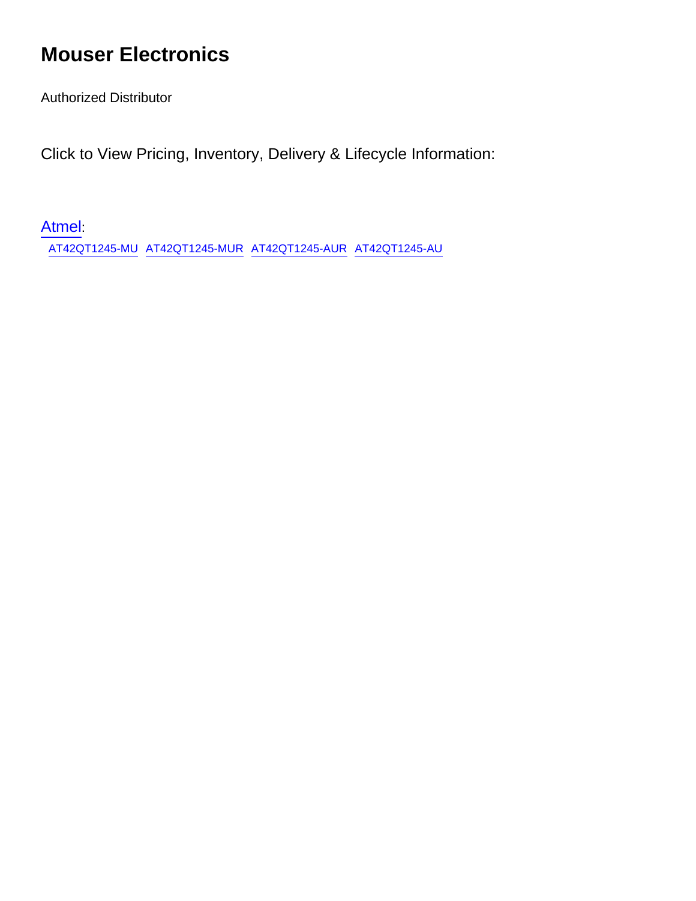# Mouser Electronics

Authorized Distributor

Click to View Pricing, Inventory, Delivery & Lifecycle Information:

Atmel:

AT42QT1245-MU AT42QT1245-MUR AT42QT1245-AUR AT42QT1245-AU